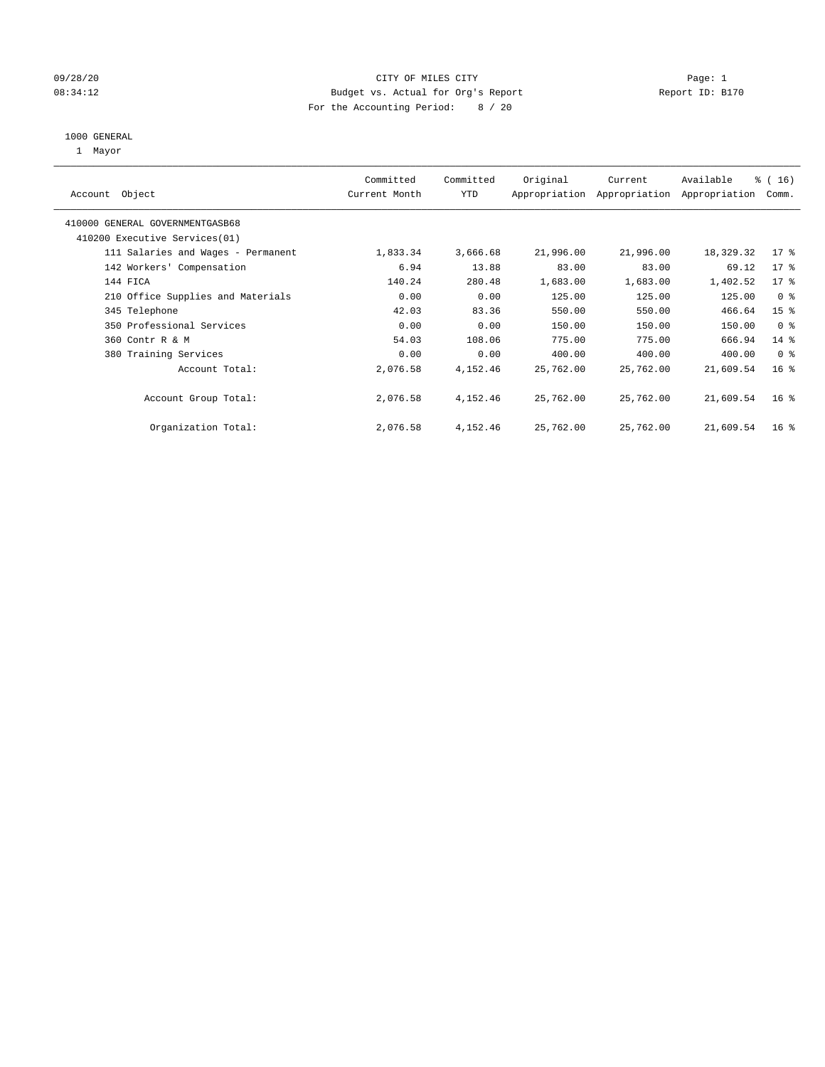09/28/20 CITY OF MILES CITY

08:34:12 Budget vs. Actual for Org's Report Report ID: B170

For the Accounting Period: 8 / 20

1000 GENERAL

1 Mayor

| Account Object | Committed Current Month | Committed YTD | Original Appropriation | Current Appropriation | Available Appropriation | % ( 16) Comm. |
|---|---|---|---|---|---|---|
| 410000 GENERAL GOVERNMENTGASB68 | | | | | | |
| 410200 Executive Services(01) | | | | | | |
| 111 Salaries and Wages - Permanent | 1,833.34 | 3,666.68 | 21,996.00 | 21,996.00 | 18,329.32 | 17 % |
| 142 Workers' Compensation | 6.94 | 13.88 | 83.00 | 83.00 | 69.12 | 17 % |
| 144 FICA | 140.24 | 280.48 | 1,683.00 | 1,683.00 | 1,402.52 | 17 % |
| 210 Office Supplies and Materials | 0.00 | 0.00 | 125.00 | 125.00 | 125.00 | 0 % |
| 345 Telephone | 42.03 | 83.36 | 550.00 | 550.00 | 466.64 | 15 % |
| 350 Professional Services | 0.00 | 0.00 | 150.00 | 150.00 | 150.00 | 0 % |
| 360 Contr R & M | 54.03 | 108.06 | 775.00 | 775.00 | 666.94 | 14 % |
| 380 Training Services | 0.00 | 0.00 | 400.00 | 400.00 | 400.00 | 0 % |
| Account Total: | 2,076.58 | 4,152.46 | 25,762.00 | 25,762.00 | 21,609.54 | 16 % |
| Account Group Total: | 2,076.58 | 4,152.46 | 25,762.00 | 25,762.00 | 21,609.54 | 16 % |
| Organization Total: | 2,076.58 | 4,152.46 | 25,762.00 | 25,762.00 | 21,609.54 | 16 % |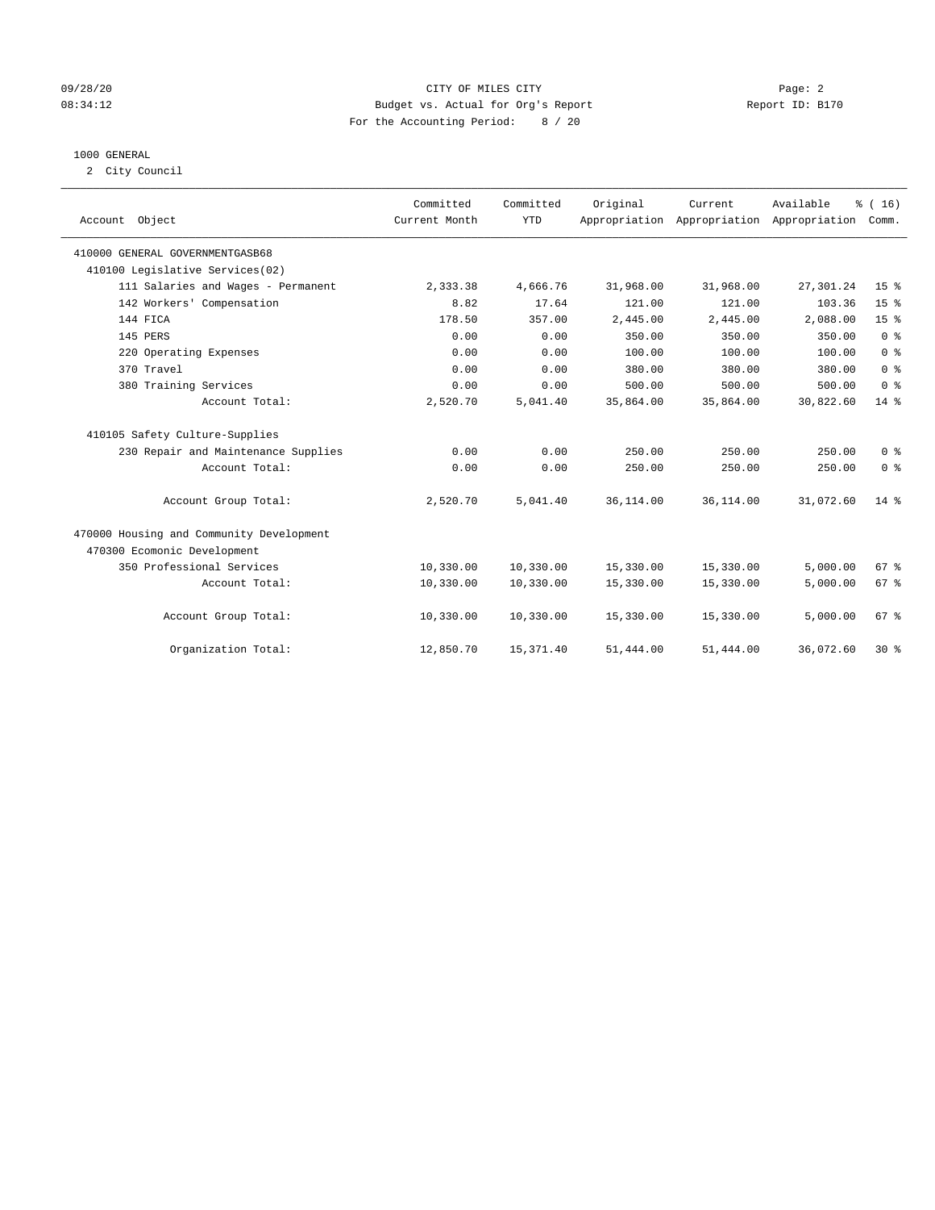CITY OF MILES CITY
Budget vs. Actual for Org's Report
For the Accounting Period: 8 / 20

09/28/20
08:34:12

Page: 2
Report ID: B170

1000 GENERAL
2 City Council

| Account Object | Committed Current Month | Committed YTD | Original Appropriation | Current Appropriation | Available Appropriation | % ( 16) Comm. |
|---|---|---|---|---|---|---|
| 410000 GENERAL GOVERNMENTGASB68 | | | | | | |
| 410100 Legislative Services(02) | | | | | | |
| 111 Salaries and Wages - Permanent | 2,333.38 | 4,666.76 | 31,968.00 | 31,968.00 | 27,301.24 | 15 % |
| 142 Workers' Compensation | 8.82 | 17.64 | 121.00 | 121.00 | 103.36 | 15 % |
| 144 FICA | 178.50 | 357.00 | 2,445.00 | 2,445.00 | 2,088.00 | 15 % |
| 145 PERS | 0.00 | 0.00 | 350.00 | 350.00 | 350.00 | 0 % |
| 220 Operating Expenses | 0.00 | 0.00 | 100.00 | 100.00 | 100.00 | 0 % |
| 370 Travel | 0.00 | 0.00 | 380.00 | 380.00 | 380.00 | 0 % |
| 380 Training Services | 0.00 | 0.00 | 500.00 | 500.00 | 500.00 | 0 % |
| Account Total: | 2,520.70 | 5,041.40 | 35,864.00 | 35,864.00 | 30,822.60 | 14 % |
| 410105 Safety Culture-Supplies | | | | | | |
| 230 Repair and Maintenance Supplies | 0.00 | 0.00 | 250.00 | 250.00 | 250.00 | 0 % |
| Account Total: | 0.00 | 0.00 | 250.00 | 250.00 | 250.00 | 0 % |
| Account Group Total: | 2,520.70 | 5,041.40 | 36,114.00 | 36,114.00 | 31,072.60 | 14 % |
| 470000 Housing and Community Development | | | | | | |
| 470300 Ecomonic Development | | | | | | |
| 350 Professional Services | 10,330.00 | 10,330.00 | 15,330.00 | 15,330.00 | 5,000.00 | 67 % |
| Account Total: | 10,330.00 | 10,330.00 | 15,330.00 | 15,330.00 | 5,000.00 | 67 % |
| Account Group Total: | 10,330.00 | 10,330.00 | 15,330.00 | 15,330.00 | 5,000.00 | 67 % |
| Organization Total: | 12,850.70 | 15,371.40 | 51,444.00 | 51,444.00 | 36,072.60 | 30 % |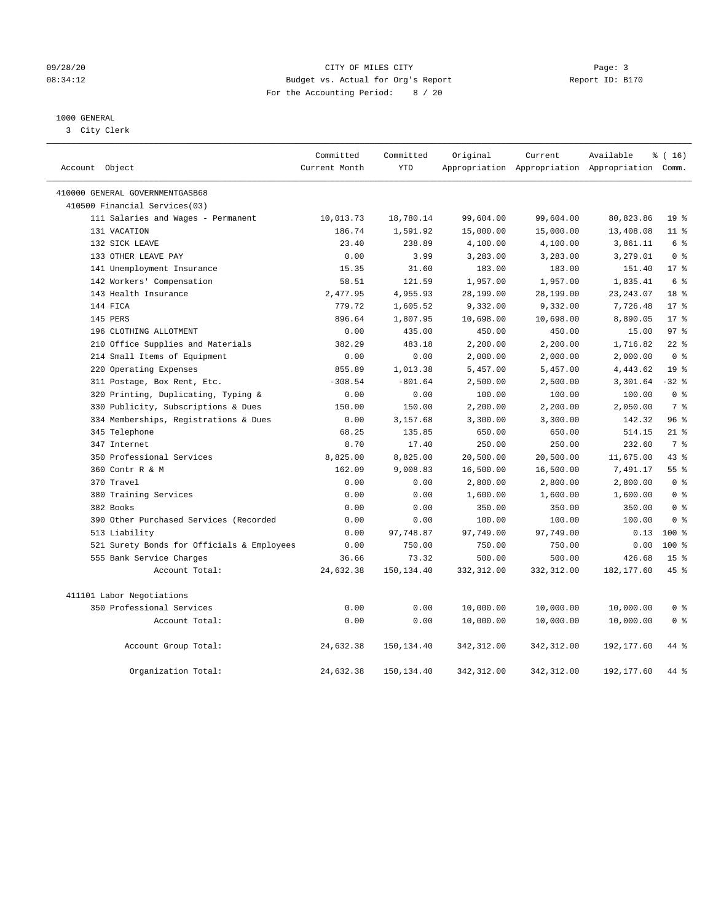09/28/20 CITY OF MILES CITY
08:34:12 Budget vs. Actual for Org's Report Report ID: B170
For the Accounting Period: 8 / 20

1000 GENERAL
3 City Clerk

| Account Object | Committed Current Month | Committed YTD | Original Appropriation | Current Appropriation | Available Appropriation | % ( 16) Comm. |
|---|---|---|---|---|---|---|
| 410000 GENERAL GOVERNMENTGASB68 | | | | | | |
| 410500 Financial Services(03) | | | | | | |
| 111 Salaries and Wages - Permanent | 10,013.73 | 18,780.14 | 99,604.00 | 99,604.00 | 80,823.86 | 19 % |
| 131 VACATION | 186.74 | 1,591.92 | 15,000.00 | 15,000.00 | 13,408.08 | 11 % |
| 132 SICK LEAVE | 23.40 | 238.89 | 4,100.00 | 4,100.00 | 3,861.11 | 6 % |
| 133 OTHER LEAVE PAY | 0.00 | 3.99 | 3,283.00 | 3,283.00 | 3,279.01 | 0 % |
| 141 Unemployment Insurance | 15.35 | 31.60 | 183.00 | 183.00 | 151.40 | 17 % |
| 142 Workers' Compensation | 58.51 | 121.59 | 1,957.00 | 1,957.00 | 1,835.41 | 6 % |
| 143 Health Insurance | 2,477.95 | 4,955.93 | 28,199.00 | 28,199.00 | 23,243.07 | 18 % |
| 144 FICA | 779.72 | 1,605.52 | 9,332.00 | 9,332.00 | 7,726.48 | 17 % |
| 145 PERS | 896.64 | 1,807.95 | 10,698.00 | 10,698.00 | 8,890.05 | 17 % |
| 196 CLOTHING ALLOTMENT | 0.00 | 435.00 | 450.00 | 450.00 | 15.00 | 97 % |
| 210 Office Supplies and Materials | 382.29 | 483.18 | 2,200.00 | 2,200.00 | 1,716.82 | 22 % |
| 214 Small Items of Equipment | 0.00 | 0.00 | 2,000.00 | 2,000.00 | 2,000.00 | 0 % |
| 220 Operating Expenses | 855.89 | 1,013.38 | 5,457.00 | 5,457.00 | 4,443.62 | 19 % |
| 311 Postage, Box Rent, Etc. | -308.54 | -801.64 | 2,500.00 | 2,500.00 | 3,301.64 | -32 % |
| 320 Printing, Duplicating, Typing & | 0.00 | 0.00 | 100.00 | 100.00 | 100.00 | 0 % |
| 330 Publicity, Subscriptions & Dues | 150.00 | 150.00 | 2,200.00 | 2,200.00 | 2,050.00 | 7 % |
| 334 Memberships, Registrations & Dues | 0.00 | 3,157.68 | 3,300.00 | 3,300.00 | 142.32 | 96 % |
| 345 Telephone | 68.25 | 135.85 | 650.00 | 650.00 | 514.15 | 21 % |
| 347 Internet | 8.70 | 17.40 | 250.00 | 250.00 | 232.60 | 7 % |
| 350 Professional Services | 8,825.00 | 8,825.00 | 20,500.00 | 20,500.00 | 11,675.00 | 43 % |
| 360 Contr R & M | 162.09 | 9,008.83 | 16,500.00 | 16,500.00 | 7,491.17 | 55 % |
| 370 Travel | 0.00 | 0.00 | 2,800.00 | 2,800.00 | 2,800.00 | 0 % |
| 380 Training Services | 0.00 | 0.00 | 1,600.00 | 1,600.00 | 1,600.00 | 0 % |
| 382 Books | 0.00 | 0.00 | 350.00 | 350.00 | 350.00 | 0 % |
| 390 Other Purchased Services (Recorded | 0.00 | 0.00 | 100.00 | 100.00 | 100.00 | 0 % |
| 513 Liability | 0.00 | 97,748.87 | 97,749.00 | 97,749.00 | 0.13 | 100 % |
| 521 Surety Bonds for Officials & Employees | 0.00 | 750.00 | 750.00 | 750.00 | 0.00 | 100 % |
| 555 Bank Service Charges | 36.66 | 73.32 | 500.00 | 500.00 | 426.68 | 15 % |
| Account Total: | 24,632.38 | 150,134.40 | 332,312.00 | 332,312.00 | 182,177.60 | 45 % |
| 411101 Labor Negotiations | | | | | | |
| 350 Professional Services | 0.00 | 0.00 | 10,000.00 | 10,000.00 | 10,000.00 | 0 % |
| Account Total: | 0.00 | 0.00 | 10,000.00 | 10,000.00 | 10,000.00 | 0 % |
| Account Group Total: | 24,632.38 | 150,134.40 | 342,312.00 | 342,312.00 | 192,177.60 | 44 % |
| Organization Total: | 24,632.38 | 150,134.40 | 342,312.00 | 342,312.00 | 192,177.60 | 44 % |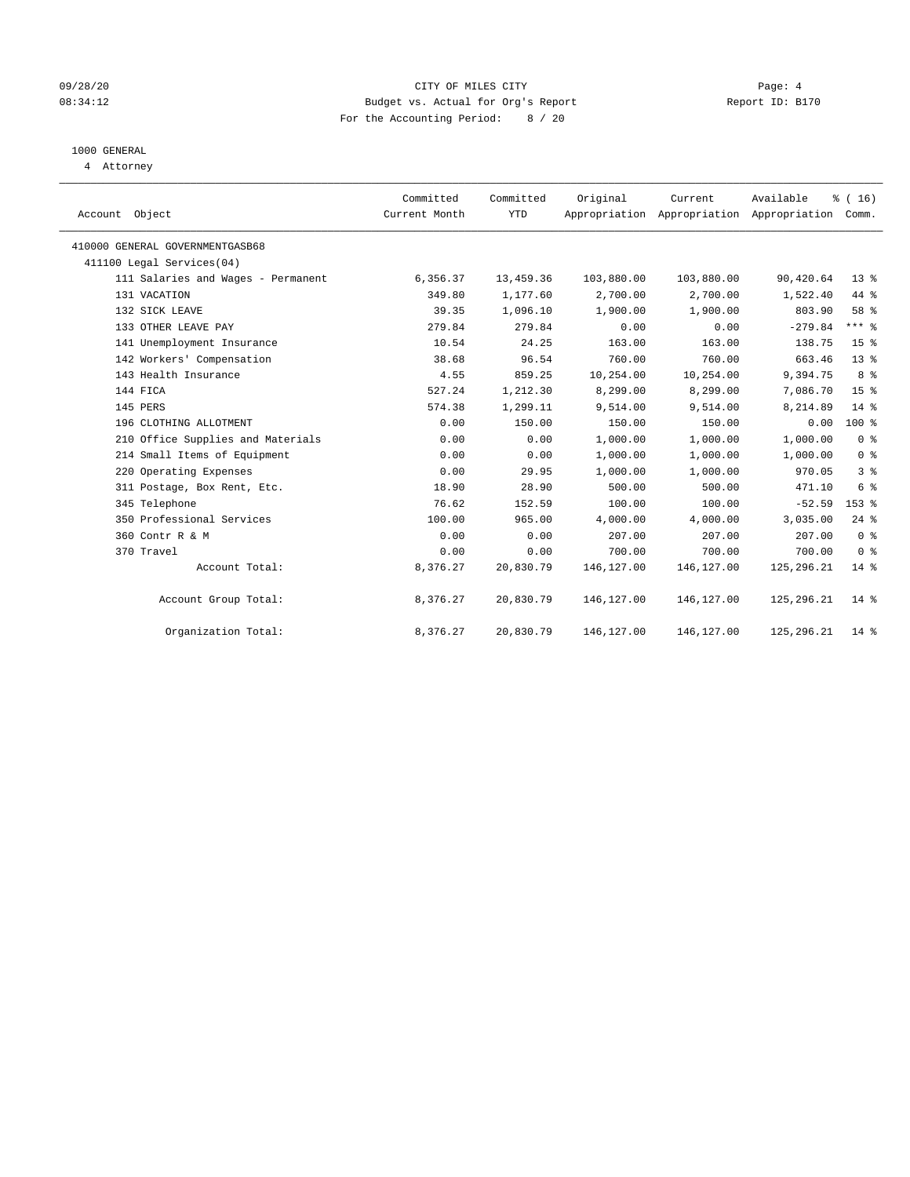09/28/20 CITY OF MILES CITY

08:34:12 Budget vs. Actual for Org's Report Report ID: B170

For the Accounting Period: 8 / 20

1000 GENERAL

4 Attorney

| Account Object | Committed Current Month | Committed YTD | Original Appropriation | Current Appropriation | Available Appropriation | % ( 16) Comm. |
|---|---|---|---|---|---|---|
| 410000 GENERAL GOVERNMENTGASB68 | | | | | | |
| 411100 Legal Services(04) | | | | | | |
| 111 Salaries and Wages - Permanent | 6,356.37 | 13,459.36 | 103,880.00 | 103,880.00 | 90,420.64 | 13 % |
| 131 VACATION | 349.80 | 1,177.60 | 2,700.00 | 2,700.00 | 1,522.40 | 44 % |
| 132 SICK LEAVE | 39.35 | 1,096.10 | 1,900.00 | 1,900.00 | 803.90 | 58 % |
| 133 OTHER LEAVE PAY | 279.84 | 279.84 | 0.00 | 0.00 | -279.84 | *** % |
| 141 Unemployment Insurance | 10.54 | 24.25 | 163.00 | 163.00 | 138.75 | 15 % |
| 142 Workers' Compensation | 38.68 | 96.54 | 760.00 | 760.00 | 663.46 | 13 % |
| 143 Health Insurance | 4.55 | 859.25 | 10,254.00 | 10,254.00 | 9,394.75 | 8 % |
| 144 FICA | 527.24 | 1,212.30 | 8,299.00 | 8,299.00 | 7,086.70 | 15 % |
| 145 PERS | 574.38 | 1,299.11 | 9,514.00 | 9,514.00 | 8,214.89 | 14 % |
| 196 CLOTHING ALLOTMENT | 0.00 | 150.00 | 150.00 | 150.00 | 0.00 | 100 % |
| 210 Office Supplies and Materials | 0.00 | 0.00 | 1,000.00 | 1,000.00 | 1,000.00 | 0 % |
| 214 Small Items of Equipment | 0.00 | 0.00 | 1,000.00 | 1,000.00 | 1,000.00 | 0 % |
| 220 Operating Expenses | 0.00 | 29.95 | 1,000.00 | 1,000.00 | 970.05 | 3 % |
| 311 Postage, Box Rent, Etc. | 18.90 | 28.90 | 500.00 | 500.00 | 471.10 | 6 % |
| 345 Telephone | 76.62 | 152.59 | 100.00 | 100.00 | -52.59 | 153 % |
| 350 Professional Services | 100.00 | 965.00 | 4,000.00 | 4,000.00 | 3,035.00 | 24 % |
| 360 Contr R & M | 0.00 | 0.00 | 207.00 | 207.00 | 207.00 | 0 % |
| 370 Travel | 0.00 | 0.00 | 700.00 | 700.00 | 700.00 | 0 % |
| Account Total: | 8,376.27 | 20,830.79 | 146,127.00 | 146,127.00 | 125,296.21 | 14 % |
| Account Group Total: | 8,376.27 | 20,830.79 | 146,127.00 | 146,127.00 | 125,296.21 | 14 % |
| Organization Total: | 8,376.27 | 20,830.79 | 146,127.00 | 146,127.00 | 125,296.21 | 14 % |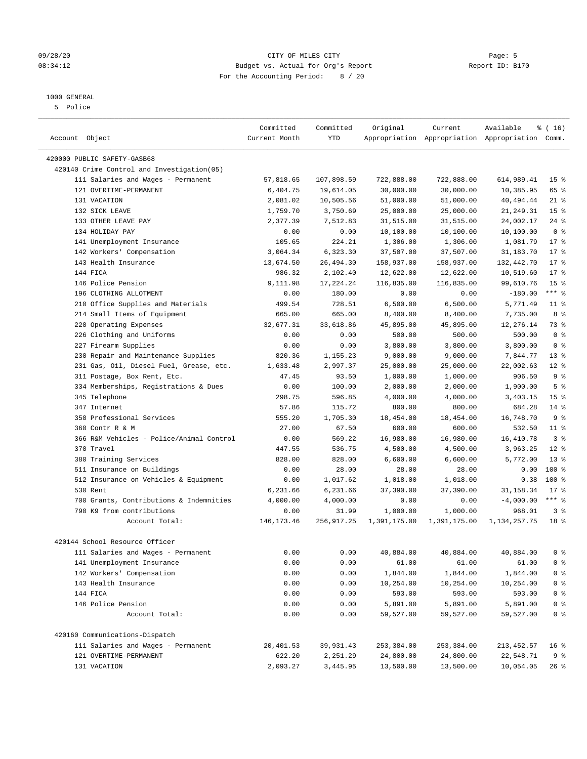CITY OF MILES CITY
Budget vs. Actual for Org's Report
For the Accounting Period: 8 / 20

09/28/20
08:34:12

Report ID: B170

1000 GENERAL
5 Police

| Account Object | Committed Current Month | Committed YTD | Original Appropriation | Current Appropriation | Available Appropriation | % ( 16) Comm. |
|---|---|---|---|---|---|---|
| 420000 PUBLIC SAFETY-GASB68 | | | | | | |
| 420140 Crime Control and Investigation(05) | | | | | | |
| 111 Salaries and Wages - Permanent | 57,818.65 | 107,898.59 | 722,888.00 | 722,888.00 | 614,989.41 | 15 % |
| 121 OVERTIME-PERMANENT | 6,404.75 | 19,614.05 | 30,000.00 | 30,000.00 | 10,385.95 | 65 % |
| 131 VACATION | 2,081.02 | 10,505.56 | 51,000.00 | 51,000.00 | 40,494.44 | 21 % |
| 132 SICK LEAVE | 1,759.70 | 3,750.69 | 25,000.00 | 25,000.00 | 21,249.31 | 15 % |
| 133 OTHER LEAVE PAY | 2,377.39 | 7,512.83 | 31,515.00 | 31,515.00 | 24,002.17 | 24 % |
| 134 HOLIDAY PAY | 0.00 | 0.00 | 10,100.00 | 10,100.00 | 10,100.00 | 0 % |
| 141 Unemployment Insurance | 105.65 | 224.21 | 1,306.00 | 1,306.00 | 1,081.79 | 17 % |
| 142 Workers' Compensation | 3,064.34 | 6,323.30 | 37,507.00 | 37,507.00 | 31,183.70 | 17 % |
| 143 Health Insurance | 13,674.50 | 26,494.30 | 158,937.00 | 158,937.00 | 132,442.70 | 17 % |
| 144 FICA | 986.32 | 2,102.40 | 12,622.00 | 12,622.00 | 10,519.60 | 17 % |
| 146 Police Pension | 9,111.98 | 17,224.24 | 116,835.00 | 116,835.00 | 99,610.76 | 15 % |
| 196 CLOTHING ALLOTMENT | 0.00 | 180.00 | 0.00 | 0.00 | -180.00 | *** % |
| 210 Office Supplies and Materials | 499.54 | 728.51 | 6,500.00 | 6,500.00 | 5,771.49 | 11 % |
| 214 Small Items of Equipment | 665.00 | 665.00 | 8,400.00 | 8,400.00 | 7,735.00 | 8 % |
| 220 Operating Expenses | 32,677.31 | 33,618.86 | 45,895.00 | 45,895.00 | 12,276.14 | 73 % |
| 226 Clothing and Uniforms | 0.00 | 0.00 | 500.00 | 500.00 | 500.00 | 0 % |
| 227 Firearm Supplies | 0.00 | 0.00 | 3,800.00 | 3,800.00 | 3,800.00 | 0 % |
| 230 Repair and Maintenance Supplies | 820.36 | 1,155.23 | 9,000.00 | 9,000.00 | 7,844.77 | 13 % |
| 231 Gas, Oil, Diesel Fuel, Grease, etc. | 1,633.48 | 2,997.37 | 25,000.00 | 25,000.00 | 22,002.63 | 12 % |
| 311 Postage, Box Rent, Etc. | 47.45 | 93.50 | 1,000.00 | 1,000.00 | 906.50 | 9 % |
| 334 Memberships, Registrations & Dues | 0.00 | 100.00 | 2,000.00 | 2,000.00 | 1,900.00 | 5 % |
| 345 Telephone | 298.75 | 596.85 | 4,000.00 | 4,000.00 | 3,403.15 | 15 % |
| 347 Internet | 57.86 | 115.72 | 800.00 | 800.00 | 684.28 | 14 % |
| 350 Professional Services | 555.20 | 1,705.30 | 18,454.00 | 18,454.00 | 16,748.70 | 9 % |
| 360 Contr R & M | 27.00 | 67.50 | 600.00 | 600.00 | 532.50 | 11 % |
| 366 R&M Vehicles - Police/Animal Control | 0.00 | 569.22 | 16,980.00 | 16,980.00 | 16,410.78 | 3 % |
| 370 Travel | 447.55 | 536.75 | 4,500.00 | 4,500.00 | 3,963.25 | 12 % |
| 380 Training Services | 828.00 | 828.00 | 6,600.00 | 6,600.00 | 5,772.00 | 13 % |
| 511 Insurance on Buildings | 0.00 | 28.00 | 28.00 | 28.00 | 0.00 | 100 % |
| 512 Insurance on Vehicles & Equipment | 0.00 | 1,017.62 | 1,018.00 | 1,018.00 | 0.38 | 100 % |
| 530 Rent | 6,231.66 | 6,231.66 | 37,390.00 | 37,390.00 | 31,158.34 | 17 % |
| 700 Grants, Contributions & Indemnities | 4,000.00 | 4,000.00 | 0.00 | 0.00 | -4,000.00 | *** % |
| 790 K9 from contributions | 0.00 | 31.99 | 1,000.00 | 1,000.00 | 968.01 | 3 % |
| Account Total: | 146,173.46 | 256,917.25 | 1,391,175.00 | 1,391,175.00 | 1,134,257.75 | 18 % |
| 420144 School Resource Officer | | | | | | |
| 111 Salaries and Wages - Permanent | 0.00 | 0.00 | 40,884.00 | 40,884.00 | 40,884.00 | 0 % |
| 141 Unemployment Insurance | 0.00 | 0.00 | 61.00 | 61.00 | 61.00 | 0 % |
| 142 Workers' Compensation | 0.00 | 0.00 | 1,844.00 | 1,844.00 | 1,844.00 | 0 % |
| 143 Health Insurance | 0.00 | 0.00 | 10,254.00 | 10,254.00 | 10,254.00 | 0 % |
| 144 FICA | 0.00 | 0.00 | 593.00 | 593.00 | 593.00 | 0 % |
| 146 Police Pension | 0.00 | 0.00 | 5,891.00 | 5,891.00 | 5,891.00 | 0 % |
| Account Total: | 0.00 | 0.00 | 59,527.00 | 59,527.00 | 59,527.00 | 0 % |
| 420160 Communications-Dispatch | | | | | | |
| 111 Salaries and Wages - Permanent | 20,401.53 | 39,931.43 | 253,384.00 | 253,384.00 | 213,452.57 | 16 % |
| 121 OVERTIME-PERMANENT | 622.20 | 2,251.29 | 24,800.00 | 24,800.00 | 22,548.71 | 9 % |
| 131 VACATION | 2,093.27 | 3,445.95 | 13,500.00 | 13,500.00 | 10,054.05 | 26 % |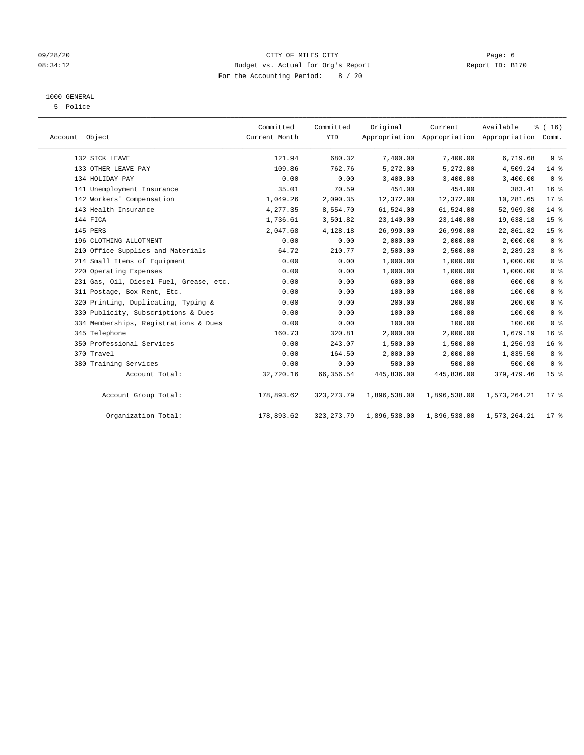09/28/20 CITY OF MILES CITY Page: 6
08:34:12 Budget vs. Actual for Org's Report Report ID: B170
For the Accounting Period: 8 / 20

1000 GENERAL
5 Police

| Account Object | Committed Current Month | Committed YTD | Original Appropriation | Current Appropriation | Available Appropriation | % ( 16) Comm. |
|---|---|---|---|---|---|---|
| 132 SICK LEAVE | 121.94 | 680.32 | 7,400.00 | 7,400.00 | 6,719.68 | 9 % |
| 133 OTHER LEAVE PAY | 109.86 | 762.76 | 5,272.00 | 5,272.00 | 4,509.24 | 14 % |
| 134 HOLIDAY PAY | 0.00 | 0.00 | 3,400.00 | 3,400.00 | 3,400.00 | 0 % |
| 141 Unemployment Insurance | 35.01 | 70.59 | 454.00 | 454.00 | 383.41 | 16 % |
| 142 Workers' Compensation | 1,049.26 | 2,090.35 | 12,372.00 | 12,372.00 | 10,281.65 | 17 % |
| 143 Health Insurance | 4,277.35 | 8,554.70 | 61,524.00 | 61,524.00 | 52,969.30 | 14 % |
| 144 FICA | 1,736.61 | 3,501.82 | 23,140.00 | 23,140.00 | 19,638.18 | 15 % |
| 145 PERS | 2,047.68 | 4,128.18 | 26,990.00 | 26,990.00 | 22,861.82 | 15 % |
| 196 CLOTHING ALLOTMENT | 0.00 | 0.00 | 2,000.00 | 2,000.00 | 2,000.00 | 0 % |
| 210 Office Supplies and Materials | 64.72 | 210.77 | 2,500.00 | 2,500.00 | 2,289.23 | 8 % |
| 214 Small Items of Equipment | 0.00 | 0.00 | 1,000.00 | 1,000.00 | 1,000.00 | 0 % |
| 220 Operating Expenses | 0.00 | 0.00 | 1,000.00 | 1,000.00 | 1,000.00 | 0 % |
| 231 Gas, Oil, Diesel Fuel, Grease, etc. | 0.00 | 0.00 | 600.00 | 600.00 | 600.00 | 0 % |
| 311 Postage, Box Rent, Etc. | 0.00 | 0.00 | 100.00 | 100.00 | 100.00 | 0 % |
| 320 Printing, Duplicating, Typing & | 0.00 | 0.00 | 200.00 | 200.00 | 200.00 | 0 % |
| 330 Publicity, Subscriptions & Dues | 0.00 | 0.00 | 100.00 | 100.00 | 100.00 | 0 % |
| 334 Memberships, Registrations & Dues | 0.00 | 0.00 | 100.00 | 100.00 | 100.00 | 0 % |
| 345 Telephone | 160.73 | 320.81 | 2,000.00 | 2,000.00 | 1,679.19 | 16 % |
| 350 Professional Services | 0.00 | 243.07 | 1,500.00 | 1,500.00 | 1,256.93 | 16 % |
| 370 Travel | 0.00 | 164.50 | 2,000.00 | 2,000.00 | 1,835.50 | 8 % |
| 380 Training Services | 0.00 | 0.00 | 500.00 | 500.00 | 500.00 | 0 % |
| Account Total: | 32,720.16 | 66,356.54 | 445,836.00 | 445,836.00 | 379,479.46 | 15 % |
| Account Group Total: | 178,893.62 | 323,273.79 | 1,896,538.00 | 1,896,538.00 | 1,573,264.21 | 17 % |
| Organization Total: | 178,893.62 | 323,273.79 | 1,896,538.00 | 1,896,538.00 | 1,573,264.21 | 17 % |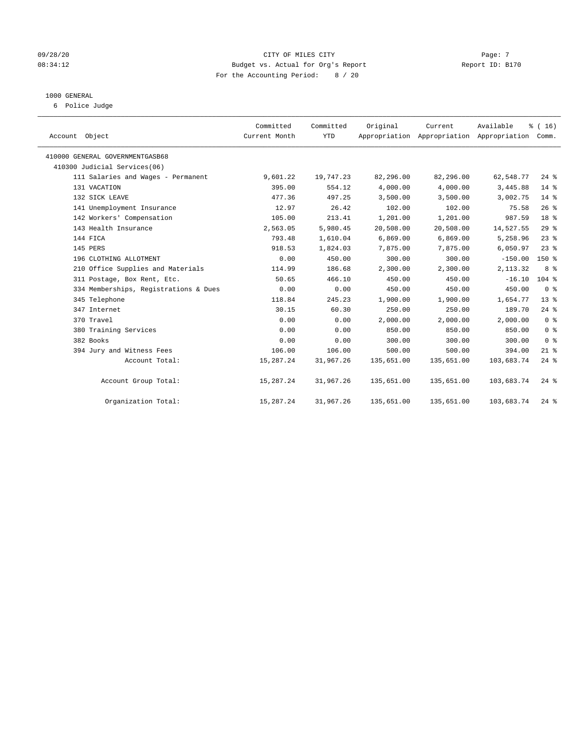09/28/20 CITY OF MILES CITY
08:34:12 Budget vs. Actual for Org's Report Report ID: B170
For the Accounting Period: 8 / 20

1000 GENERAL
6 Police Judge

| Account Object | Committed Current Month | Committed YTD | Original Appropriation | Current Appropriation | Available Appropriation | % ( 16) Comm. |
|---|---|---|---|---|---|---|
| 410000 GENERAL GOVERNMENTGASB68 | | | | | | |
| 410300 Judicial Services(06) | | | | | | |
| 111 Salaries and Wages - Permanent | 9,601.22 | 19,747.23 | 82,296.00 | 82,296.00 | 62,548.77 | 24 % |
| 131 VACATION | 395.00 | 554.12 | 4,000.00 | 4,000.00 | 3,445.88 | 14 % |
| 132 SICK LEAVE | 477.36 | 497.25 | 3,500.00 | 3,500.00 | 3,002.75 | 14 % |
| 141 Unemployment Insurance | 12.97 | 26.42 | 102.00 | 102.00 | 75.58 | 26 % |
| 142 Workers' Compensation | 105.00 | 213.41 | 1,201.00 | 1,201.00 | 987.59 | 18 % |
| 143 Health Insurance | 2,563.05 | 5,980.45 | 20,508.00 | 20,508.00 | 14,527.55 | 29 % |
| 144 FICA | 793.48 | 1,610.04 | 6,869.00 | 6,869.00 | 5,258.96 | 23 % |
| 145 PERS | 918.53 | 1,824.03 | 7,875.00 | 7,875.00 | 6,050.97 | 23 % |
| 196 CLOTHING ALLOTMENT | 0.00 | 450.00 | 300.00 | 300.00 | -150.00 | 150 % |
| 210 Office Supplies and Materials | 114.99 | 186.68 | 2,300.00 | 2,300.00 | 2,113.32 | 8 % |
| 311 Postage, Box Rent, Etc. | 50.65 | 466.10 | 450.00 | 450.00 | -16.10 | 104 % |
| 334 Memberships, Registrations & Dues | 0.00 | 0.00 | 450.00 | 450.00 | 450.00 | 0 % |
| 345 Telephone | 118.84 | 245.23 | 1,900.00 | 1,900.00 | 1,654.77 | 13 % |
| 347 Internet | 30.15 | 60.30 | 250.00 | 250.00 | 189.70 | 24 % |
| 370 Travel | 0.00 | 0.00 | 2,000.00 | 2,000.00 | 2,000.00 | 0 % |
| 380 Training Services | 0.00 | 0.00 | 850.00 | 850.00 | 850.00 | 0 % |
| 382 Books | 0.00 | 0.00 | 300.00 | 300.00 | 300.00 | 0 % |
| 394 Jury and Witness Fees | 106.00 | 106.00 | 500.00 | 500.00 | 394.00 | 21 % |
| Account Total: | 15,287.24 | 31,967.26 | 135,651.00 | 135,651.00 | 103,683.74 | 24 % |
| Account Group Total: | 15,287.24 | 31,967.26 | 135,651.00 | 135,651.00 | 103,683.74 | 24 % |
| Organization Total: | 15,287.24 | 31,967.26 | 135,651.00 | 135,651.00 | 103,683.74 | 24 % |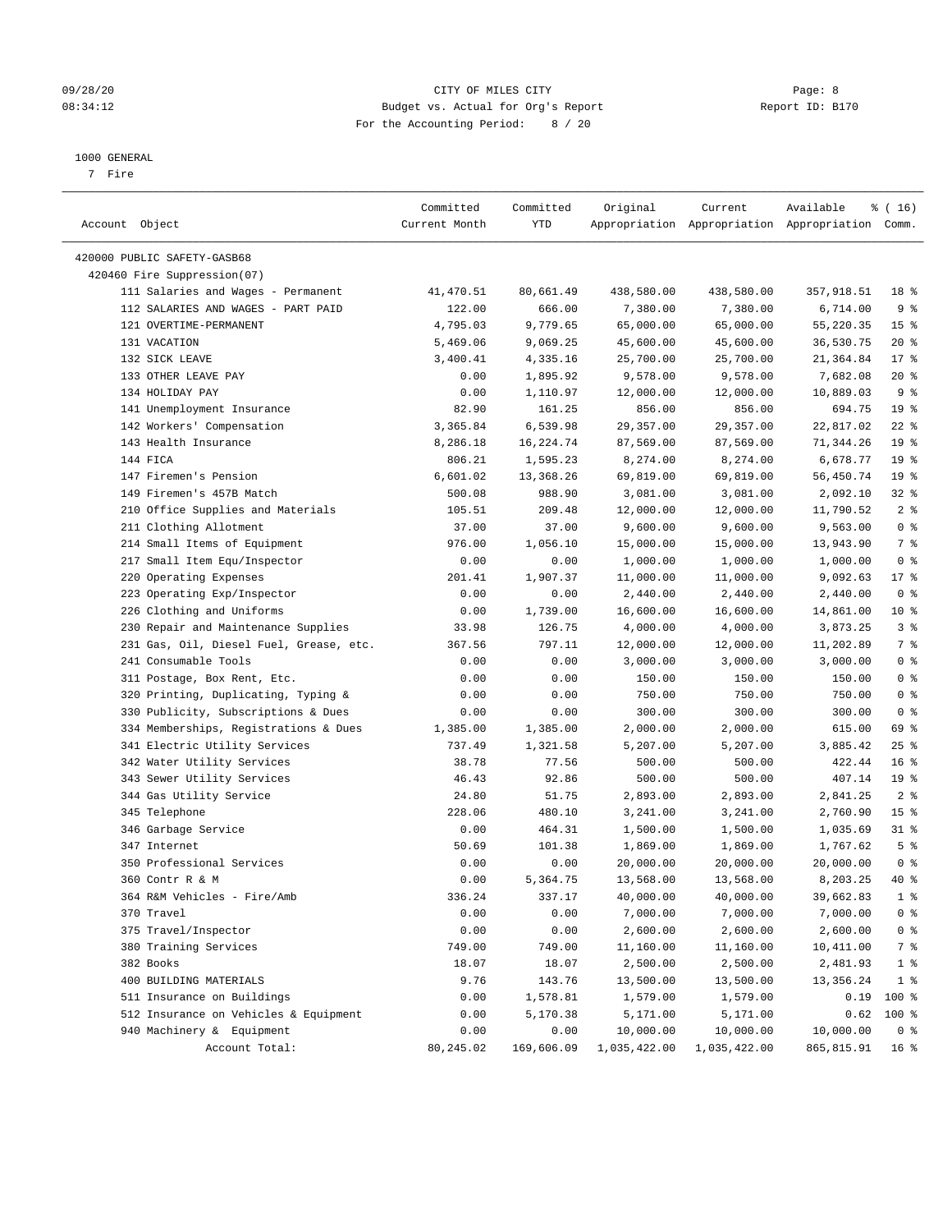CITY OF MILES CITY
Budget vs. Actual for Org's Report
For the Accounting Period: 8 / 20

09/28/20
08:34:12

Report ID: B170

1000 GENERAL
7 Fire

| Account Object | Committed Current Month | Committed YTD | Original Appropriation | Current Appropriation | Available Appropriation | % ( 16) Comm. |
|---|---|---|---|---|---|---|
| 420000 PUBLIC SAFETY-GASB68 | | | | | | |
| 420460 Fire Suppression(07) | | | | | | |
| 111 Salaries and Wages - Permanent | 41,470.51 | 80,661.49 | 438,580.00 | 438,580.00 | 357,918.51 | 18 % |
| 112 SALARIES AND WAGES - PART PAID | 122.00 | 666.00 | 7,380.00 | 7,380.00 | 6,714.00 | 9 % |
| 121 OVERTIME-PERMANENT | 4,795.03 | 9,779.65 | 65,000.00 | 65,000.00 | 55,220.35 | 15 % |
| 131 VACATION | 5,469.06 | 9,069.25 | 45,600.00 | 45,600.00 | 36,530.75 | 20 % |
| 132 SICK LEAVE | 3,400.41 | 4,335.16 | 25,700.00 | 25,700.00 | 21,364.84 | 17 % |
| 133 OTHER LEAVE PAY | 0.00 | 1,895.92 | 9,578.00 | 9,578.00 | 7,682.08 | 20 % |
| 134 HOLIDAY PAY | 0.00 | 1,110.97 | 12,000.00 | 12,000.00 | 10,889.03 | 9 % |
| 141 Unemployment Insurance | 82.90 | 161.25 | 856.00 | 856.00 | 694.75 | 19 % |
| 142 Workers' Compensation | 3,365.84 | 6,539.98 | 29,357.00 | 29,357.00 | 22,817.02 | 22 % |
| 143 Health Insurance | 8,286.18 | 16,224.74 | 87,569.00 | 87,569.00 | 71,344.26 | 19 % |
| 144 FICA | 806.21 | 1,595.23 | 8,274.00 | 8,274.00 | 6,678.77 | 19 % |
| 147 Firemen's Pension | 6,601.02 | 13,368.26 | 69,819.00 | 69,819.00 | 56,450.74 | 19 % |
| 149 Firemen's 457B Match | 500.08 | 988.90 | 3,081.00 | 3,081.00 | 2,092.10 | 32 % |
| 210 Office Supplies and Materials | 105.51 | 209.48 | 12,000.00 | 12,000.00 | 11,790.52 | 2 % |
| 211 Clothing Allotment | 37.00 | 37.00 | 9,600.00 | 9,600.00 | 9,563.00 | 0 % |
| 214 Small Items of Equipment | 976.00 | 1,056.10 | 15,000.00 | 15,000.00 | 13,943.90 | 7 % |
| 217 Small Item Equ/Inspector | 0.00 | 0.00 | 1,000.00 | 1,000.00 | 1,000.00 | 0 % |
| 220 Operating Expenses | 201.41 | 1,907.37 | 11,000.00 | 11,000.00 | 9,092.63 | 17 % |
| 223 Operating Exp/Inspector | 0.00 | 0.00 | 2,440.00 | 2,440.00 | 2,440.00 | 0 % |
| 226 Clothing and Uniforms | 0.00 | 1,739.00 | 16,600.00 | 16,600.00 | 14,861.00 | 10 % |
| 230 Repair and Maintenance Supplies | 33.98 | 126.75 | 4,000.00 | 4,000.00 | 3,873.25 | 3 % |
| 231 Gas, Oil, Diesel Fuel, Grease, etc. | 367.56 | 797.11 | 12,000.00 | 12,000.00 | 11,202.89 | 7 % |
| 241 Consumable Tools | 0.00 | 0.00 | 3,000.00 | 3,000.00 | 3,000.00 | 0 % |
| 311 Postage, Box Rent, Etc. | 0.00 | 0.00 | 150.00 | 150.00 | 150.00 | 0 % |
| 320 Printing, Duplicating, Typing & | 0.00 | 0.00 | 750.00 | 750.00 | 750.00 | 0 % |
| 330 Publicity, Subscriptions & Dues | 0.00 | 0.00 | 300.00 | 300.00 | 300.00 | 0 % |
| 334 Memberships, Registrations & Dues | 1,385.00 | 1,385.00 | 2,000.00 | 2,000.00 | 615.00 | 69 % |
| 341 Electric Utility Services | 737.49 | 1,321.58 | 5,207.00 | 5,207.00 | 3,885.42 | 25 % |
| 342 Water Utility Services | 38.78 | 77.56 | 500.00 | 500.00 | 422.44 | 16 % |
| 343 Sewer Utility Services | 46.43 | 92.86 | 500.00 | 500.00 | 407.14 | 19 % |
| 344 Gas Utility Service | 24.80 | 51.75 | 2,893.00 | 2,893.00 | 2,841.25 | 2 % |
| 345 Telephone | 228.06 | 480.10 | 3,241.00 | 3,241.00 | 2,760.90 | 15 % |
| 346 Garbage Service | 0.00 | 464.31 | 1,500.00 | 1,500.00 | 1,035.69 | 31 % |
| 347 Internet | 50.69 | 101.38 | 1,869.00 | 1,869.00 | 1,767.62 | 5 % |
| 350 Professional Services | 0.00 | 0.00 | 20,000.00 | 20,000.00 | 20,000.00 | 0 % |
| 360 Contr R & M | 0.00 | 5,364.75 | 13,568.00 | 13,568.00 | 8,203.25 | 40 % |
| 364 R&M Vehicles - Fire/Amb | 336.24 | 337.17 | 40,000.00 | 40,000.00 | 39,662.83 | 1 % |
| 370 Travel | 0.00 | 0.00 | 7,000.00 | 7,000.00 | 7,000.00 | 0 % |
| 375 Travel/Inspector | 0.00 | 0.00 | 2,600.00 | 2,600.00 | 2,600.00 | 0 % |
| 380 Training Services | 749.00 | 749.00 | 11,160.00 | 11,160.00 | 10,411.00 | 7 % |
| 382 Books | 18.07 | 18.07 | 2,500.00 | 2,500.00 | 2,481.93 | 1 % |
| 400 BUILDING MATERIALS | 9.76 | 143.76 | 13,500.00 | 13,500.00 | 13,356.24 | 1 % |
| 511 Insurance on Buildings | 0.00 | 1,578.81 | 1,579.00 | 1,579.00 | 0.19 | 100 % |
| 512 Insurance on Vehicles & Equipment | 0.00 | 5,170.38 | 5,171.00 | 5,171.00 | 0.62 | 100 % |
| 940 Machinery & Equipment | 0.00 | 0.00 | 10,000.00 | 10,000.00 | 10,000.00 | 0 % |
| Account Total: | 80,245.02 | 169,606.09 | 1,035,422.00 | 1,035,422.00 | 865,815.91 | 16 % |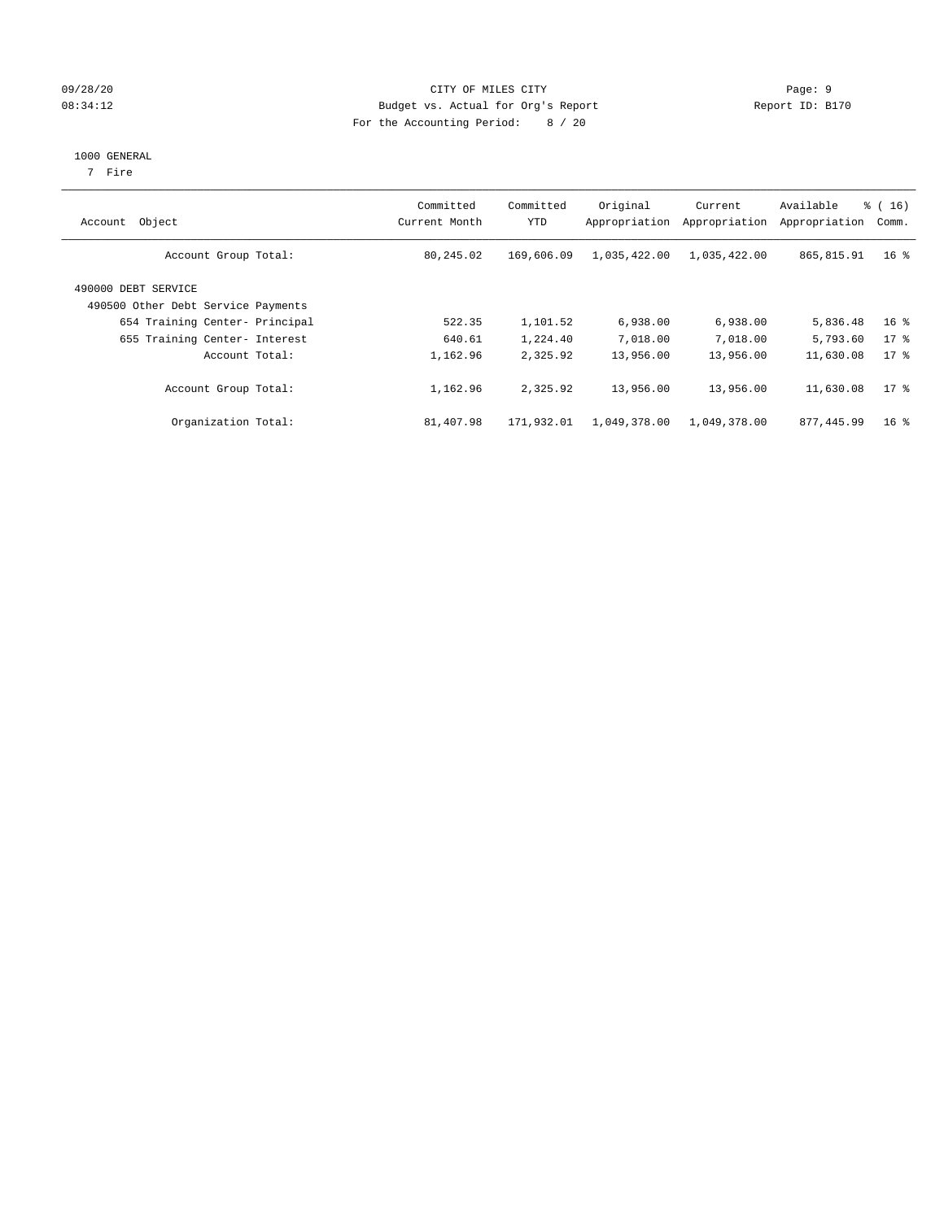CITY OF MILES CITY
Budget vs. Actual for Org's Report
For the Accounting Period: 8 / 20

1000 GENERAL
7 Fire

| Account Object | Committed Current Month | Committed YTD | Original Appropriation | Current Appropriation | Available Appropriation | % ( 16) Comm. |
|---|---|---|---|---|---|---|
| Account Group Total: | 80,245.02 | 169,606.09 | 1,035,422.00 | 1,035,422.00 | 865,815.91 | 16 % |
| 490000 DEBT SERVICE | | | | | | |
| 490500 Other Debt Service Payments | | | | | | |
| 654 Training Center- Principal | 522.35 | 1,101.52 | 6,938.00 | 6,938.00 | 5,836.48 | 16 % |
| 655 Training Center- Interest | 640.61 | 1,224.40 | 7,018.00 | 7,018.00 | 5,793.60 | 17 % |
| Account Total: | 1,162.96 | 2,325.92 | 13,956.00 | 13,956.00 | 11,630.08 | 17 % |
| Account Group Total: | 1,162.96 | 2,325.92 | 13,956.00 | 13,956.00 | 11,630.08 | 17 % |
| Organization Total: | 81,407.98 | 171,932.01 | 1,049,378.00 | 1,049,378.00 | 877,445.99 | 16 % |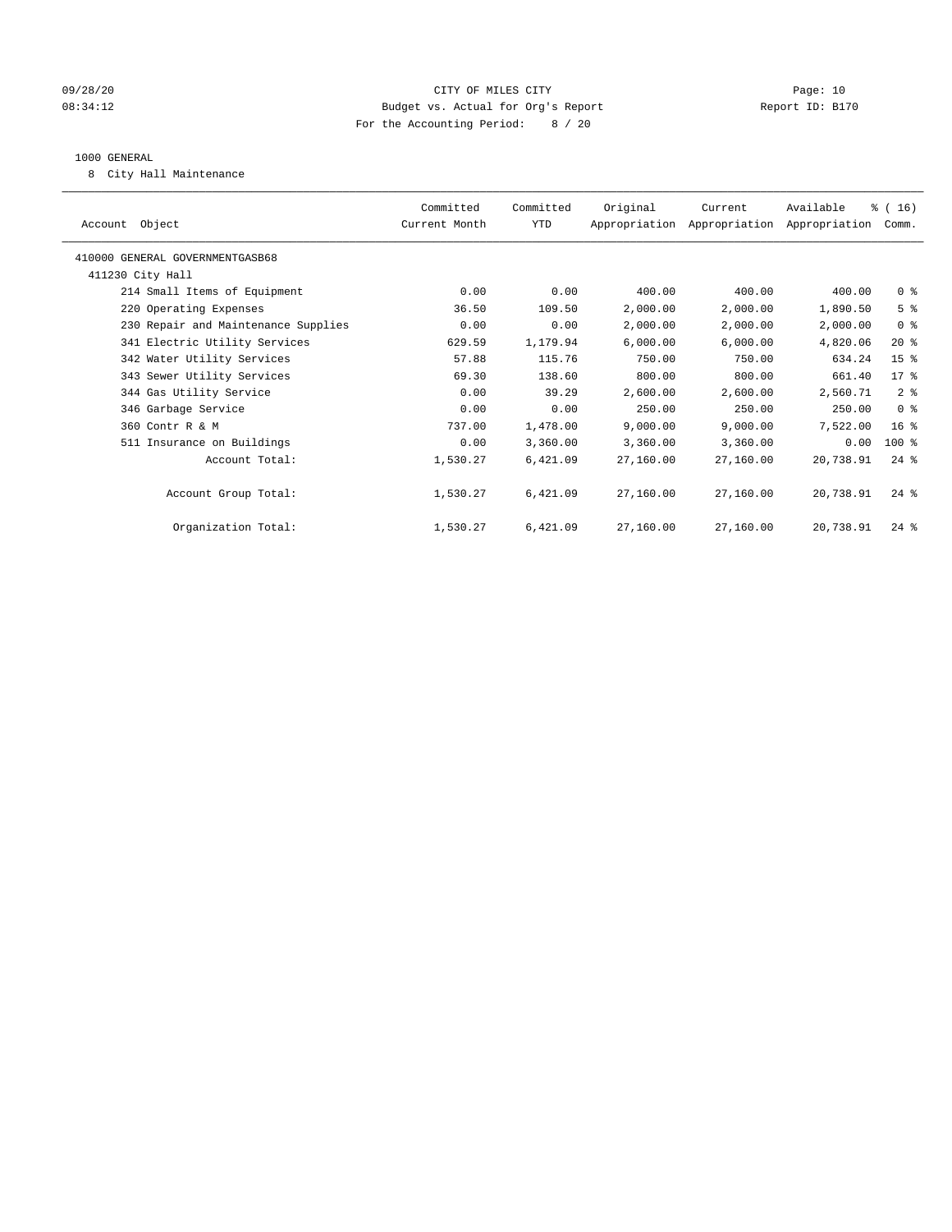09/28/20 CITY OF MILES CITY
08:34:12 Budget vs. Actual for Org's Report Report ID: B170
For the Accounting Period: 8 / 20

1000 GENERAL
8 City Hall Maintenance

| Account Object | Committed Current Month | Committed YTD | Original Appropriation | Current Appropriation | Available Appropriation | % ( 16) Comm. |
|---|---|---|---|---|---|---|
| 410000 GENERAL GOVERNMENTGASB68 | | | | | | |
| 411230 City Hall | | | | | | |
| 214 Small Items of Equipment | 0.00 | 0.00 | 400.00 | 400.00 | 400.00 | 0 % |
| 220 Operating Expenses | 36.50 | 109.50 | 2,000.00 | 2,000.00 | 1,890.50 | 5 % |
| 230 Repair and Maintenance Supplies | 0.00 | 0.00 | 2,000.00 | 2,000.00 | 2,000.00 | 0 % |
| 341 Electric Utility Services | 629.59 | 1,179.94 | 6,000.00 | 6,000.00 | 4,820.06 | 20 % |
| 342 Water Utility Services | 57.88 | 115.76 | 750.00 | 750.00 | 634.24 | 15 % |
| 343 Sewer Utility Services | 69.30 | 138.60 | 800.00 | 800.00 | 661.40 | 17 % |
| 344 Gas Utility Service | 0.00 | 39.29 | 2,600.00 | 2,600.00 | 2,560.71 | 2 % |
| 346 Garbage Service | 0.00 | 0.00 | 250.00 | 250.00 | 250.00 | 0 % |
| 360 Contr R & M | 737.00 | 1,478.00 | 9,000.00 | 9,000.00 | 7,522.00 | 16 % |
| 511 Insurance on Buildings | 0.00 | 3,360.00 | 3,360.00 | 3,360.00 | 0.00 | 100 % |
| Account Total: | 1,530.27 | 6,421.09 | 27,160.00 | 27,160.00 | 20,738.91 | 24 % |
| Account Group Total: | 1,530.27 | 6,421.09 | 27,160.00 | 27,160.00 | 20,738.91 | 24 % |
| Organization Total: | 1,530.27 | 6,421.09 | 27,160.00 | 27,160.00 | 20,738.91 | 24 % |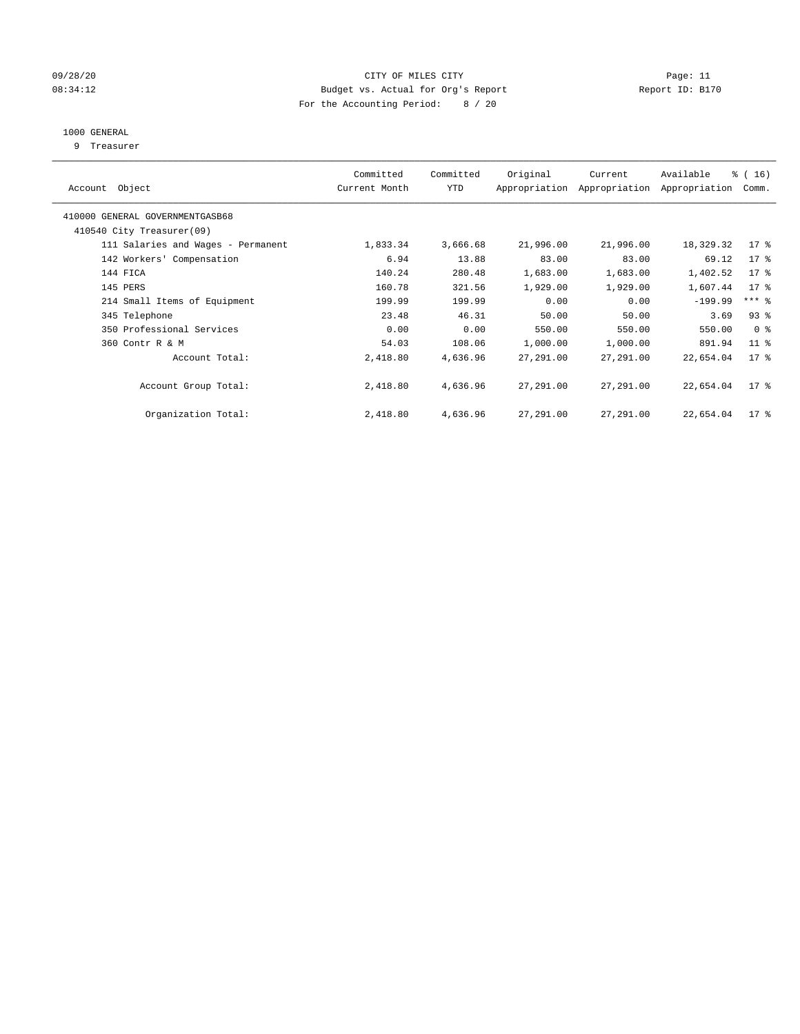CITY OF MILES CITY
Budget vs. Actual for Org's Report
For the Accounting Period: 8 / 20

09/28/20
08:34:12

Page: 11
Report ID: B170

1000 GENERAL
9 Treasurer

| Account Object | Committed Current Month | Committed YTD | Original Appropriation | Current Appropriation | Available Appropriation | % ( 16) Comm. |
|---|---|---|---|---|---|---|
| 410000 GENERAL GOVERNMENTGASB68 | | | | | | |
| 410540 City Treasurer(09) | | | | | | |
| 111 Salaries and Wages - Permanent | 1,833.34 | 3,666.68 | 21,996.00 | 21,996.00 | 18,329.32 | 17 % |
| 142 Workers' Compensation | 6.94 | 13.88 | 83.00 | 83.00 | 69.12 | 17 % |
| 144 FICA | 140.24 | 280.48 | 1,683.00 | 1,683.00 | 1,402.52 | 17 % |
| 145 PERS | 160.78 | 321.56 | 1,929.00 | 1,929.00 | 1,607.44 | 17 % |
| 214 Small Items of Equipment | 199.99 | 199.99 | 0.00 | 0.00 | -199.99 | *** % |
| 345 Telephone | 23.48 | 46.31 | 50.00 | 50.00 | 3.69 | 93 % |
| 350 Professional Services | 0.00 | 0.00 | 550.00 | 550.00 | 550.00 | 0 % |
| 360 Contr R & M | 54.03 | 108.06 | 1,000.00 | 1,000.00 | 891.94 | 11 % |
| Account Total: | 2,418.80 | 4,636.96 | 27,291.00 | 27,291.00 | 22,654.04 | 17 % |
| Account Group Total: | 2,418.80 | 4,636.96 | 27,291.00 | 27,291.00 | 22,654.04 | 17 % |
| Organization Total: | 2,418.80 | 4,636.96 | 27,291.00 | 27,291.00 | 22,654.04 | 17 % |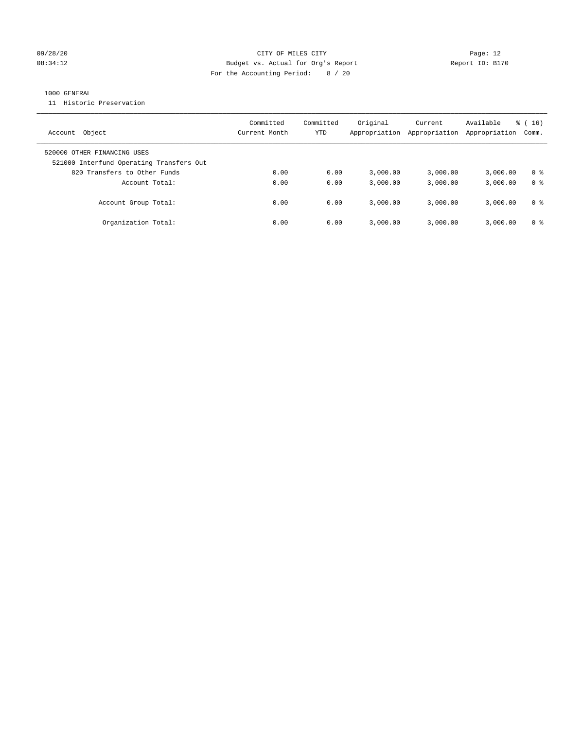CITY OF MILES CITY
Budget vs. Actual for Org's Report
For the Accounting Period: 8 / 20

Page: 12
Report ID: B170

09/28/20
08:34:12

1000 GENERAL
11 Historic Preservation

| Account Object | Committed Current Month | Committed YTD | Original Appropriation | Current Appropriation | Available Appropriation | % ( 16) Comm. |
|---|---|---|---|---|---|---|
| 520000 OTHER FINANCING USES | | | | | | |
| 521000 Interfund Operating Transfers Out | | | | | | |
| 820 Transfers to Other Funds | 0.00 | 0.00 | 3,000.00 | 3,000.00 | 3,000.00 | 0 % |
| Account Total: | 0.00 | 0.00 | 3,000.00 | 3,000.00 | 3,000.00 | 0 % |
| Account Group Total: | 0.00 | 0.00 | 3,000.00 | 3,000.00 | 3,000.00 | 0 % |
| Organization Total: | 0.00 | 0.00 | 3,000.00 | 3,000.00 | 3,000.00 | 0 % |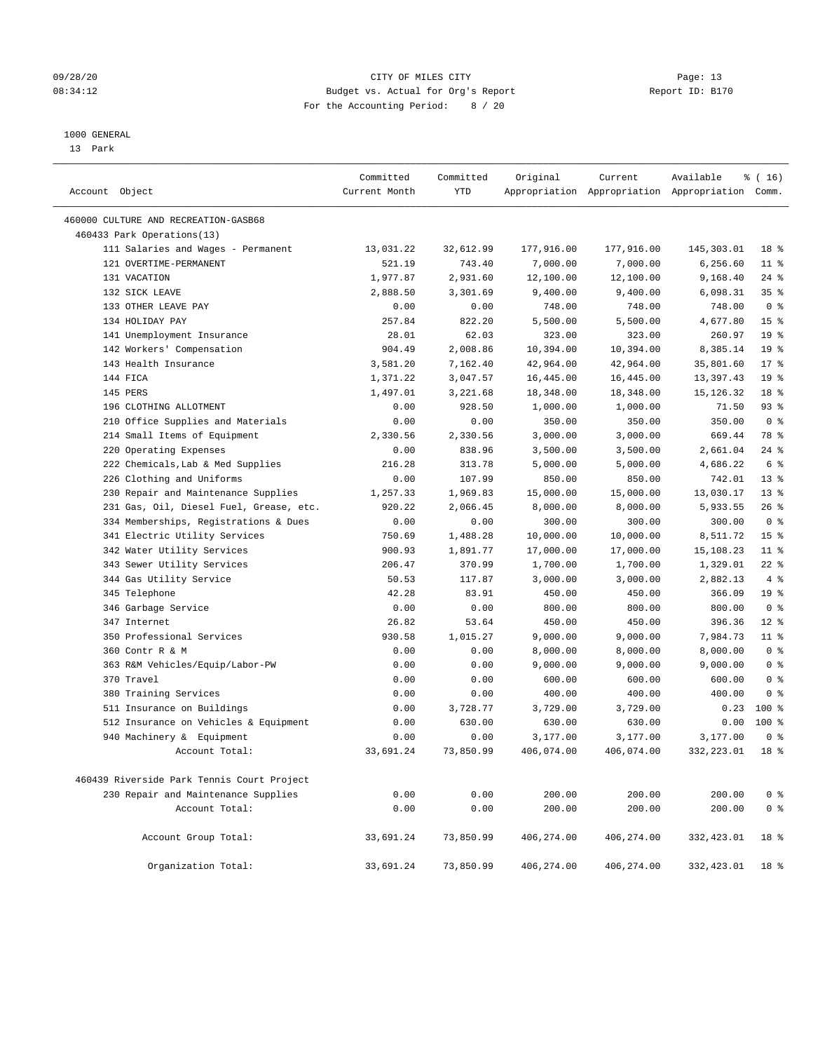CITY OF MILES CITY
Budget vs. Actual for Org's Report
For the Accounting Period: 8 / 20

09/28/20
08:34:12

Report ID: B170

1000 GENERAL
13 Park

| Account Object | Committed Current Month | Committed YTD | Original Appropriation | Current Appropriation | Available Appropriation | % ( 16) Comm. |
|---|---|---|---|---|---|---|
| 460000 CULTURE AND RECREATION-GASB68 | | | | | | |
| 460433 Park Operations(13) | | | | | | |
| 111 Salaries and Wages - Permanent | 13,031.22 | 32,612.99 | 177,916.00 | 177,916.00 | 145,303.01 | 18 % |
| 121 OVERTIME-PERMANENT | 521.19 | 743.40 | 7,000.00 | 7,000.00 | 6,256.60 | 11 % |
| 131 VACATION | 1,977.87 | 2,931.60 | 12,100.00 | 12,100.00 | 9,168.40 | 24 % |
| 132 SICK LEAVE | 2,888.50 | 3,301.69 | 9,400.00 | 9,400.00 | 6,098.31 | 35 % |
| 133 OTHER LEAVE PAY | 0.00 | 0.00 | 748.00 | 748.00 | 748.00 | 0 % |
| 134 HOLIDAY PAY | 257.84 | 822.20 | 5,500.00 | 5,500.00 | 4,677.80 | 15 % |
| 141 Unemployment Insurance | 28.01 | 62.03 | 323.00 | 323.00 | 260.97 | 19 % |
| 142 Workers' Compensation | 904.49 | 2,008.86 | 10,394.00 | 10,394.00 | 8,385.14 | 19 % |
| 143 Health Insurance | 3,581.20 | 7,162.40 | 42,964.00 | 42,964.00 | 35,801.60 | 17 % |
| 144 FICA | 1,371.22 | 3,047.57 | 16,445.00 | 16,445.00 | 13,397.43 | 19 % |
| 145 PERS | 1,497.01 | 3,221.68 | 18,348.00 | 18,348.00 | 15,126.32 | 18 % |
| 196 CLOTHING ALLOTMENT | 0.00 | 928.50 | 1,000.00 | 1,000.00 | 71.50 | 93 % |
| 210 Office Supplies and Materials | 0.00 | 0.00 | 350.00 | 350.00 | 350.00 | 0 % |
| 214 Small Items of Equipment | 2,330.56 | 2,330.56 | 3,000.00 | 3,000.00 | 669.44 | 78 % |
| 220 Operating Expenses | 0.00 | 838.96 | 3,500.00 | 3,500.00 | 2,661.04 | 24 % |
| 222 Chemicals,Lab & Med Supplies | 216.28 | 313.78 | 5,000.00 | 5,000.00 | 4,686.22 | 6 % |
| 226 Clothing and Uniforms | 0.00 | 107.99 | 850.00 | 850.00 | 742.01 | 13 % |
| 230 Repair and Maintenance Supplies | 1,257.33 | 1,969.83 | 15,000.00 | 15,000.00 | 13,030.17 | 13 % |
| 231 Gas, Oil, Diesel Fuel, Grease, etc. | 920.22 | 2,066.45 | 8,000.00 | 8,000.00 | 5,933.55 | 26 % |
| 334 Memberships, Registrations & Dues | 0.00 | 0.00 | 300.00 | 300.00 | 300.00 | 0 % |
| 341 Electric Utility Services | 750.69 | 1,488.28 | 10,000.00 | 10,000.00 | 8,511.72 | 15 % |
| 342 Water Utility Services | 900.93 | 1,891.77 | 17,000.00 | 17,000.00 | 15,108.23 | 11 % |
| 343 Sewer Utility Services | 206.47 | 370.99 | 1,700.00 | 1,700.00 | 1,329.01 | 22 % |
| 344 Gas Utility Service | 50.53 | 117.87 | 3,000.00 | 3,000.00 | 2,882.13 | 4 % |
| 345 Telephone | 42.28 | 83.91 | 450.00 | 450.00 | 366.09 | 19 % |
| 346 Garbage Service | 0.00 | 0.00 | 800.00 | 800.00 | 800.00 | 0 % |
| 347 Internet | 26.82 | 53.64 | 450.00 | 450.00 | 396.36 | 12 % |
| 350 Professional Services | 930.58 | 1,015.27 | 9,000.00 | 9,000.00 | 7,984.73 | 11 % |
| 360 Contr R & M | 0.00 | 0.00 | 8,000.00 | 8,000.00 | 8,000.00 | 0 % |
| 363 R&M Vehicles/Equip/Labor-PW | 0.00 | 0.00 | 9,000.00 | 9,000.00 | 9,000.00 | 0 % |
| 370 Travel | 0.00 | 0.00 | 600.00 | 600.00 | 600.00 | 0 % |
| 380 Training Services | 0.00 | 0.00 | 400.00 | 400.00 | 400.00 | 0 % |
| 511 Insurance on Buildings | 0.00 | 3,728.77 | 3,729.00 | 3,729.00 | 0.23 | 100 % |
| 512 Insurance on Vehicles & Equipment | 0.00 | 630.00 | 630.00 | 630.00 | 0.00 | 100 % |
| 940 Machinery & Equipment | 0.00 | 0.00 | 3,177.00 | 3,177.00 | 3,177.00 | 0 % |
| Account Total: | 33,691.24 | 73,850.99 | 406,074.00 | 406,074.00 | 332,223.01 | 18 % |
| 460439 Riverside Park Tennis Court Project | | | | | | |
| 230 Repair and Maintenance Supplies | 0.00 | 0.00 | 200.00 | 200.00 | 200.00 | 0 % |
| Account Total: | 0.00 | 0.00 | 200.00 | 200.00 | 200.00 | 0 % |
| Account Group Total: | 33,691.24 | 73,850.99 | 406,274.00 | 406,274.00 | 332,423.01 | 18 % |
| Organization Total: | 33,691.24 | 73,850.99 | 406,274.00 | 406,274.00 | 332,423.01 | 18 % |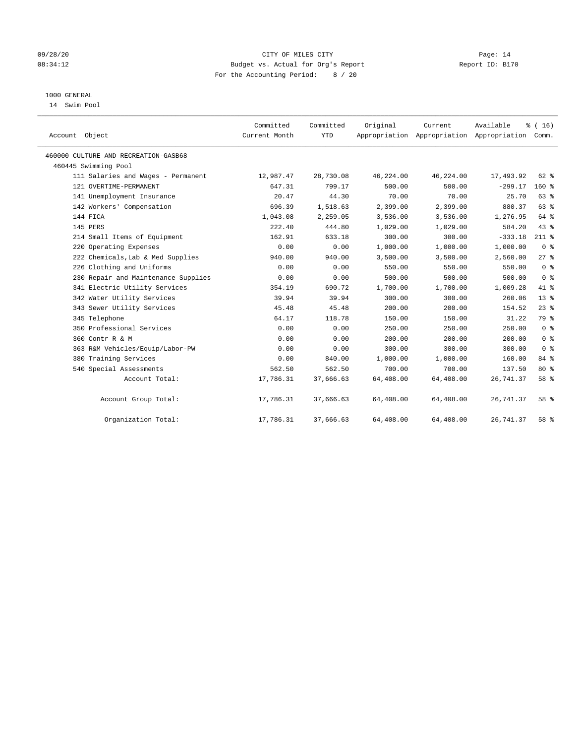CITY OF MILES CITY
Budget vs. Actual for Org's Report
For the Accounting Period: 8 / 20

09/28/20
08:34:12

Report ID: B170

1000 GENERAL
14 Swim Pool

| Account Object | Committed Current Month | Committed YTD | Original Appropriation | Current Appropriation | Available Appropriation | % ( 16) Comm. |
|---|---|---|---|---|---|---|
| 460000 CULTURE AND RECREATION-GASB68 | | | | | | |
| 460445 Swimming Pool | | | | | | |
| 111 Salaries and Wages - Permanent | 12,987.47 | 28,730.08 | 46,224.00 | 46,224.00 | 17,493.92 | 62 % |
| 121 OVERTIME-PERMANENT | 647.31 | 799.17 | 500.00 | 500.00 | -299.17 | 160 % |
| 141 Unemployment Insurance | 20.47 | 44.30 | 70.00 | 70.00 | 25.70 | 63 % |
| 142 Workers' Compensation | 696.39 | 1,518.63 | 2,399.00 | 2,399.00 | 880.37 | 63 % |
| 144 FICA | 1,043.08 | 2,259.05 | 3,536.00 | 3,536.00 | 1,276.95 | 64 % |
| 145 PERS | 222.40 | 444.80 | 1,029.00 | 1,029.00 | 584.20 | 43 % |
| 214 Small Items of Equipment | 162.91 | 633.18 | 300.00 | 300.00 | -333.18 | 211 % |
| 220 Operating Expenses | 0.00 | 0.00 | 1,000.00 | 1,000.00 | 1,000.00 | 0 % |
| 222 Chemicals,Lab & Med Supplies | 940.00 | 940.00 | 3,500.00 | 3,500.00 | 2,560.00 | 27 % |
| 226 Clothing and Uniforms | 0.00 | 0.00 | 550.00 | 550.00 | 550.00 | 0 % |
| 230 Repair and Maintenance Supplies | 0.00 | 0.00 | 500.00 | 500.00 | 500.00 | 0 % |
| 341 Electric Utility Services | 354.19 | 690.72 | 1,700.00 | 1,700.00 | 1,009.28 | 41 % |
| 342 Water Utility Services | 39.94 | 39.94 | 300.00 | 300.00 | 260.06 | 13 % |
| 343 Sewer Utility Services | 45.48 | 45.48 | 200.00 | 200.00 | 154.52 | 23 % |
| 345 Telephone | 64.17 | 118.78 | 150.00 | 150.00 | 31.22 | 79 % |
| 350 Professional Services | 0.00 | 0.00 | 250.00 | 250.00 | 250.00 | 0 % |
| 360 Contr R & M | 0.00 | 0.00 | 200.00 | 200.00 | 200.00 | 0 % |
| 363 R&M Vehicles/Equip/Labor-PW | 0.00 | 0.00 | 300.00 | 300.00 | 300.00 | 0 % |
| 380 Training Services | 0.00 | 840.00 | 1,000.00 | 1,000.00 | 160.00 | 84 % |
| 540 Special Assessments | 562.50 | 562.50 | 700.00 | 700.00 | 137.50 | 80 % |
| Account Total: | 17,786.31 | 37,666.63 | 64,408.00 | 64,408.00 | 26,741.37 | 58 % |
| Account Group Total: | 17,786.31 | 37,666.63 | 64,408.00 | 64,408.00 | 26,741.37 | 58 % |
| Organization Total: | 17,786.31 | 37,666.63 | 64,408.00 | 64,408.00 | 26,741.37 | 58 % |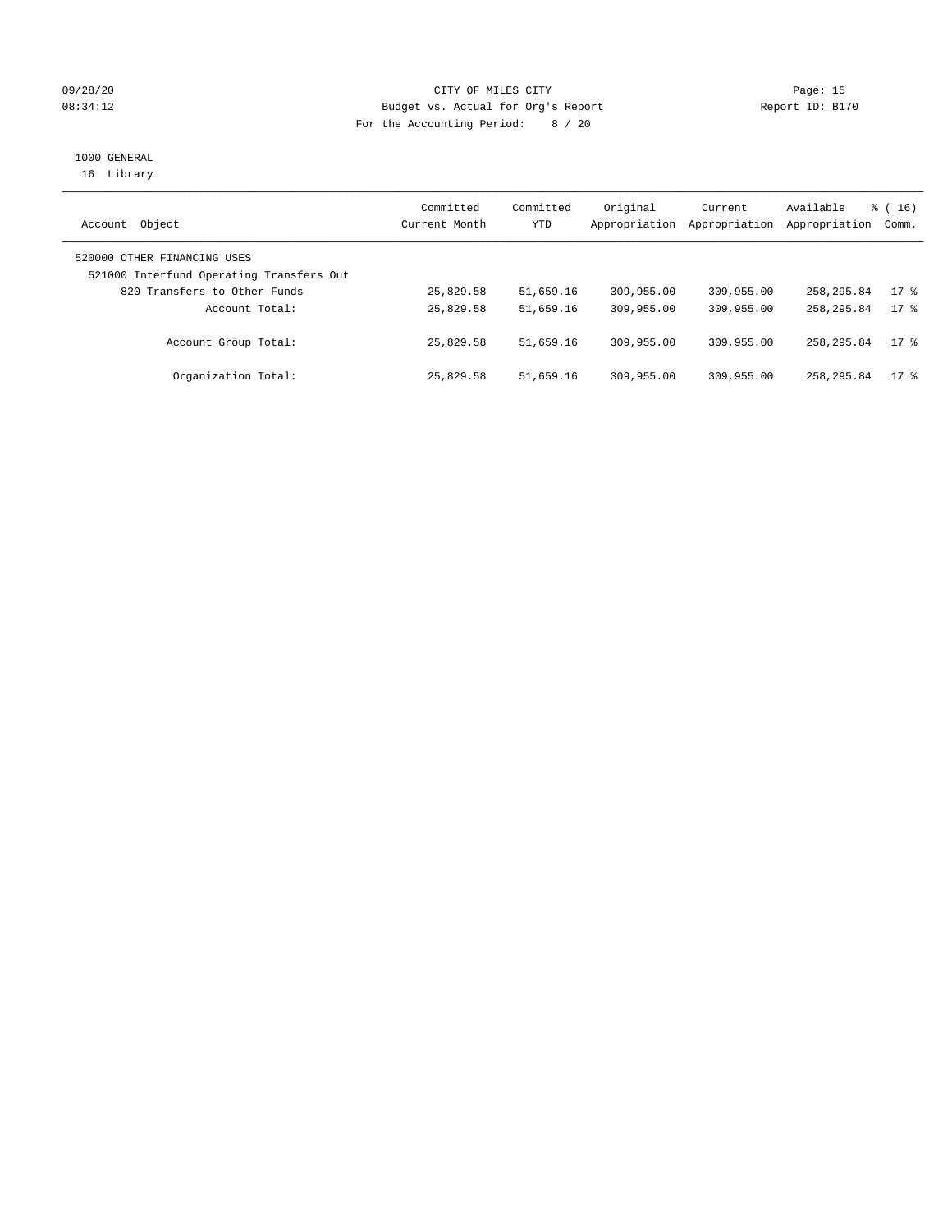CITY OF MILES CITY
Budget vs. Actual for Org's Report
For the Accounting Period: 8 / 20

09/28/20 08:34:12 — Page: 15 — Report ID: B170

1000 GENERAL
16 Library

| Account Object | Committed Current Month | Committed YTD | Original Appropriation | Current Appropriation | Available Appropriation | % ( 16) Comm. |
|---|---|---|---|---|---|---|
| 520000 OTHER FINANCING USES | | | | | | |
| 521000 Interfund Operating Transfers Out | | | | | | |
| 820 Transfers to Other Funds | 25,829.58 | 51,659.16 | 309,955.00 | 309,955.00 | 258,295.84 | 17 % |
| Account Total: | 25,829.58 | 51,659.16 | 309,955.00 | 309,955.00 | 258,295.84 | 17 % |
| Account Group Total: | 25,829.58 | 51,659.16 | 309,955.00 | 309,955.00 | 258,295.84 | 17 % |
| Organization Total: | 25,829.58 | 51,659.16 | 309,955.00 | 309,955.00 | 258,295.84 | 17 % |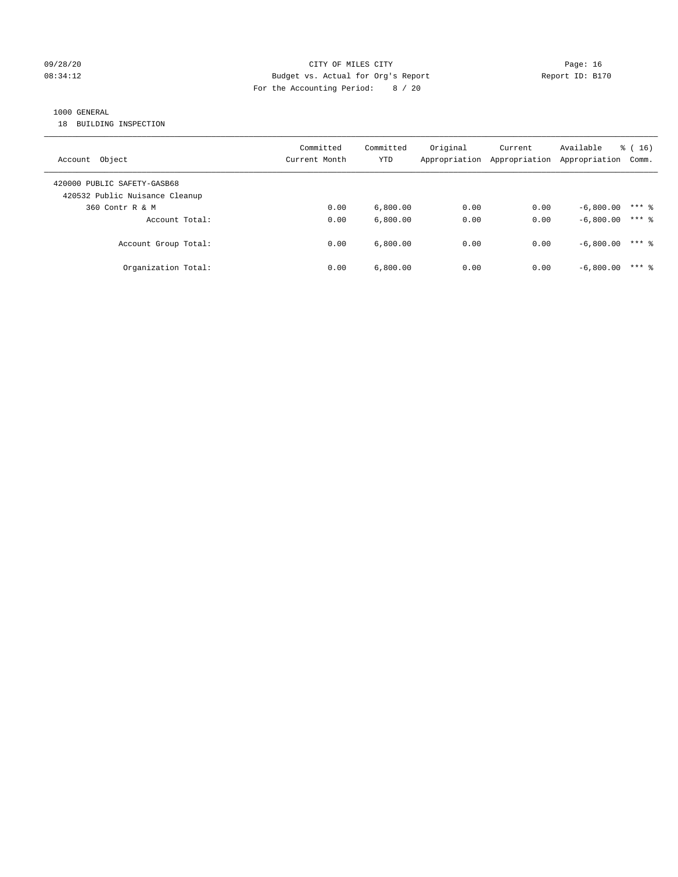CITY OF MILES CITY
Budget vs. Actual for Org's Report
For the Accounting Period: 8 / 20

09/28/20
08:34:12

Report ID: B170

1000 GENERAL
18 BUILDING INSPECTION

| Account Object | Committed Current Month | Committed YTD | Original Appropriation | Current Appropriation | Available Appropriation | % ( 16) Comm. |
|---|---|---|---|---|---|---|
| 420000 PUBLIC SAFETY-GASB68 | | | | | | |
| 420532 Public Nuisance Cleanup | | | | | | |
| 360 Contr R & M | 0.00 | 6,800.00 | 0.00 | 0.00 | -6,800.00 | *** % |
| Account Total: | 0.00 | 6,800.00 | 0.00 | 0.00 | -6,800.00 | *** % |
| Account Group Total: | 0.00 | 6,800.00 | 0.00 | 0.00 | -6,800.00 | *** % |
| Organization Total: | 0.00 | 6,800.00 | 0.00 | 0.00 | -6,800.00 | *** % |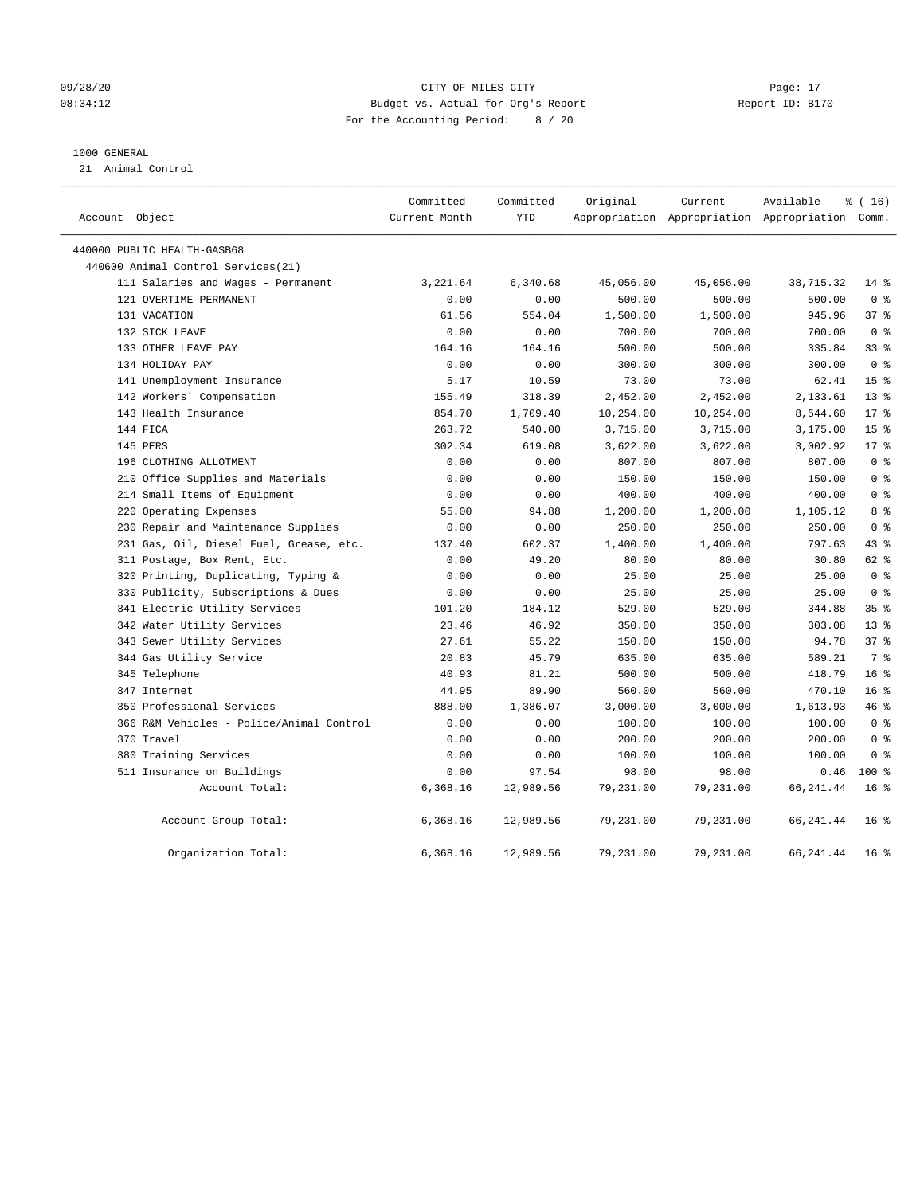09/28/20 CITY OF MILES CITY
08:34:12 Budget vs. Actual for Org's Report Report ID: B170
For the Accounting Period: 8 / 20

1000 GENERAL
21 Animal Control

| Account Object | Committed Current Month | Committed YTD | Original Appropriation | Current Appropriation | Available Appropriation | % ( 16) Comm. |
|---|---|---|---|---|---|---|
| 440000 PUBLIC HEALTH-GASB68 | | | | | | |
| 440600 Animal Control Services(21) | | | | | | |
| 111 Salaries and Wages - Permanent | 3,221.64 | 6,340.68 | 45,056.00 | 45,056.00 | 38,715.32 | 14 % |
| 121 OVERTIME-PERMANENT | 0.00 | 0.00 | 500.00 | 500.00 | 500.00 | 0 % |
| 131 VACATION | 61.56 | 554.04 | 1,500.00 | 1,500.00 | 945.96 | 37 % |
| 132 SICK LEAVE | 0.00 | 0.00 | 700.00 | 700.00 | 700.00 | 0 % |
| 133 OTHER LEAVE PAY | 164.16 | 164.16 | 500.00 | 500.00 | 335.84 | 33 % |
| 134 HOLIDAY PAY | 0.00 | 0.00 | 300.00 | 300.00 | 300.00 | 0 % |
| 141 Unemployment Insurance | 5.17 | 10.59 | 73.00 | 73.00 | 62.41 | 15 % |
| 142 Workers' Compensation | 155.49 | 318.39 | 2,452.00 | 2,452.00 | 2,133.61 | 13 % |
| 143 Health Insurance | 854.70 | 1,709.40 | 10,254.00 | 10,254.00 | 8,544.60 | 17 % |
| 144 FICA | 263.72 | 540.00 | 3,715.00 | 3,715.00 | 3,175.00 | 15 % |
| 145 PERS | 302.34 | 619.08 | 3,622.00 | 3,622.00 | 3,002.92 | 17 % |
| 196 CLOTHING ALLOTMENT | 0.00 | 0.00 | 807.00 | 807.00 | 807.00 | 0 % |
| 210 Office Supplies and Materials | 0.00 | 0.00 | 150.00 | 150.00 | 150.00 | 0 % |
| 214 Small Items of Equipment | 0.00 | 0.00 | 400.00 | 400.00 | 400.00 | 0 % |
| 220 Operating Expenses | 55.00 | 94.88 | 1,200.00 | 1,200.00 | 1,105.12 | 8 % |
| 230 Repair and Maintenance Supplies | 0.00 | 0.00 | 250.00 | 250.00 | 250.00 | 0 % |
| 231 Gas, Oil, Diesel Fuel, Grease, etc. | 137.40 | 602.37 | 1,400.00 | 1,400.00 | 797.63 | 43 % |
| 311 Postage, Box Rent, Etc. | 0.00 | 49.20 | 80.00 | 80.00 | 30.80 | 62 % |
| 320 Printing, Duplicating, Typing & | 0.00 | 0.00 | 25.00 | 25.00 | 25.00 | 0 % |
| 330 Publicity, Subscriptions & Dues | 0.00 | 0.00 | 25.00 | 25.00 | 25.00 | 0 % |
| 341 Electric Utility Services | 101.20 | 184.12 | 529.00 | 529.00 | 344.88 | 35 % |
| 342 Water Utility Services | 23.46 | 46.92 | 350.00 | 350.00 | 303.08 | 13 % |
| 343 Sewer Utility Services | 27.61 | 55.22 | 150.00 | 150.00 | 94.78 | 37 % |
| 344 Gas Utility Service | 20.83 | 45.79 | 635.00 | 635.00 | 589.21 | 7 % |
| 345 Telephone | 40.93 | 81.21 | 500.00 | 500.00 | 418.79 | 16 % |
| 347 Internet | 44.95 | 89.90 | 560.00 | 560.00 | 470.10 | 16 % |
| 350 Professional Services | 888.00 | 1,386.07 | 3,000.00 | 3,000.00 | 1,613.93 | 46 % |
| 366 R&M Vehicles - Police/Animal Control | 0.00 | 0.00 | 100.00 | 100.00 | 100.00 | 0 % |
| 370 Travel | 0.00 | 0.00 | 200.00 | 200.00 | 200.00 | 0 % |
| 380 Training Services | 0.00 | 0.00 | 100.00 | 100.00 | 100.00 | 0 % |
| 511 Insurance on Buildings | 0.00 | 97.54 | 98.00 | 98.00 | 0.46 | 100 % |
| Account Total: | 6,368.16 | 12,989.56 | 79,231.00 | 79,231.00 | 66,241.44 | 16 % |
| Account Group Total: | 6,368.16 | 12,989.56 | 79,231.00 | 79,231.00 | 66,241.44 | 16 % |
| Organization Total: | 6,368.16 | 12,989.56 | 79,231.00 | 79,231.00 | 66,241.44 | 16 % |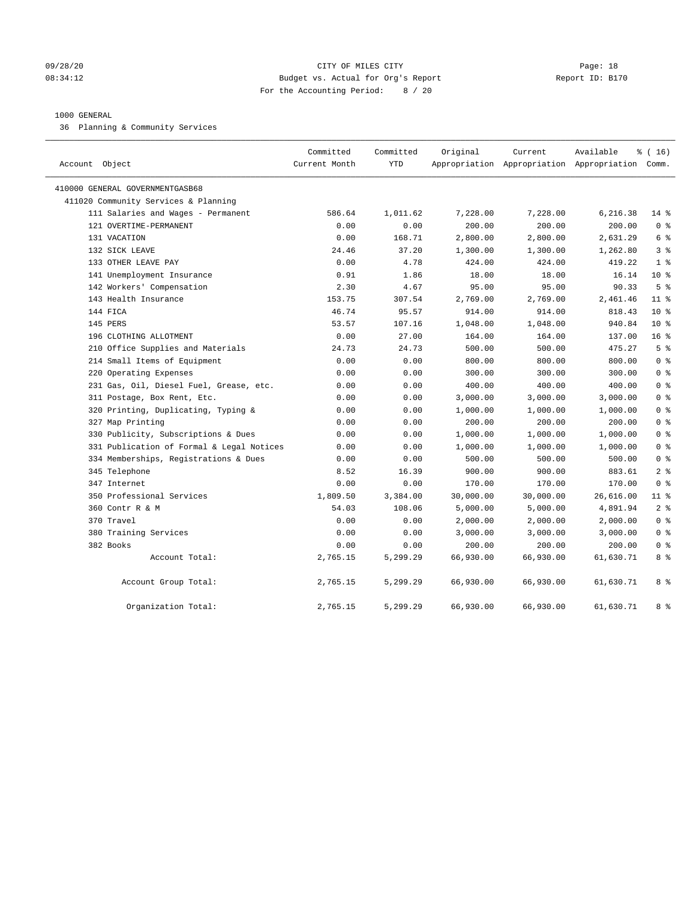CITY OF MILES CITY
Budget vs. Actual for Org's Report
For the Accounting Period: 8 / 20

09/28/20
08:34:12

Report ID: B170

1000 GENERAL

36 Planning & Community Services

| Account Object | Committed Current Month | Committed YTD | Original Appropriation | Current Appropriation | Available Appropriation | % ( 16) Comm. |
|---|---|---|---|---|---|---|
| 410000 GENERAL GOVERNMENTGASB68 | | | | | | |
| 411020 Community Services & Planning | | | | | | |
| 111 Salaries and Wages - Permanent | 586.64 | 1,011.62 | 7,228.00 | 7,228.00 | 6,216.38 | 14 % |
| 121 OVERTIME-PERMANENT | 0.00 | 0.00 | 200.00 | 200.00 | 200.00 | 0 % |
| 131 VACATION | 0.00 | 168.71 | 2,800.00 | 2,800.00 | 2,631.29 | 6 % |
| 132 SICK LEAVE | 24.46 | 37.20 | 1,300.00 | 1,300.00 | 1,262.80 | 3 % |
| 133 OTHER LEAVE PAY | 0.00 | 4.78 | 424.00 | 424.00 | 419.22 | 1 % |
| 141 Unemployment Insurance | 0.91 | 1.86 | 18.00 | 18.00 | 16.14 | 10 % |
| 142 Workers' Compensation | 2.30 | 4.67 | 95.00 | 95.00 | 90.33 | 5 % |
| 143 Health Insurance | 153.75 | 307.54 | 2,769.00 | 2,769.00 | 2,461.46 | 11 % |
| 144 FICA | 46.74 | 95.57 | 914.00 | 914.00 | 818.43 | 10 % |
| 145 PERS | 53.57 | 107.16 | 1,048.00 | 1,048.00 | 940.84 | 10 % |
| 196 CLOTHING ALLOTMENT | 0.00 | 27.00 | 164.00 | 164.00 | 137.00 | 16 % |
| 210 Office Supplies and Materials | 24.73 | 24.73 | 500.00 | 500.00 | 475.27 | 5 % |
| 214 Small Items of Equipment | 0.00 | 0.00 | 800.00 | 800.00 | 800.00 | 0 % |
| 220 Operating Expenses | 0.00 | 0.00 | 300.00 | 300.00 | 300.00 | 0 % |
| 231 Gas, Oil, Diesel Fuel, Grease, etc. | 0.00 | 0.00 | 400.00 | 400.00 | 400.00 | 0 % |
| 311 Postage, Box Rent, Etc. | 0.00 | 0.00 | 3,000.00 | 3,000.00 | 3,000.00 | 0 % |
| 320 Printing, Duplicating, Typing & | 0.00 | 0.00 | 1,000.00 | 1,000.00 | 1,000.00 | 0 % |
| 327 Map Printing | 0.00 | 0.00 | 200.00 | 200.00 | 200.00 | 0 % |
| 330 Publicity, Subscriptions & Dues | 0.00 | 0.00 | 1,000.00 | 1,000.00 | 1,000.00 | 0 % |
| 331 Publication of Formal & Legal Notices | 0.00 | 0.00 | 1,000.00 | 1,000.00 | 1,000.00 | 0 % |
| 334 Memberships, Registrations & Dues | 0.00 | 0.00 | 500.00 | 500.00 | 500.00 | 0 % |
| 345 Telephone | 8.52 | 16.39 | 900.00 | 900.00 | 883.61 | 2 % |
| 347 Internet | 0.00 | 0.00 | 170.00 | 170.00 | 170.00 | 0 % |
| 350 Professional Services | 1,809.50 | 3,384.00 | 30,000.00 | 30,000.00 | 26,616.00 | 11 % |
| 360 Contr R & M | 54.03 | 108.06 | 5,000.00 | 5,000.00 | 4,891.94 | 2 % |
| 370 Travel | 0.00 | 0.00 | 2,000.00 | 2,000.00 | 2,000.00 | 0 % |
| 380 Training Services | 0.00 | 0.00 | 3,000.00 | 3,000.00 | 3,000.00 | 0 % |
| 382 Books | 0.00 | 0.00 | 200.00 | 200.00 | 200.00 | 0 % |
| Account Total: | 2,765.15 | 5,299.29 | 66,930.00 | 66,930.00 | 61,630.71 | 8 % |
| Account Group Total: | 2,765.15 | 5,299.29 | 66,930.00 | 66,930.00 | 61,630.71 | 8 % |
| Organization Total: | 2,765.15 | 5,299.29 | 66,930.00 | 66,930.00 | 61,630.71 | 8 % |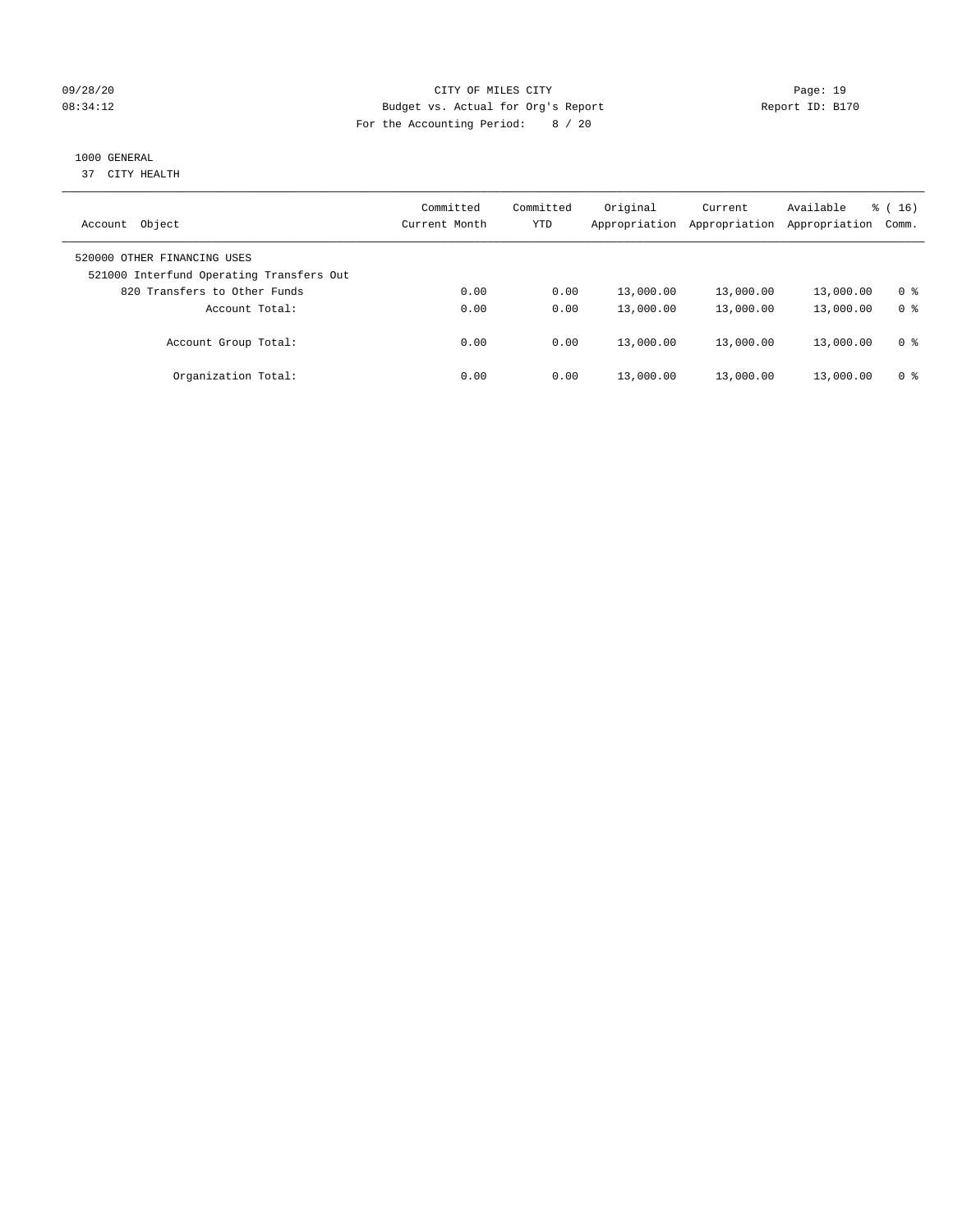CITY OF MILES CITY
Budget vs. Actual for Org's Report
For the Accounting Period: 8 / 20

09/28/20
08:34:12

Report ID: B170

1000 GENERAL
37 CITY HEALTH

| Account Object | Committed Current Month | Committed YTD | Original Appropriation | Current Appropriation | Available Appropriation | % ( 16) Comm. |
|---|---|---|---|---|---|---|
| 520000 OTHER FINANCING USES | | | | | | |
| 521000 Interfund Operating Transfers Out | | | | | | |
| 820 Transfers to Other Funds | 0.00 | 0.00 | 13,000.00 | 13,000.00 | 13,000.00 | 0 % |
| Account Total: | 0.00 | 0.00 | 13,000.00 | 13,000.00 | 13,000.00 | 0 % |
| Account Group Total: | 0.00 | 0.00 | 13,000.00 | 13,000.00 | 13,000.00 | 0 % |
| Organization Total: | 0.00 | 0.00 | 13,000.00 | 13,000.00 | 13,000.00 | 0 % |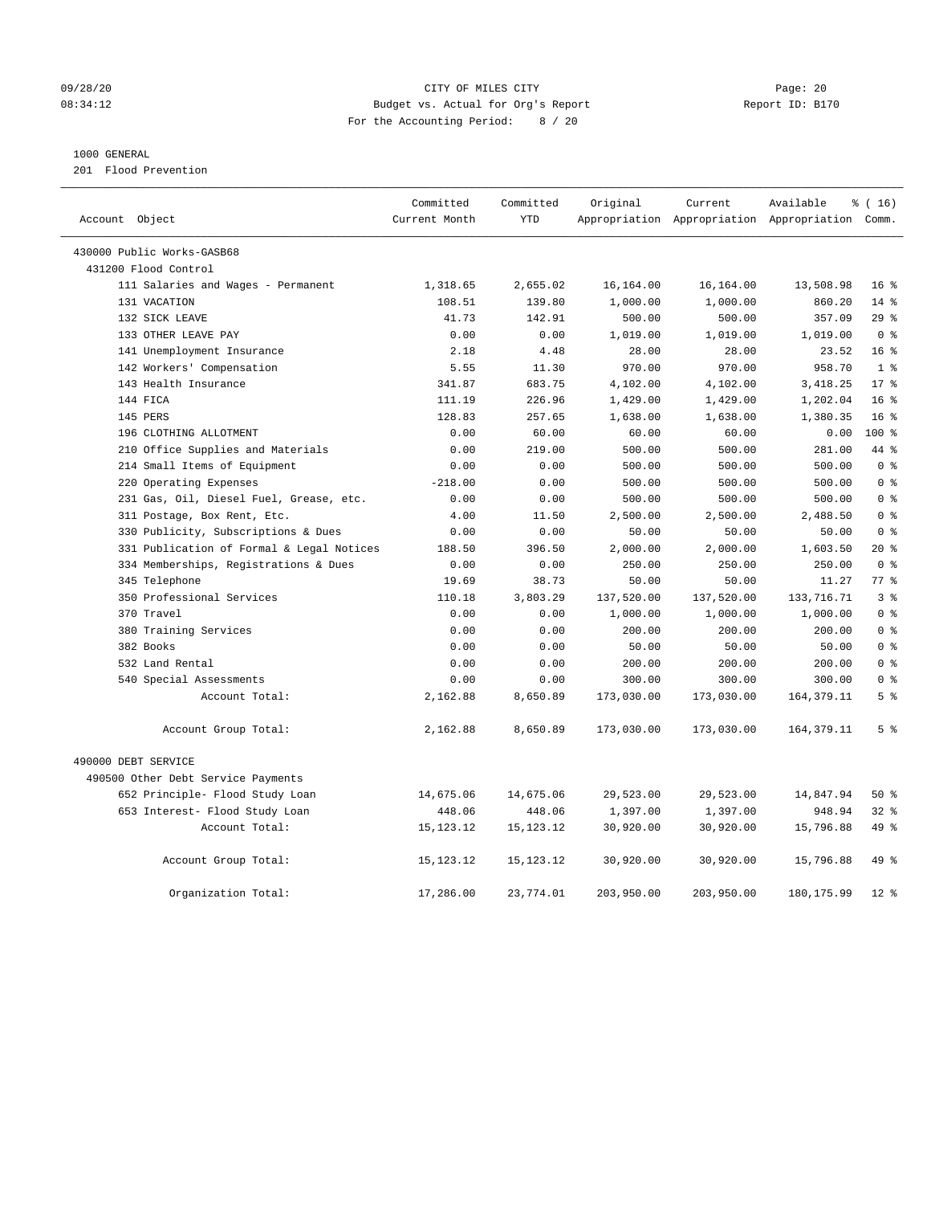09/28/20 CITY OF MILES CITY
08:34:12 Budget vs. Actual for Org's Report Report ID: B170
For the Accounting Period: 8 / 20

1000 GENERAL
201 Flood Prevention

| Account Object | Committed Current Month | Committed YTD | Original Appropriation | Current Appropriation | Available Appropriation | % ( 16) Comm. |
|---|---|---|---|---|---|---|
| 430000 Public Works-GASB68 | | | | | | |
| 431200 Flood Control | | | | | | |
| 111 Salaries and Wages - Permanent | 1,318.65 | 2,655.02 | 16,164.00 | 16,164.00 | 13,508.98 | 16 % |
| 131 VACATION | 108.51 | 139.80 | 1,000.00 | 1,000.00 | 860.20 | 14 % |
| 132 SICK LEAVE | 41.73 | 142.91 | 500.00 | 500.00 | 357.09 | 29 % |
| 133 OTHER LEAVE PAY | 0.00 | 0.00 | 1,019.00 | 1,019.00 | 1,019.00 | 0 % |
| 141 Unemployment Insurance | 2.18 | 4.48 | 28.00 | 28.00 | 23.52 | 16 % |
| 142 Workers' Compensation | 5.55 | 11.30 | 970.00 | 970.00 | 958.70 | 1 % |
| 143 Health Insurance | 341.87 | 683.75 | 4,102.00 | 4,102.00 | 3,418.25 | 17 % |
| 144 FICA | 111.19 | 226.96 | 1,429.00 | 1,429.00 | 1,202.04 | 16 % |
| 145 PERS | 128.83 | 257.65 | 1,638.00 | 1,638.00 | 1,380.35 | 16 % |
| 196 CLOTHING ALLOTMENT | 0.00 | 60.00 | 60.00 | 60.00 | 0.00 | 100 % |
| 210 Office Supplies and Materials | 0.00 | 219.00 | 500.00 | 500.00 | 281.00 | 44 % |
| 214 Small Items of Equipment | 0.00 | 0.00 | 500.00 | 500.00 | 500.00 | 0 % |
| 220 Operating Expenses | -218.00 | 0.00 | 500.00 | 500.00 | 500.00 | 0 % |
| 231 Gas, Oil, Diesel Fuel, Grease, etc. | 0.00 | 0.00 | 500.00 | 500.00 | 500.00 | 0 % |
| 311 Postage, Box Rent, Etc. | 4.00 | 11.50 | 2,500.00 | 2,500.00 | 2,488.50 | 0 % |
| 330 Publicity, Subscriptions & Dues | 0.00 | 0.00 | 50.00 | 50.00 | 50.00 | 0 % |
| 331 Publication of Formal & Legal Notices | 188.50 | 396.50 | 2,000.00 | 2,000.00 | 1,603.50 | 20 % |
| 334 Memberships, Registrations & Dues | 0.00 | 0.00 | 250.00 | 250.00 | 250.00 | 0 % |
| 345 Telephone | 19.69 | 38.73 | 50.00 | 50.00 | 11.27 | 77 % |
| 350 Professional Services | 110.18 | 3,803.29 | 137,520.00 | 137,520.00 | 133,716.71 | 3 % |
| 370 Travel | 0.00 | 0.00 | 1,000.00 | 1,000.00 | 1,000.00 | 0 % |
| 380 Training Services | 0.00 | 0.00 | 200.00 | 200.00 | 200.00 | 0 % |
| 382 Books | 0.00 | 0.00 | 50.00 | 50.00 | 50.00 | 0 % |
| 532 Land Rental | 0.00 | 0.00 | 200.00 | 200.00 | 200.00 | 0 % |
| 540 Special Assessments | 0.00 | 0.00 | 300.00 | 300.00 | 300.00 | 0 % |
| Account Total: | 2,162.88 | 8,650.89 | 173,030.00 | 173,030.00 | 164,379.11 | 5 % |
| Account Group Total: | 2,162.88 | 8,650.89 | 173,030.00 | 173,030.00 | 164,379.11 | 5 % |
| 490000 DEBT SERVICE | | | | | | |
| 490500 Other Debt Service Payments | | | | | | |
| 652 Principle- Flood Study Loan | 14,675.06 | 14,675.06 | 29,523.00 | 29,523.00 | 14,847.94 | 50 % |
| 653 Interest- Flood Study Loan | 448.06 | 448.06 | 1,397.00 | 1,397.00 | 948.94 | 32 % |
| Account Total: | 15,123.12 | 15,123.12 | 30,920.00 | 30,920.00 | 15,796.88 | 49 % |
| Account Group Total: | 15,123.12 | 15,123.12 | 30,920.00 | 30,920.00 | 15,796.88 | 49 % |
| Organization Total: | 17,286.00 | 23,774.01 | 203,950.00 | 203,950.00 | 180,175.99 | 12 % |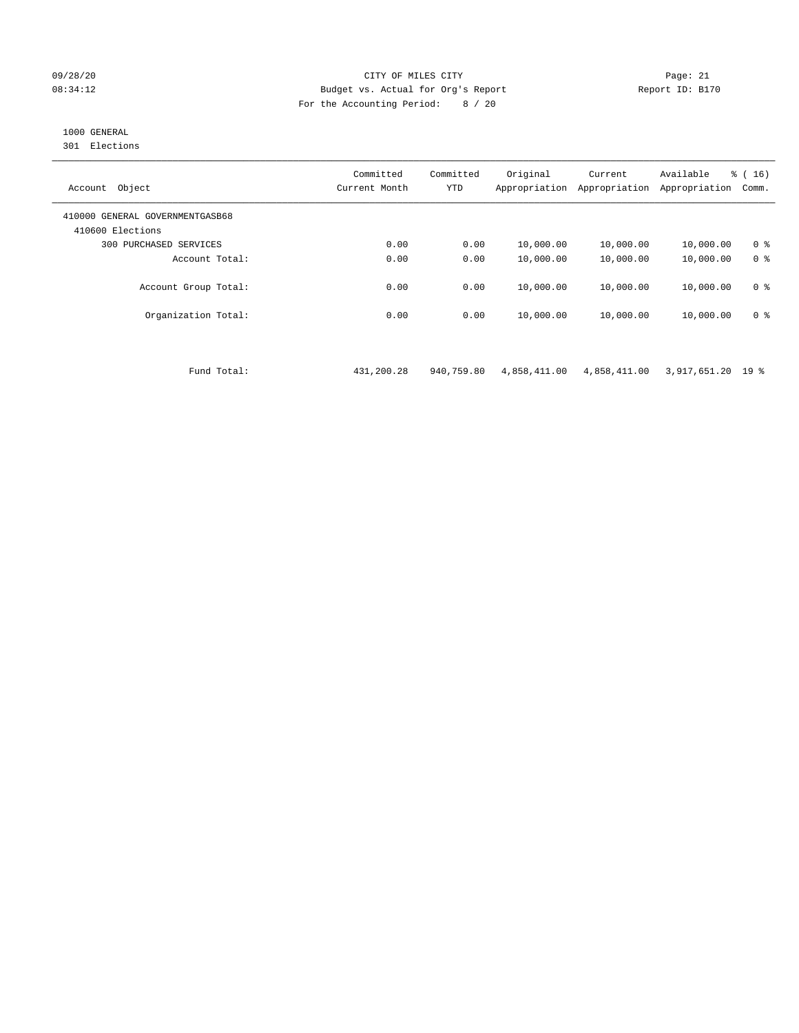CITY OF MILES CITY

Budget vs. Actual for Org's Report

For the Accounting Period: 8 / 20

09/28/20
08:34:12

Report ID: B170

1000 GENERAL
301 Elections

| Account Object | Committed Current Month | Committed YTD | Original Appropriation | Current Appropriation | Available Appropriation | % ( 16) Comm. |
|---|---|---|---|---|---|---|
| 410000 GENERAL GOVERNMENTGASB68 | | | | | | |
| 410600 Elections | | | | | | |
| 300 PURCHASED SERVICES | 0.00 | 0.00 | 10,000.00 | 10,000.00 | 10,000.00 | 0 % |
| Account Total: | 0.00 | 0.00 | 10,000.00 | 10,000.00 | 10,000.00 | 0 % |
| Account Group Total: | 0.00 | 0.00 | 10,000.00 | 10,000.00 | 10,000.00 | 0 % |
| Organization Total: | 0.00 | 0.00 | 10,000.00 | 10,000.00 | 10,000.00 | 0 % |
| Fund Total: | 431,200.28 | 940,759.80 | 4,858,411.00 | 4,858,411.00 | 3,917,651.20 | 19 % |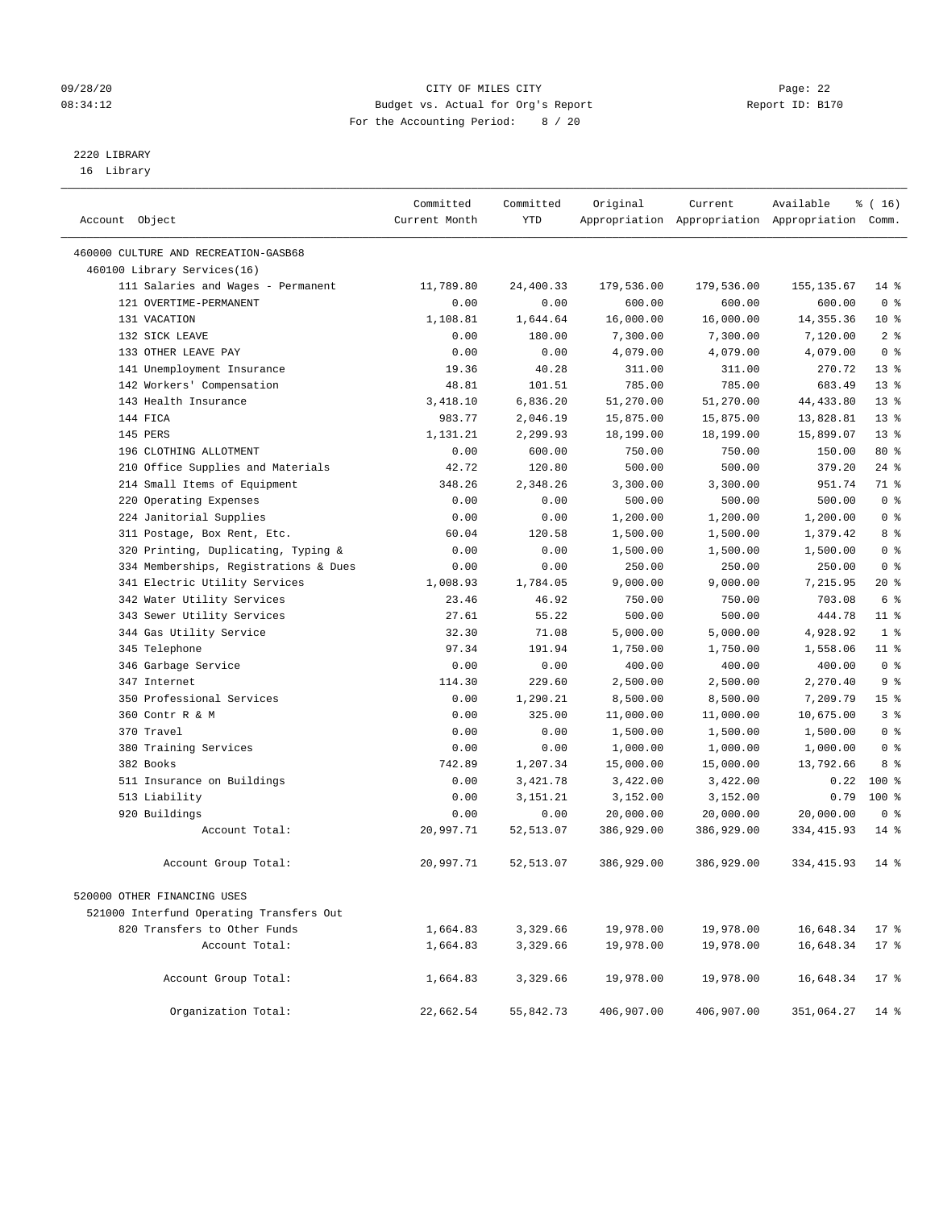09/28/20 CITY OF MILES CITY
08:34:12 Budget vs. Actual for Org's Report Report ID: B170
For the Accounting Period: 8 / 20

2220 LIBRARY
16 Library

| Account Object | Committed Current Month | Committed YTD | Original Appropriation | Current Appropriation | Available Appropriation | % ( 16) Comm. |
|---|---|---|---|---|---|---|
| 460000 CULTURE AND RECREATION-GASB68 | | | | | | |
| 460100 Library Services(16) | | | | | | |
| 111 Salaries and Wages - Permanent | 11,789.80 | 24,400.33 | 179,536.00 | 179,536.00 | 155,135.67 | 14 % |
| 121 OVERTIME-PERMANENT | 0.00 | 0.00 | 600.00 | 600.00 | 600.00 | 0 % |
| 131 VACATION | 1,108.81 | 1,644.64 | 16,000.00 | 16,000.00 | 14,355.36 | 10 % |
| 132 SICK LEAVE | 0.00 | 180.00 | 7,300.00 | 7,300.00 | 7,120.00 | 2 % |
| 133 OTHER LEAVE PAY | 0.00 | 0.00 | 4,079.00 | 4,079.00 | 4,079.00 | 0 % |
| 141 Unemployment Insurance | 19.36 | 40.28 | 311.00 | 311.00 | 270.72 | 13 % |
| 142 Workers' Compensation | 48.81 | 101.51 | 785.00 | 785.00 | 683.49 | 13 % |
| 143 Health Insurance | 3,418.10 | 6,836.20 | 51,270.00 | 51,270.00 | 44,433.80 | 13 % |
| 144 FICA | 983.77 | 2,046.19 | 15,875.00 | 15,875.00 | 13,828.81 | 13 % |
| 145 PERS | 1,131.21 | 2,299.93 | 18,199.00 | 18,199.00 | 15,899.07 | 13 % |
| 196 CLOTHING ALLOTMENT | 0.00 | 600.00 | 750.00 | 750.00 | 150.00 | 80 % |
| 210 Office Supplies and Materials | 42.72 | 120.80 | 500.00 | 500.00 | 379.20 | 24 % |
| 214 Small Items of Equipment | 348.26 | 2,348.26 | 3,300.00 | 3,300.00 | 951.74 | 71 % |
| 220 Operating Expenses | 0.00 | 0.00 | 500.00 | 500.00 | 500.00 | 0 % |
| 224 Janitorial Supplies | 0.00 | 0.00 | 1,200.00 | 1,200.00 | 1,200.00 | 0 % |
| 311 Postage, Box Rent, Etc. | 60.04 | 120.58 | 1,500.00 | 1,500.00 | 1,379.42 | 8 % |
| 320 Printing, Duplicating, Typing & | 0.00 | 0.00 | 1,500.00 | 1,500.00 | 1,500.00 | 0 % |
| 334 Memberships, Registrations & Dues | 0.00 | 0.00 | 250.00 | 250.00 | 250.00 | 0 % |
| 341 Electric Utility Services | 1,008.93 | 1,784.05 | 9,000.00 | 9,000.00 | 7,215.95 | 20 % |
| 342 Water Utility Services | 23.46 | 46.92 | 750.00 | 750.00 | 703.08 | 6 % |
| 343 Sewer Utility Services | 27.61 | 55.22 | 500.00 | 500.00 | 444.78 | 11 % |
| 344 Gas Utility Service | 32.30 | 71.08 | 5,000.00 | 5,000.00 | 4,928.92 | 1 % |
| 345 Telephone | 97.34 | 191.94 | 1,750.00 | 1,750.00 | 1,558.06 | 11 % |
| 346 Garbage Service | 0.00 | 0.00 | 400.00 | 400.00 | 400.00 | 0 % |
| 347 Internet | 114.30 | 229.60 | 2,500.00 | 2,500.00 | 2,270.40 | 9 % |
| 350 Professional Services | 0.00 | 1,290.21 | 8,500.00 | 8,500.00 | 7,209.79 | 15 % |
| 360 Contr R & M | 0.00 | 325.00 | 11,000.00 | 11,000.00 | 10,675.00 | 3 % |
| 370 Travel | 0.00 | 0.00 | 1,500.00 | 1,500.00 | 1,500.00 | 0 % |
| 380 Training Services | 0.00 | 0.00 | 1,000.00 | 1,000.00 | 1,000.00 | 0 % |
| 382 Books | 742.89 | 1,207.34 | 15,000.00 | 15,000.00 | 13,792.66 | 8 % |
| 511 Insurance on Buildings | 0.00 | 3,421.78 | 3,422.00 | 3,422.00 | 0.22 | 100 % |
| 513 Liability | 0.00 | 3,151.21 | 3,152.00 | 3,152.00 | 0.79 | 100 % |
| 920 Buildings | 0.00 | 0.00 | 20,000.00 | 20,000.00 | 20,000.00 | 0 % |
| Account Total: | 20,997.71 | 52,513.07 | 386,929.00 | 386,929.00 | 334,415.93 | 14 % |
| Account Group Total: | 20,997.71 | 52,513.07 | 386,929.00 | 386,929.00 | 334,415.93 | 14 % |
| 520000 OTHER FINANCING USES | | | | | | |
| 521000 Interfund Operating Transfers Out | | | | | | |
| 820 Transfers to Other Funds | 1,664.83 | 3,329.66 | 19,978.00 | 19,978.00 | 16,648.34 | 17 % |
| Account Total: | 1,664.83 | 3,329.66 | 19,978.00 | 19,978.00 | 16,648.34 | 17 % |
| Account Group Total: | 1,664.83 | 3,329.66 | 19,978.00 | 19,978.00 | 16,648.34 | 17 % |
| Organization Total: | 22,662.54 | 55,842.73 | 406,907.00 | 406,907.00 | 351,064.27 | 14 % |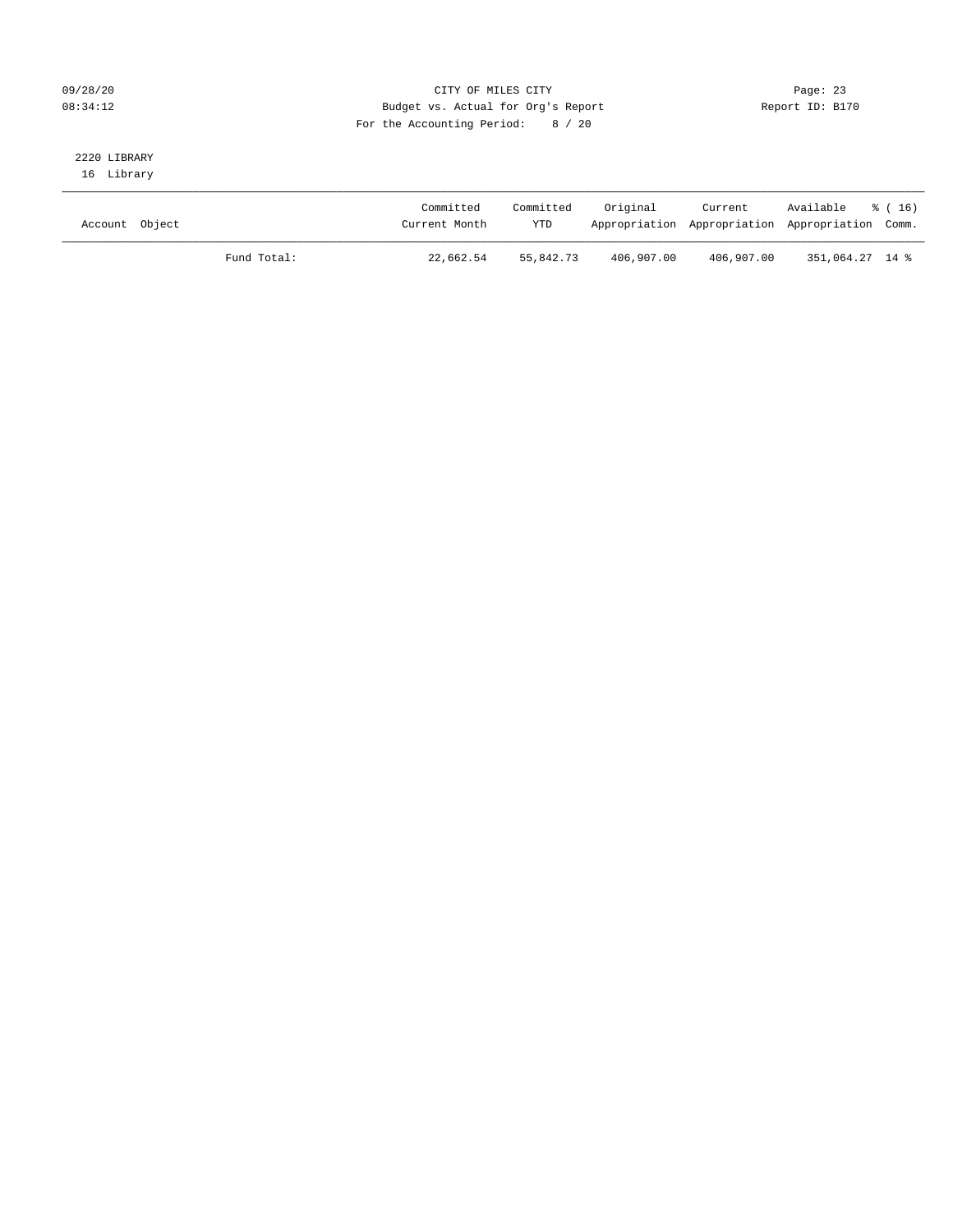CITY OF MILES CITY
Budget vs. Actual for Org's Report
For the Accounting Period: 8 / 20

2220 LIBRARY
16 Library

| Account Object | | Committed Current Month | Committed YTD | Original Appropriation | Current Appropriation | Available Appropriation | % ( 16) Comm. |
|---|---|---|---|---|---|---|---|
| | Fund Total: | 22,662.54 | 55,842.73 | 406,907.00 | 406,907.00 | 351,064.27 | 14 % |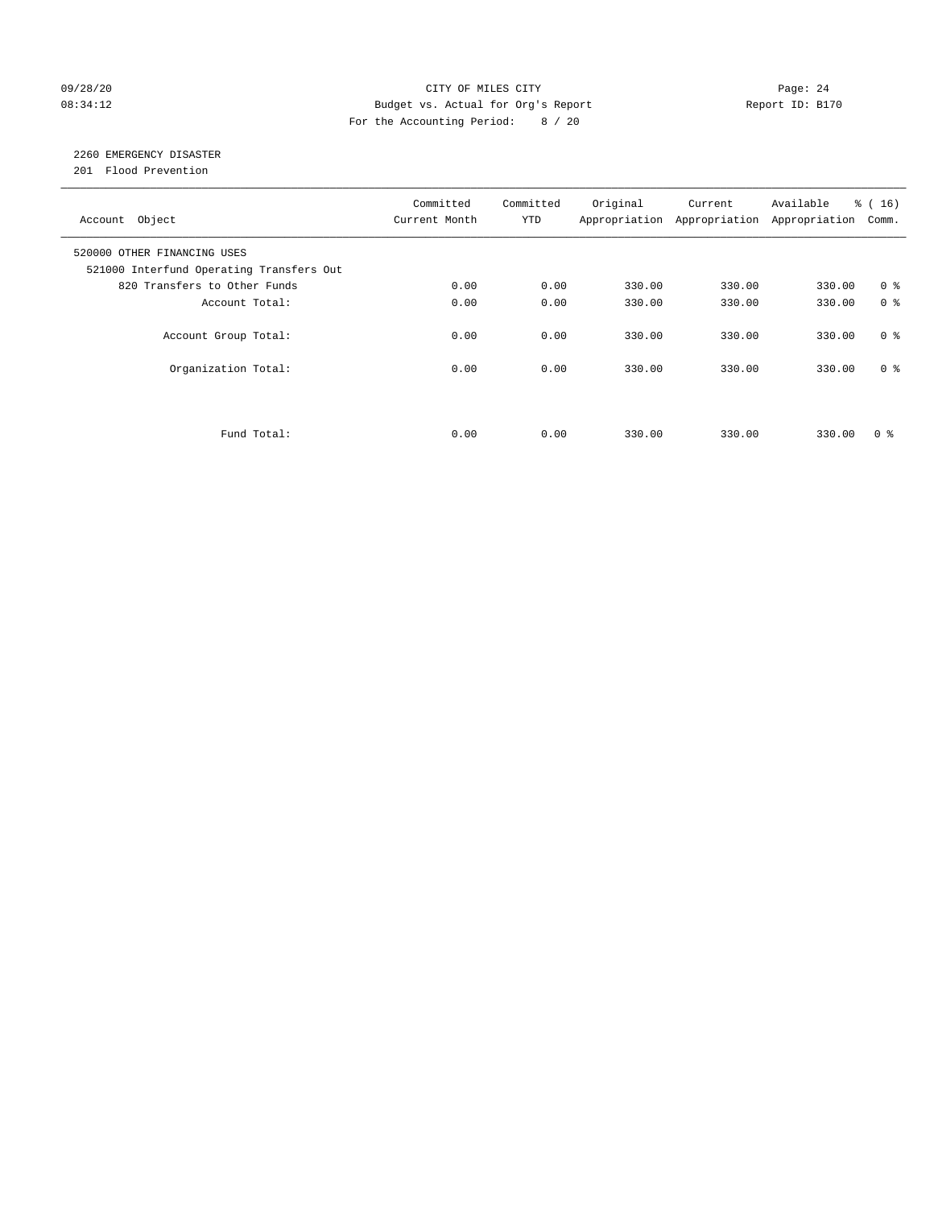09/28/20 CITY OF MILES CITY
08:34:12 Budget vs. Actual for Org's Report Report ID: B170
For the Accounting Period: 8 / 20

2260 EMERGENCY DISASTER
201 Flood Prevention

| Account Object | Committed Current Month | Committed YTD | Original Appropriation | Current Appropriation | Available Appropriation | % ( 16) Comm. |
|---|---|---|---|---|---|---|
| 520000 OTHER FINANCING USES | | | | | | |
| 521000 Interfund Operating Transfers Out | | | | | | |
| 820 Transfers to Other Funds | 0.00 | 0.00 | 330.00 | 330.00 | 330.00 | 0 % |
| Account Total: | 0.00 | 0.00 | 330.00 | 330.00 | 330.00 | 0 % |
| Account Group Total: | 0.00 | 0.00 | 330.00 | 330.00 | 330.00 | 0 % |
| Organization Total: | 0.00 | 0.00 | 330.00 | 330.00 | 330.00 | 0 % |
| Fund Total: | 0.00 | 0.00 | 330.00 | 330.00 | 330.00 | 0 % |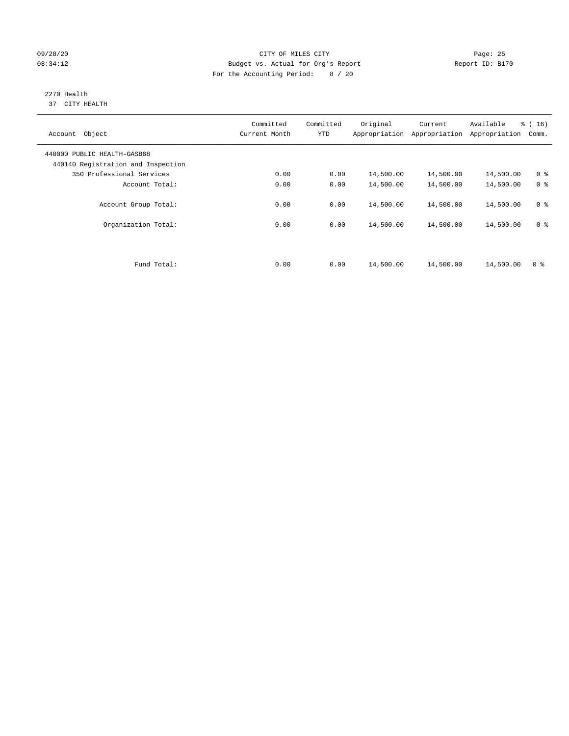CITY OF MILES CITY
Budget vs. Actual for Org's Report
For the Accounting Period: 8 / 20

09/28/20
08:34:12

Report ID: B170

2270 Health
37 CITY HEALTH

| Account Object | Committed Current Month | Committed YTD | Original Appropriation | Current Appropriation | Available Appropriation | % ( 16) Comm. |
|---|---|---|---|---|---|---|
| 440000 PUBLIC HEALTH-GASB68 | | | | | | |
| 440140 Registration and Inspection | | | | | | |
| 350 Professional Services | 0.00 | 0.00 | 14,500.00 | 14,500.00 | 14,500.00 | 0 % |
| Account Total: | 0.00 | 0.00 | 14,500.00 | 14,500.00 | 14,500.00 | 0 % |
| Account Group Total: | 0.00 | 0.00 | 14,500.00 | 14,500.00 | 14,500.00 | 0 % |
| Organization Total: | 0.00 | 0.00 | 14,500.00 | 14,500.00 | 14,500.00 | 0 % |
| Fund Total: | 0.00 | 0.00 | 14,500.00 | 14,500.00 | 14,500.00 | 0 % |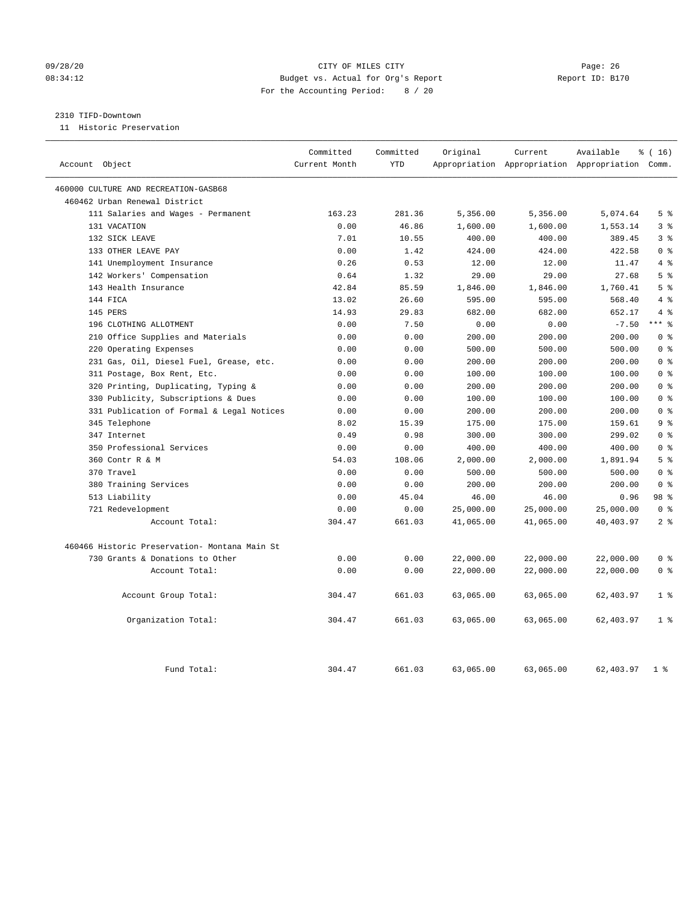CITY OF MILES CITY
Budget vs. Actual for Org's Report
For the Accounting Period: 8 / 20

09/28/20
08:34:12

Report ID: B170

2310 TIFD-Downtown
11 Historic Preservation

| Account Object | Committed Current Month | Committed YTD | Original Appropriation | Current Appropriation | Available Appropriation | % ( 16) Comm. |
|---|---|---|---|---|---|---|
| 460000 CULTURE AND RECREATION-GASB68 | | | | | | |
| 460462 Urban Renewal District | | | | | | |
| 111 Salaries and Wages - Permanent | 163.23 | 281.36 | 5,356.00 | 5,356.00 | 5,074.64 | 5 % |
| 131 VACATION | 0.00 | 46.86 | 1,600.00 | 1,600.00 | 1,553.14 | 3 % |
| 132 SICK LEAVE | 7.01 | 10.55 | 400.00 | 400.00 | 389.45 | 3 % |
| 133 OTHER LEAVE PAY | 0.00 | 1.42 | 424.00 | 424.00 | 422.58 | 0 % |
| 141 Unemployment Insurance | 0.26 | 0.53 | 12.00 | 12.00 | 11.47 | 4 % |
| 142 Workers' Compensation | 0.64 | 1.32 | 29.00 | 29.00 | 27.68 | 5 % |
| 143 Health Insurance | 42.84 | 85.59 | 1,846.00 | 1,846.00 | 1,760.41 | 5 % |
| 144 FICA | 13.02 | 26.60 | 595.00 | 595.00 | 568.40 | 4 % |
| 145 PERS | 14.93 | 29.83 | 682.00 | 682.00 | 652.17 | 4 % |
| 196 CLOTHING ALLOTMENT | 0.00 | 7.50 | 0.00 | 0.00 | -7.50 | *** % |
| 210 Office Supplies and Materials | 0.00 | 0.00 | 200.00 | 200.00 | 200.00 | 0 % |
| 220 Operating Expenses | 0.00 | 0.00 | 500.00 | 500.00 | 500.00 | 0 % |
| 231 Gas, Oil, Diesel Fuel, Grease, etc. | 0.00 | 0.00 | 200.00 | 200.00 | 200.00 | 0 % |
| 311 Postage, Box Rent, Etc. | 0.00 | 0.00 | 100.00 | 100.00 | 100.00 | 0 % |
| 320 Printing, Duplicating, Typing & | 0.00 | 0.00 | 200.00 | 200.00 | 200.00 | 0 % |
| 330 Publicity, Subscriptions & Dues | 0.00 | 0.00 | 100.00 | 100.00 | 100.00 | 0 % |
| 331 Publication of Formal & Legal Notices | 0.00 | 0.00 | 200.00 | 200.00 | 200.00 | 0 % |
| 345 Telephone | 8.02 | 15.39 | 175.00 | 175.00 | 159.61 | 9 % |
| 347 Internet | 0.49 | 0.98 | 300.00 | 300.00 | 299.02 | 0 % |
| 350 Professional Services | 0.00 | 0.00 | 400.00 | 400.00 | 400.00 | 0 % |
| 360 Contr R & M | 54.03 | 108.06 | 2,000.00 | 2,000.00 | 1,891.94 | 5 % |
| 370 Travel | 0.00 | 0.00 | 500.00 | 500.00 | 500.00 | 0 % |
| 380 Training Services | 0.00 | 0.00 | 200.00 | 200.00 | 200.00 | 0 % |
| 513 Liability | 0.00 | 45.04 | 46.00 | 46.00 | 0.96 | 98 % |
| 721 Redevelopment | 0.00 | 0.00 | 25,000.00 | 25,000.00 | 25,000.00 | 0 % |
| Account Total: | 304.47 | 661.03 | 41,065.00 | 41,065.00 | 40,403.97 | 2 % |
| 460466 Historic Preservation- Montana Main St | | | | | | |
| 730 Grants & Donations to Other | 0.00 | 0.00 | 22,000.00 | 22,000.00 | 22,000.00 | 0 % |
| Account Total: | 0.00 | 0.00 | 22,000.00 | 22,000.00 | 22,000.00 | 0 % |
| Account Group Total: | 304.47 | 661.03 | 63,065.00 | 63,065.00 | 62,403.97 | 1 % |
| Organization Total: | 304.47 | 661.03 | 63,065.00 | 63,065.00 | 62,403.97 | 1 % |
| Fund Total: | 304.47 | 661.03 | 63,065.00 | 63,065.00 | 62,403.97 | 1 % |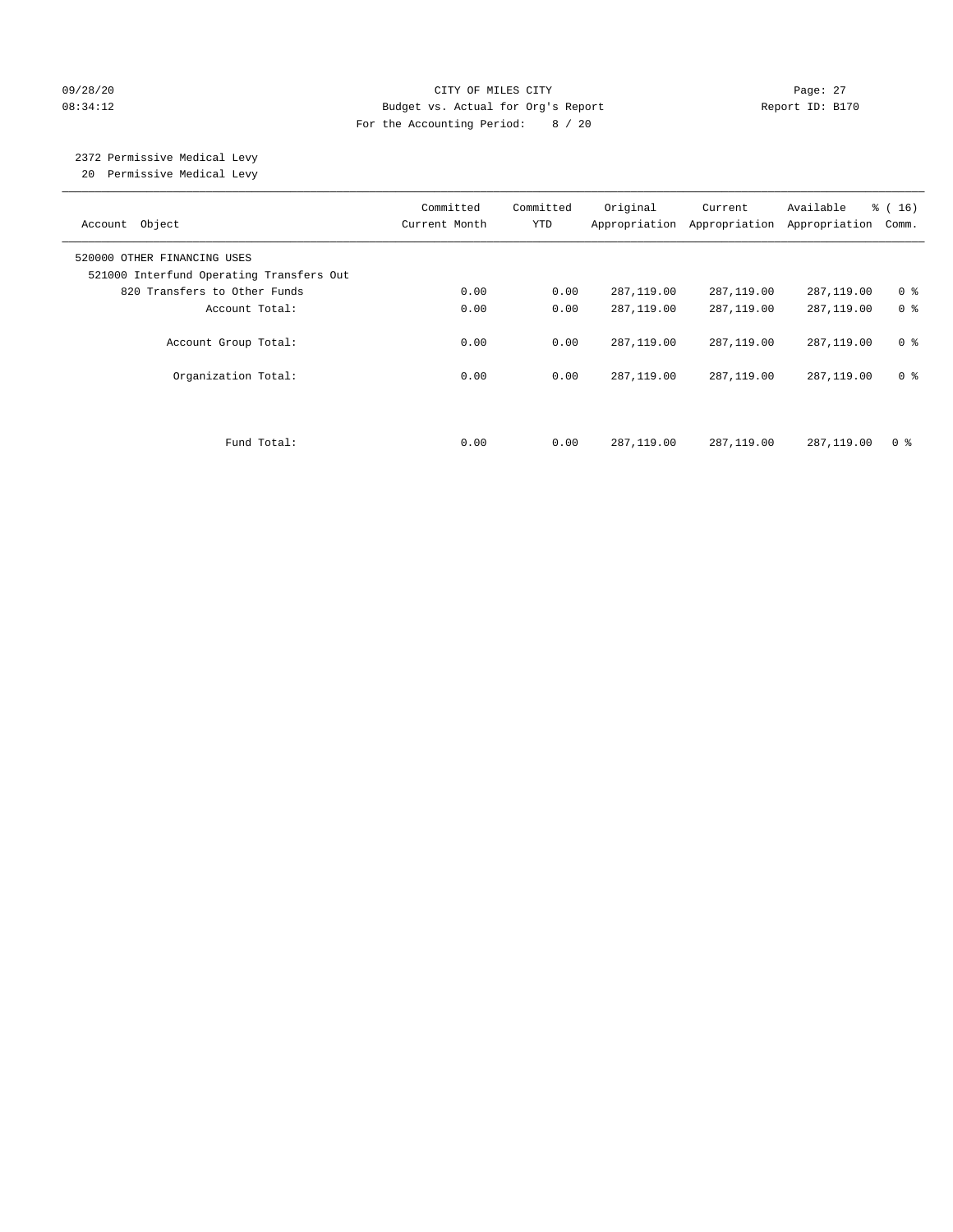CITY OF MILES CITY
Budget vs. Actual for Org's Report
For the Accounting Period: 8 / 20

09/28/20
08:34:12

Report ID: B170

## 2372 Permissive Medical Levy

20 Permissive Medical Levy

| Account Object | Committed Current Month | Committed YTD | Original Appropriation | Current Appropriation | Available Appropriation | % ( 16) Comm. |
|---|---|---|---|---|---|---|
| 520000 OTHER FINANCING USES | | | | | | |
| 521000 Interfund Operating Transfers Out | | | | | | |
| 820 Transfers to Other Funds | 0.00 | 0.00 | 287,119.00 | 287,119.00 | 287,119.00 | 0 % |
| Account Total: | 0.00 | 0.00 | 287,119.00 | 287,119.00 | 287,119.00 | 0 % |
| Account Group Total: | 0.00 | 0.00 | 287,119.00 | 287,119.00 | 287,119.00 | 0 % |
| Organization Total: | 0.00 | 0.00 | 287,119.00 | 287,119.00 | 287,119.00 | 0 % |
| Fund Total: | 0.00 | 0.00 | 287,119.00 | 287,119.00 | 287,119.00 | 0 % |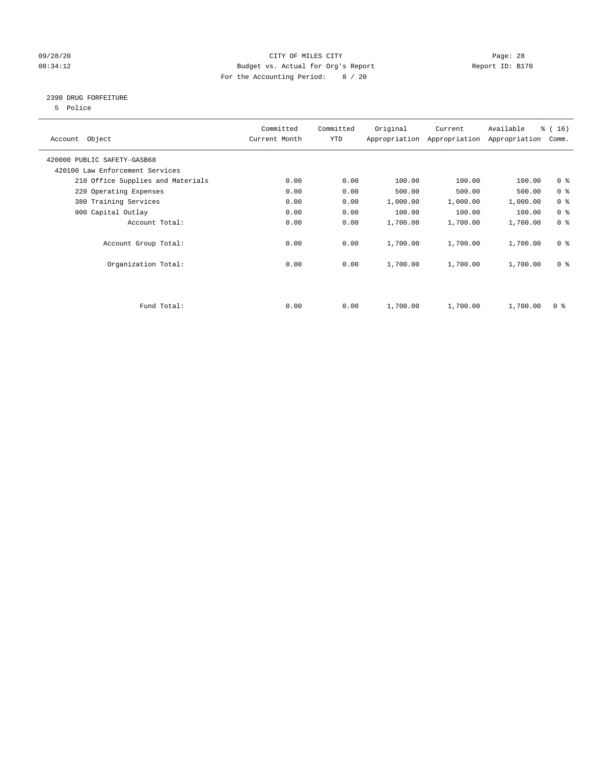09/28/20 CITY OF MILES CITY
08:34:12 Budget vs. Actual for Org's Report Report ID: B170
For the Accounting Period: 8 / 20

2390 DRUG FORFEITURE
5 Police

| Account Object | Committed Current Month | Committed YTD | Original Appropriation | Current Appropriation | Available Appropriation | % ( 16) Comm. |
|---|---|---|---|---|---|---|
| 420000 PUBLIC SAFETY-GASB68 | | | | | | |
| 420100 Law Enforcement Services | | | | | | |
| 210 Office Supplies and Materials | 0.00 | 0.00 | 100.00 | 100.00 | 100.00 | 0 % |
| 220 Operating Expenses | 0.00 | 0.00 | 500.00 | 500.00 | 500.00 | 0 % |
| 380 Training Services | 0.00 | 0.00 | 1,000.00 | 1,000.00 | 1,000.00 | 0 % |
| 900 Capital Outlay | 0.00 | 0.00 | 100.00 | 100.00 | 100.00 | 0 % |
| Account Total: | 0.00 | 0.00 | 1,700.00 | 1,700.00 | 1,700.00 | 0 % |
| Account Group Total: | 0.00 | 0.00 | 1,700.00 | 1,700.00 | 1,700.00 | 0 % |
| Organization Total: | 0.00 | 0.00 | 1,700.00 | 1,700.00 | 1,700.00 | 0 % |
| Fund Total: | 0.00 | 0.00 | 1,700.00 | 1,700.00 | 1,700.00 | 0 % |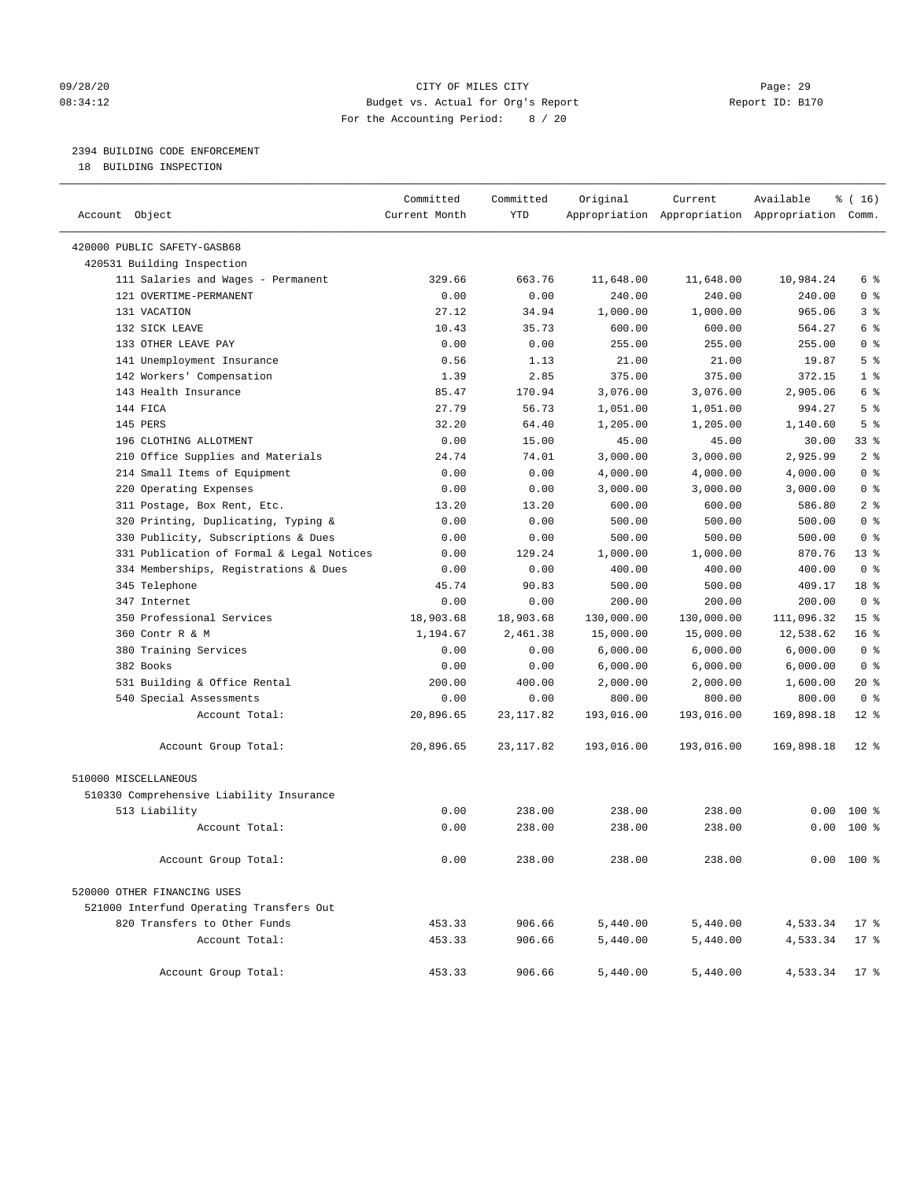CITY OF MILES CITY
Budget vs. Actual for Org's Report
For the Accounting Period: 8 / 20

09/28/20 08:34:12 — Page: 29 — Report ID: B170

## 2394 BUILDING CODE ENFORCEMENT

18 BUILDING INSPECTION

| Account Object | Committed Current Month | Committed YTD | Original Appropriation | Current Appropriation | Available Appropriation | % ( 16) Comm. |
|---|---|---|---|---|---|---|
| 420000 PUBLIC SAFETY-GASB68 | | | | | | |
| 420531 Building Inspection | | | | | | |
| 111 Salaries and Wages - Permanent | 329.66 | 663.76 | 11,648.00 | 11,648.00 | 10,984.24 | 6 % |
| 121 OVERTIME-PERMANENT | 0.00 | 0.00 | 240.00 | 240.00 | 240.00 | 0 % |
| 131 VACATION | 27.12 | 34.94 | 1,000.00 | 1,000.00 | 965.06 | 3 % |
| 132 SICK LEAVE | 10.43 | 35.73 | 600.00 | 600.00 | 564.27 | 6 % |
| 133 OTHER LEAVE PAY | 0.00 | 0.00 | 255.00 | 255.00 | 255.00 | 0 % |
| 141 Unemployment Insurance | 0.56 | 1.13 | 21.00 | 21.00 | 19.87 | 5 % |
| 142 Workers' Compensation | 1.39 | 2.85 | 375.00 | 375.00 | 372.15 | 1 % |
| 143 Health Insurance | 85.47 | 170.94 | 3,076.00 | 3,076.00 | 2,905.06 | 6 % |
| 144 FICA | 27.79 | 56.73 | 1,051.00 | 1,051.00 | 994.27 | 5 % |
| 145 PERS | 32.20 | 64.40 | 1,205.00 | 1,205.00 | 1,140.60 | 5 % |
| 196 CLOTHING ALLOTMENT | 0.00 | 15.00 | 45.00 | 45.00 | 30.00 | 33 % |
| 210 Office Supplies and Materials | 24.74 | 74.01 | 3,000.00 | 3,000.00 | 2,925.99 | 2 % |
| 214 Small Items of Equipment | 0.00 | 0.00 | 4,000.00 | 4,000.00 | 4,000.00 | 0 % |
| 220 Operating Expenses | 0.00 | 0.00 | 3,000.00 | 3,000.00 | 3,000.00 | 0 % |
| 311 Postage, Box Rent, Etc. | 13.20 | 13.20 | 600.00 | 600.00 | 586.80 | 2 % |
| 320 Printing, Duplicating, Typing & | 0.00 | 0.00 | 500.00 | 500.00 | 500.00 | 0 % |
| 330 Publicity, Subscriptions & Dues | 0.00 | 0.00 | 500.00 | 500.00 | 500.00 | 0 % |
| 331 Publication of Formal & Legal Notices | 0.00 | 129.24 | 1,000.00 | 1,000.00 | 870.76 | 13 % |
| 334 Memberships, Registrations & Dues | 0.00 | 0.00 | 400.00 | 400.00 | 400.00 | 0 % |
| 345 Telephone | 45.74 | 90.83 | 500.00 | 500.00 | 409.17 | 18 % |
| 347 Internet | 0.00 | 0.00 | 200.00 | 200.00 | 200.00 | 0 % |
| 350 Professional Services | 18,903.68 | 18,903.68 | 130,000.00 | 130,000.00 | 111,096.32 | 15 % |
| 360 Contr R & M | 1,194.67 | 2,461.38 | 15,000.00 | 15,000.00 | 12,538.62 | 16 % |
| 380 Training Services | 0.00 | 0.00 | 6,000.00 | 6,000.00 | 6,000.00 | 0 % |
| 382 Books | 0.00 | 0.00 | 6,000.00 | 6,000.00 | 6,000.00 | 0 % |
| 531 Building & Office Rental | 200.00 | 400.00 | 2,000.00 | 2,000.00 | 1,600.00 | 20 % |
| 540 Special Assessments | 0.00 | 0.00 | 800.00 | 800.00 | 800.00 | 0 % |
| Account Total: | 20,896.65 | 23,117.82 | 193,016.00 | 193,016.00 | 169,898.18 | 12 % |
| Account Group Total: | 20,896.65 | 23,117.82 | 193,016.00 | 193,016.00 | 169,898.18 | 12 % |
| 510000 MISCELLANEOUS | | | | | | |
| 510330 Comprehensive Liability Insurance | | | | | | |
| 513 Liability | 0.00 | 238.00 | 238.00 | 238.00 | 0.00 | 100 % |
| Account Total: | 0.00 | 238.00 | 238.00 | 238.00 | 0.00 | 100 % |
| Account Group Total: | 0.00 | 238.00 | 238.00 | 238.00 | 0.00 | 100 % |
| 520000 OTHER FINANCING USES | | | | | | |
| 521000 Interfund Operating Transfers Out | | | | | | |
| 820 Transfers to Other Funds | 453.33 | 906.66 | 5,440.00 | 5,440.00 | 4,533.34 | 17 % |
| Account Total: | 453.33 | 906.66 | 5,440.00 | 5,440.00 | 4,533.34 | 17 % |
| Account Group Total: | 453.33 | 906.66 | 5,440.00 | 5,440.00 | 4,533.34 | 17 % |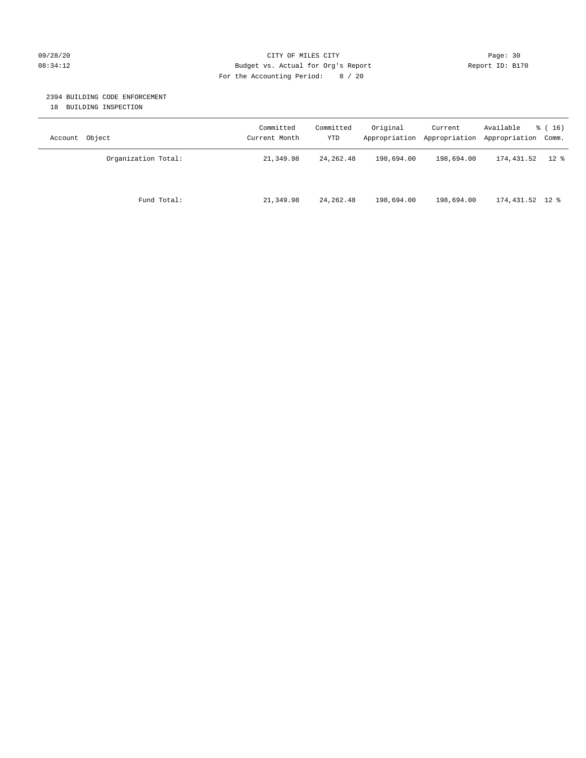09/28/20
08:34:12

CITY OF MILES CITY
Budget vs. Actual for Org's Report
For the Accounting Period: 8 / 20

Page: 30
Report ID: B170

## 2394 BUILDING CODE ENFORCEMENT

18 BUILDING INSPECTION

| Account Object | Committed Current Month | Committed YTD | Original Appropriation | Current Appropriation | Available Appropriation | % ( 16) Comm. |
|---|---|---|---|---|---|---|
| Organization Total: | 21,349.98 | 24,262.48 | 198,694.00 | 198,694.00 | 174,431.52 | 12 % |
| Fund Total: | 21,349.98 | 24,262.48 | 198,694.00 | 198,694.00 | 174,431.52 | 12 % |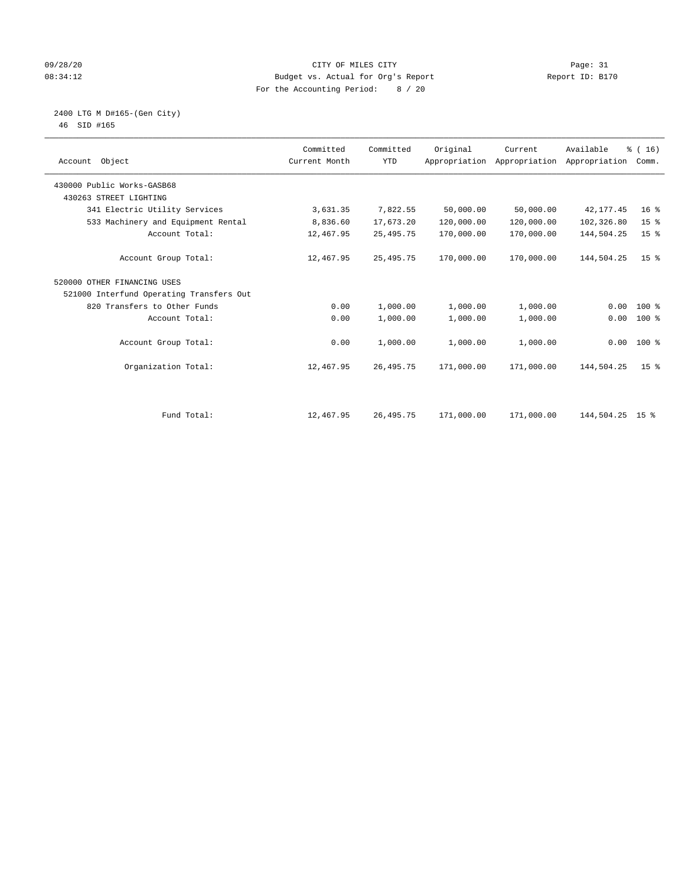CITY OF MILES CITY
Budget vs. Actual for Org's Report
For the Accounting Period: 8 / 20

09/28/20
08:34:12

Report ID: B170

2400 LTG M D#165-(Gen City)
46 SID #165

| Account Object | Committed Current Month | Committed YTD | Original Appropriation | Current Appropriation | Available Appropriation | % ( 16) Comm. |
|---|---|---|---|---|---|---|
| 430000 Public Works-GASB68 | | | | | | |
| 430263 STREET LIGHTING | | | | | | |
| 341 Electric Utility Services | 3,631.35 | 7,822.55 | 50,000.00 | 50,000.00 | 42,177.45 | 16 % |
| 533 Machinery and Equipment Rental | 8,836.60 | 17,673.20 | 120,000.00 | 120,000.00 | 102,326.80 | 15 % |
| Account Total: | 12,467.95 | 25,495.75 | 170,000.00 | 170,000.00 | 144,504.25 | 15 % |
| Account Group Total: | 12,467.95 | 25,495.75 | 170,000.00 | 170,000.00 | 144,504.25 | 15 % |
| 520000 OTHER FINANCING USES | | | | | | |
| 521000 Interfund Operating Transfers Out | | | | | | |
| 820 Transfers to Other Funds | 0.00 | 1,000.00 | 1,000.00 | 1,000.00 | 0.00 | 100 % |
| Account Total: | 0.00 | 1,000.00 | 1,000.00 | 1,000.00 | 0.00 | 100 % |
| Account Group Total: | 0.00 | 1,000.00 | 1,000.00 | 1,000.00 | 0.00 | 100 % |
| Organization Total: | 12,467.95 | 26,495.75 | 171,000.00 | 171,000.00 | 144,504.25 | 15 % |
| Fund Total: | 12,467.95 | 26,495.75 | 171,000.00 | 171,000.00 | 144,504.25 | 15 % |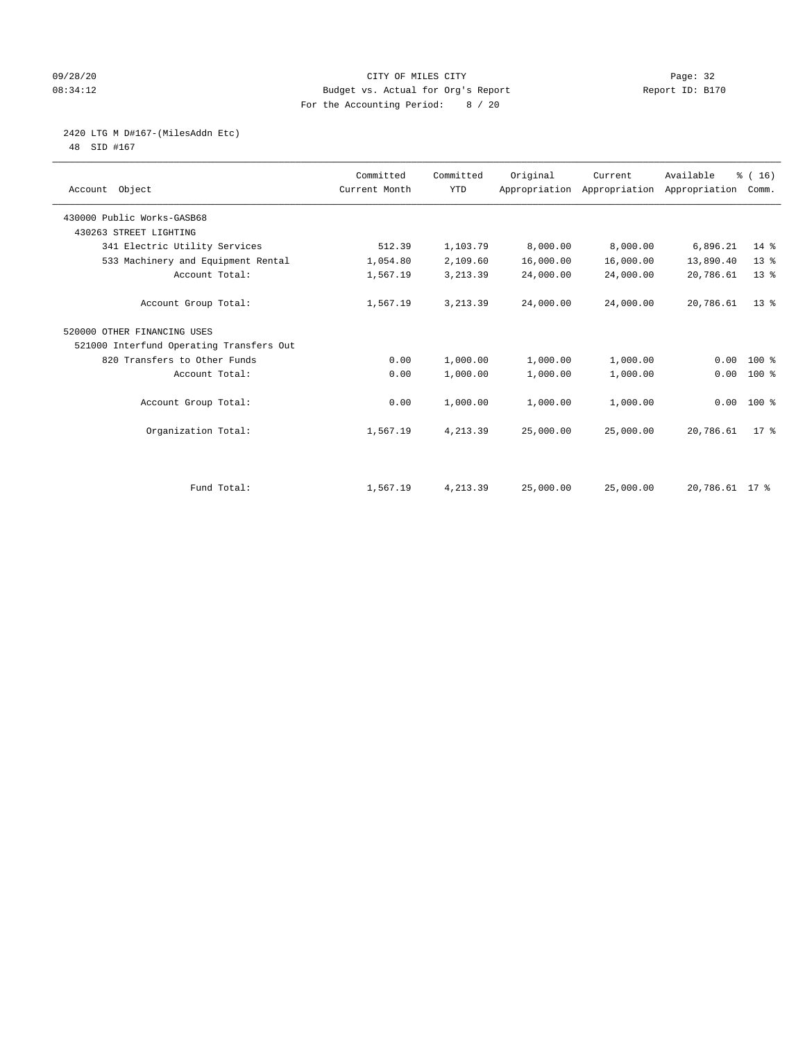CITY OF MILES CITY
Budget vs. Actual for Org's Report
For the Accounting Period: 8 / 20

09/28/20
08:34:12

Report ID: B170

2420 LTG M D#167-(MilesAddn Etc)
48 SID #167

| Account Object | Committed Current Month | Committed YTD | Original Appropriation | Current Appropriation | Available Appropriation | % ( 16) Comm. |
|---|---|---|---|---|---|---|
| 430000 Public Works-GASB68 | | | | | | |
| 430263 STREET LIGHTING | | | | | | |
| 341 Electric Utility Services | 512.39 | 1,103.79 | 8,000.00 | 8,000.00 | 6,896.21 | 14 % |
| 533 Machinery and Equipment Rental | 1,054.80 | 2,109.60 | 16,000.00 | 16,000.00 | 13,890.40 | 13 % |
| Account Total: | 1,567.19 | 3,213.39 | 24,000.00 | 24,000.00 | 20,786.61 | 13 % |
| Account Group Total: | 1,567.19 | 3,213.39 | 24,000.00 | 24,000.00 | 20,786.61 | 13 % |
| 520000 OTHER FINANCING USES | | | | | | |
| 521000 Interfund Operating Transfers Out | | | | | | |
| 820 Transfers to Other Funds | 0.00 | 1,000.00 | 1,000.00 | 1,000.00 | 0.00 | 100 % |
| Account Total: | 0.00 | 1,000.00 | 1,000.00 | 1,000.00 | 0.00 | 100 % |
| Account Group Total: | 0.00 | 1,000.00 | 1,000.00 | 1,000.00 | 0.00 | 100 % |
| Organization Total: | 1,567.19 | 4,213.39 | 25,000.00 | 25,000.00 | 20,786.61 | 17 % |
| Fund Total: | 1,567.19 | 4,213.39 | 25,000.00 | 25,000.00 | 20,786.61 | 17 % |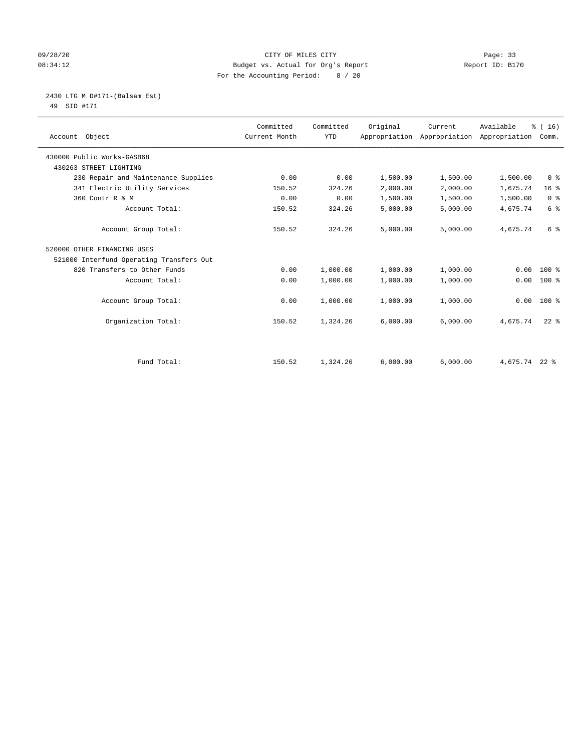CITY OF MILES CITY
Budget vs. Actual for Org's Report
For the Accounting Period: 8 / 20

2430 LTG M D#171-(Balsam Est)
49 SID #171

| Account Object | Committed Current Month | Committed YTD | Original Appropriation | Current Appropriation | Available Appropriation | % ( 16) Comm. |
|---|---|---|---|---|---|---|
| 430000 Public Works-GASB68 | | | | | | |
| 430263 STREET LIGHTING | | | | | | |
| 230 Repair and Maintenance Supplies | 0.00 | 0.00 | 1,500.00 | 1,500.00 | 1,500.00 | 0 % |
| 341 Electric Utility Services | 150.52 | 324.26 | 2,000.00 | 2,000.00 | 1,675.74 | 16 % |
| 360 Contr R & M | 0.00 | 0.00 | 1,500.00 | 1,500.00 | 1,500.00 | 0 % |
| Account Total: | 150.52 | 324.26 | 5,000.00 | 5,000.00 | 4,675.74 | 6 % |
| Account Group Total: | 150.52 | 324.26 | 5,000.00 | 5,000.00 | 4,675.74 | 6 % |
| 520000 OTHER FINANCING USES | | | | | | |
| 521000 Interfund Operating Transfers Out | | | | | | |
| 820 Transfers to Other Funds | 0.00 | 1,000.00 | 1,000.00 | 1,000.00 | 0.00 | 100 % |
| Account Total: | 0.00 | 1,000.00 | 1,000.00 | 1,000.00 | 0.00 | 100 % |
| Account Group Total: | 0.00 | 1,000.00 | 1,000.00 | 1,000.00 | 0.00 | 100 % |
| Organization Total: | 150.52 | 1,324.26 | 6,000.00 | 6,000.00 | 4,675.74 | 22 % |
| Fund Total: | 150.52 | 1,324.26 | 6,000.00 | 6,000.00 | 4,675.74 | 22 % |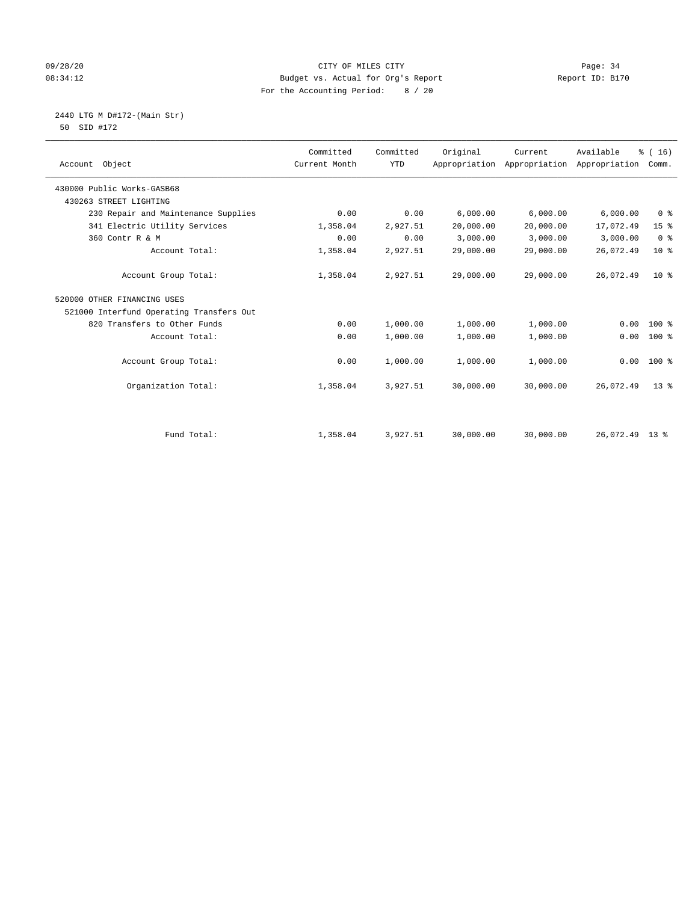CITY OF MILES CITY
Budget vs. Actual for Org's Report
For the Accounting Period: 8 / 20

09/28/20
08:34:12

Report ID: B170

2440 LTG M D#172-(Main Str)
50 SID #172

| Account Object | Committed Current Month | Committed YTD | Original Appropriation | Current Appropriation | Available Appropriation | % ( 16) Comm. |
|---|---|---|---|---|---|---|
| 430000 Public Works-GASB68 | | | | | | |
| 430263 STREET LIGHTING | | | | | | |
| 230 Repair and Maintenance Supplies | 0.00 | 0.00 | 6,000.00 | 6,000.00 | 6,000.00 | 0 % |
| 341 Electric Utility Services | 1,358.04 | 2,927.51 | 20,000.00 | 20,000.00 | 17,072.49 | 15 % |
| 360 Contr R & M | 0.00 | 0.00 | 3,000.00 | 3,000.00 | 3,000.00 | 0 % |
| Account Total: | 1,358.04 | 2,927.51 | 29,000.00 | 29,000.00 | 26,072.49 | 10 % |
| Account Group Total: | 1,358.04 | 2,927.51 | 29,000.00 | 29,000.00 | 26,072.49 | 10 % |
| 520000 OTHER FINANCING USES | | | | | | |
| 521000 Interfund Operating Transfers Out | | | | | | |
| 820 Transfers to Other Funds | 0.00 | 1,000.00 | 1,000.00 | 1,000.00 | 0.00 | 100 % |
| Account Total: | 0.00 | 1,000.00 | 1,000.00 | 1,000.00 | 0.00 | 100 % |
| Account Group Total: | 0.00 | 1,000.00 | 1,000.00 | 1,000.00 | 0.00 | 100 % |
| Organization Total: | 1,358.04 | 3,927.51 | 30,000.00 | 30,000.00 | 26,072.49 | 13 % |
| Fund Total: | 1,358.04 | 3,927.51 | 30,000.00 | 30,000.00 | 26,072.49 | 13 % |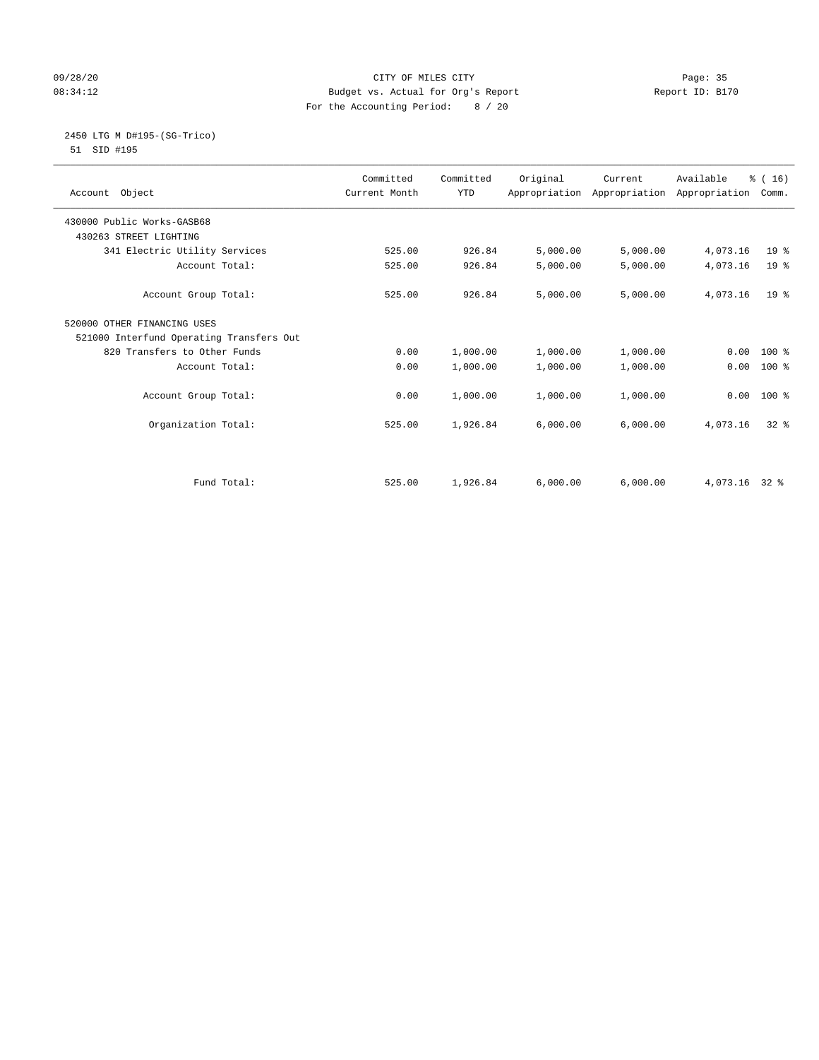09/28/20 CITY OF MILES CITY
08:34:12 Budget vs. Actual for Org's Report Report ID: B170
For the Accounting Period: 8 / 20

2450 LTG M D#195-(SG-Trico)
51 SID #195

| Account Object | Committed Current Month | Committed YTD | Original Appropriation | Current Appropriation | Available Appropriation | % ( 16) Comm. |
|---|---|---|---|---|---|---|
| 430000 Public Works-GASB68 | | | | | | |
| 430263 STREET LIGHTING | | | | | | |
| 341 Electric Utility Services | 525.00 | 926.84 | 5,000.00 | 5,000.00 | 4,073.16 | 19 % |
| Account Total: | 525.00 | 926.84 | 5,000.00 | 5,000.00 | 4,073.16 | 19 % |
| Account Group Total: | 525.00 | 926.84 | 5,000.00 | 5,000.00 | 4,073.16 | 19 % |
| 520000 OTHER FINANCING USES | | | | | | |
| 521000 Interfund Operating Transfers Out | | | | | | |
| 820 Transfers to Other Funds | 0.00 | 1,000.00 | 1,000.00 | 1,000.00 | 0.00 | 100 % |
| Account Total: | 0.00 | 1,000.00 | 1,000.00 | 1,000.00 | 0.00 | 100 % |
| Account Group Total: | 0.00 | 1,000.00 | 1,000.00 | 1,000.00 | 0.00 | 100 % |
| Organization Total: | 525.00 | 1,926.84 | 6,000.00 | 6,000.00 | 4,073.16 | 32 % |
| Fund Total: | 525.00 | 1,926.84 | 6,000.00 | 6,000.00 | 4,073.16 | 32 % |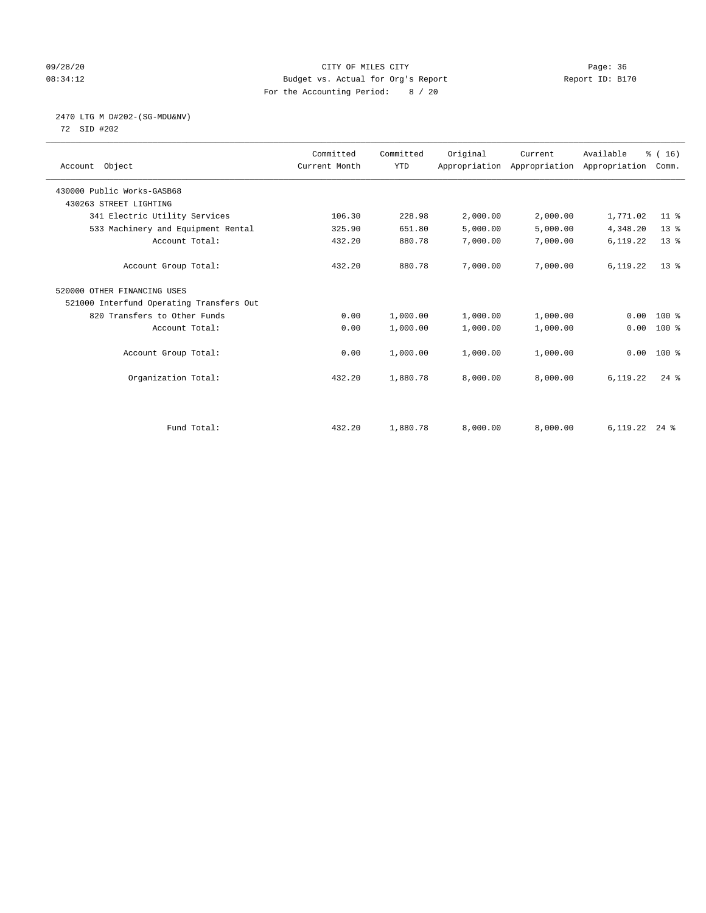CITY OF MILES CITY
Budget vs. Actual for Org's Report
For the Accounting Period: 8 / 20

09/28/20
08:34:12

Report ID: B170

2470 LTG M D#202-(SG-MDU&NV)
72 SID #202

| Account Object | Committed Current Month | Committed YTD | Original Appropriation | Current Appropriation | Available Appropriation | % ( 16) Comm. |
|---|---|---|---|---|---|---|
| 430000 Public Works-GASB68 | | | | | | |
| 430263 STREET LIGHTING | | | | | | |
| 341 Electric Utility Services | 106.30 | 228.98 | 2,000.00 | 2,000.00 | 1,771.02 | 11 % |
| 533 Machinery and Equipment Rental | 325.90 | 651.80 | 5,000.00 | 5,000.00 | 4,348.20 | 13 % |
| Account Total: | 432.20 | 880.78 | 7,000.00 | 7,000.00 | 6,119.22 | 13 % |
| Account Group Total: | 432.20 | 880.78 | 7,000.00 | 7,000.00 | 6,119.22 | 13 % |
| 520000 OTHER FINANCING USES | | | | | | |
| 521000 Interfund Operating Transfers Out | | | | | | |
| 820 Transfers to Other Funds | 0.00 | 1,000.00 | 1,000.00 | 1,000.00 | 0.00 | 100 % |
| Account Total: | 0.00 | 1,000.00 | 1,000.00 | 1,000.00 | 0.00 | 100 % |
| Account Group Total: | 0.00 | 1,000.00 | 1,000.00 | 1,000.00 | 0.00 | 100 % |
| Organization Total: | 432.20 | 1,880.78 | 8,000.00 | 8,000.00 | 6,119.22 | 24 % |
| Fund Total: | 432.20 | 1,880.78 | 8,000.00 | 8,000.00 | 6,119.22 | 24 % |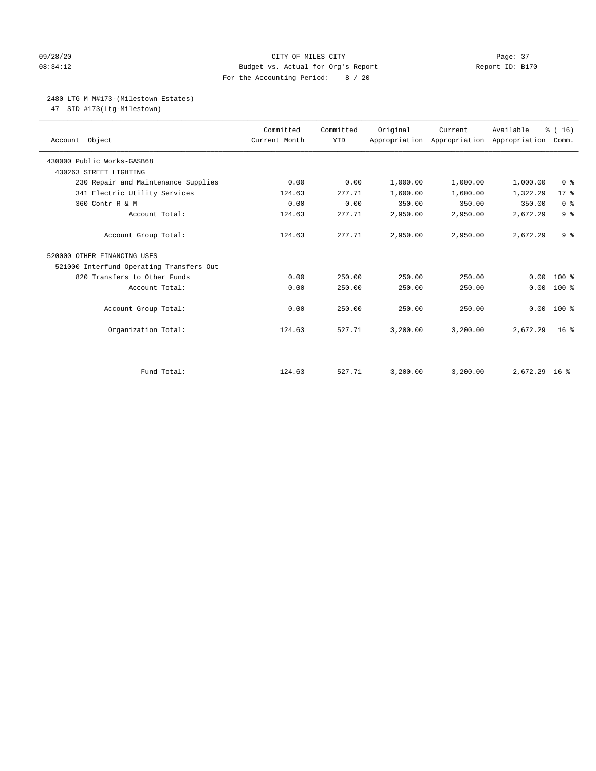CITY OF MILES CITY
Budget vs. Actual for Org's Report
For the Accounting Period: 8 / 20

09/28/20
08:34:12

Report ID: B170

2480 LTG M M#173-(Milestown Estates)
47 SID #173(Ltg-Milestown)

| Account Object | Committed Current Month | Committed YTD | Original Appropriation | Current Appropriation | Available Appropriation | % ( 16) Comm. |
|---|---|---|---|---|---|---|
| 430000 Public Works-GASB68 | | | | | | |
| 430263 STREET LIGHTING | | | | | | |
| 230 Repair and Maintenance Supplies | 0.00 | 0.00 | 1,000.00 | 1,000.00 | 1,000.00 | 0 % |
| 341 Electric Utility Services | 124.63 | 277.71 | 1,600.00 | 1,600.00 | 1,322.29 | 17 % |
| 360 Contr R & M | 0.00 | 0.00 | 350.00 | 350.00 | 350.00 | 0 % |
| Account Total: | 124.63 | 277.71 | 2,950.00 | 2,950.00 | 2,672.29 | 9 % |
| Account Group Total: | 124.63 | 277.71 | 2,950.00 | 2,950.00 | 2,672.29 | 9 % |
| 520000 OTHER FINANCING USES | | | | | | |
| 521000 Interfund Operating Transfers Out | | | | | | |
| 820 Transfers to Other Funds | 0.00 | 250.00 | 250.00 | 250.00 | 0.00 | 100 % |
| Account Total: | 0.00 | 250.00 | 250.00 | 250.00 | 0.00 | 100 % |
| Account Group Total: | 0.00 | 250.00 | 250.00 | 250.00 | 0.00 | 100 % |
| Organization Total: | 124.63 | 527.71 | 3,200.00 | 3,200.00 | 2,672.29 | 16 % |
| Fund Total: | 124.63 | 527.71 | 3,200.00 | 3,200.00 | 2,672.29 | 16 % |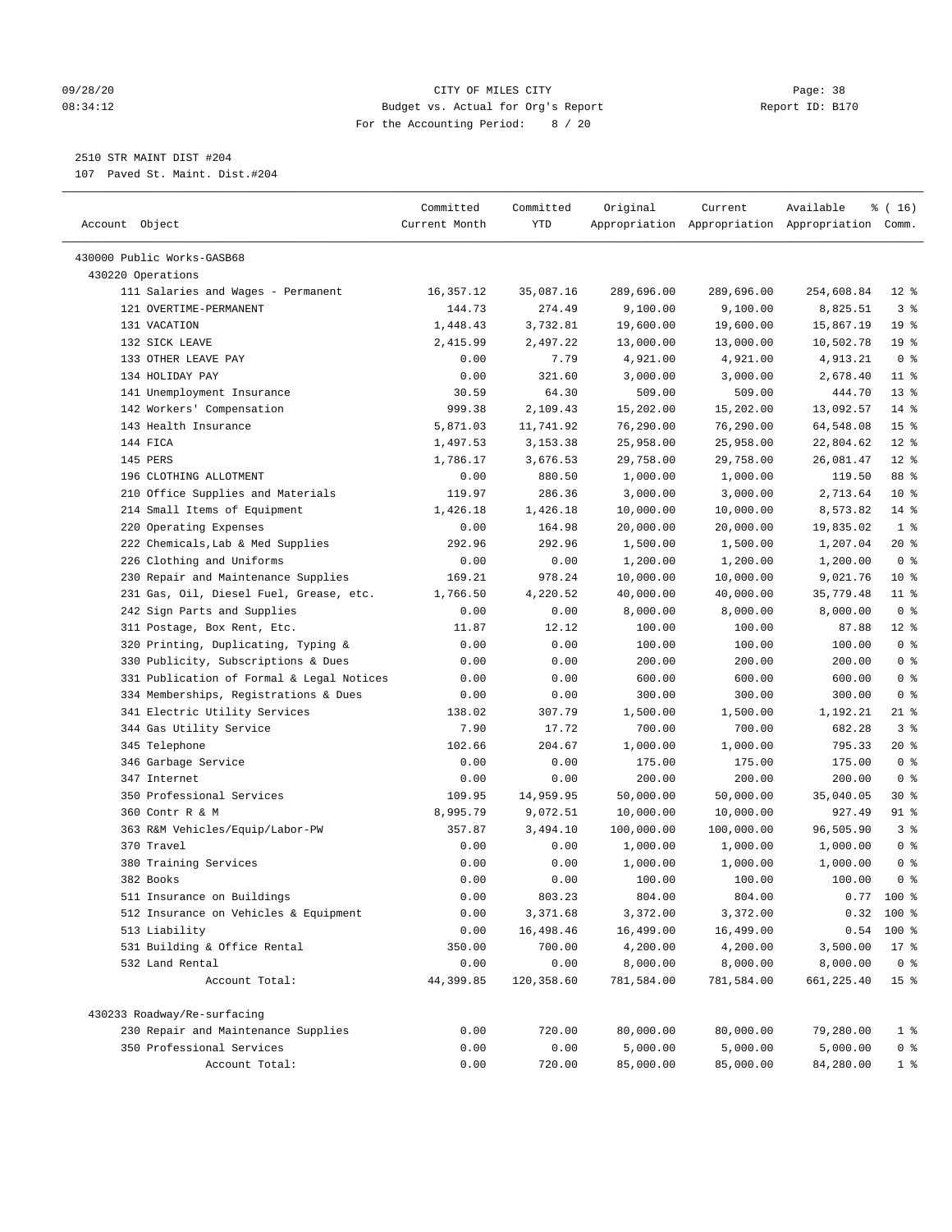CITY OF MILES CITY
Budget vs. Actual for Org's Report
For the Accounting Period: 8 / 20

2510 STR MAINT DIST #204
107 Paved St. Maint. Dist.#204

| Account Object | Committed Current Month | Committed YTD | Original Appropriation | Current Appropriation | Available Appropriation | % ( 16) Comm. |
|---|---|---|---|---|---|---|
| 430000 Public Works-GASB68 | | | | | | |
| 430220 Operations | | | | | | |
| 111 Salaries and Wages - Permanent | 16,357.12 | 35,087.16 | 289,696.00 | 289,696.00 | 254,608.84 | 12 % |
| 121 OVERTIME-PERMANENT | 144.73 | 274.49 | 9,100.00 | 9,100.00 | 8,825.51 | 3 % |
| 131 VACATION | 1,448.43 | 3,732.81 | 19,600.00 | 19,600.00 | 15,867.19 | 19 % |
| 132 SICK LEAVE | 2,415.99 | 2,497.22 | 13,000.00 | 13,000.00 | 10,502.78 | 19 % |
| 133 OTHER LEAVE PAY | 0.00 | 7.79 | 4,921.00 | 4,921.00 | 4,913.21 | 0 % |
| 134 HOLIDAY PAY | 0.00 | 321.60 | 3,000.00 | 3,000.00 | 2,678.40 | 11 % |
| 141 Unemployment Insurance | 30.59 | 64.30 | 509.00 | 509.00 | 444.70 | 13 % |
| 142 Workers' Compensation | 999.38 | 2,109.43 | 15,202.00 | 15,202.00 | 13,092.57 | 14 % |
| 143 Health Insurance | 5,871.03 | 11,741.92 | 76,290.00 | 76,290.00 | 64,548.08 | 15 % |
| 144 FICA | 1,497.53 | 3,153.38 | 25,958.00 | 25,958.00 | 22,804.62 | 12 % |
| 145 PERS | 1,786.17 | 3,676.53 | 29,758.00 | 29,758.00 | 26,081.47 | 12 % |
| 196 CLOTHING ALLOTMENT | 0.00 | 880.50 | 1,000.00 | 1,000.00 | 119.50 | 88 % |
| 210 Office Supplies and Materials | 119.97 | 286.36 | 3,000.00 | 3,000.00 | 2,713.64 | 10 % |
| 214 Small Items of Equipment | 1,426.18 | 1,426.18 | 10,000.00 | 10,000.00 | 8,573.82 | 14 % |
| 220 Operating Expenses | 0.00 | 164.98 | 20,000.00 | 20,000.00 | 19,835.02 | 1 % |
| 222 Chemicals,Lab & Med Supplies | 292.96 | 292.96 | 1,500.00 | 1,500.00 | 1,207.04 | 20 % |
| 226 Clothing and Uniforms | 0.00 | 0.00 | 1,200.00 | 1,200.00 | 1,200.00 | 0 % |
| 230 Repair and Maintenance Supplies | 169.21 | 978.24 | 10,000.00 | 10,000.00 | 9,021.76 | 10 % |
| 231 Gas, Oil, Diesel Fuel, Grease, etc. | 1,766.50 | 4,220.52 | 40,000.00 | 40,000.00 | 35,779.48 | 11 % |
| 242 Sign Parts and Supplies | 0.00 | 0.00 | 8,000.00 | 8,000.00 | 8,000.00 | 0 % |
| 311 Postage, Box Rent, Etc. | 11.87 | 12.12 | 100.00 | 100.00 | 87.88 | 12 % |
| 320 Printing, Duplicating, Typing & | 0.00 | 0.00 | 100.00 | 100.00 | 100.00 | 0 % |
| 330 Publicity, Subscriptions & Dues | 0.00 | 0.00 | 200.00 | 200.00 | 200.00 | 0 % |
| 331 Publication of Formal & Legal Notices | 0.00 | 0.00 | 600.00 | 600.00 | 600.00 | 0 % |
| 334 Memberships, Registrations & Dues | 0.00 | 0.00 | 300.00 | 300.00 | 300.00 | 0 % |
| 341 Electric Utility Services | 138.02 | 307.79 | 1,500.00 | 1,500.00 | 1,192.21 | 21 % |
| 344 Gas Utility Service | 7.90 | 17.72 | 700.00 | 700.00 | 682.28 | 3 % |
| 345 Telephone | 102.66 | 204.67 | 1,000.00 | 1,000.00 | 795.33 | 20 % |
| 346 Garbage Service | 0.00 | 0.00 | 175.00 | 175.00 | 175.00 | 0 % |
| 347 Internet | 0.00 | 0.00 | 200.00 | 200.00 | 200.00 | 0 % |
| 350 Professional Services | 109.95 | 14,959.95 | 50,000.00 | 50,000.00 | 35,040.05 | 30 % |
| 360 Contr R & M | 8,995.79 | 9,072.51 | 10,000.00 | 10,000.00 | 927.49 | 91 % |
| 363 R&M Vehicles/Equip/Labor-PW | 357.87 | 3,494.10 | 100,000.00 | 100,000.00 | 96,505.90 | 3 % |
| 370 Travel | 0.00 | 0.00 | 1,000.00 | 1,000.00 | 1,000.00 | 0 % |
| 380 Training Services | 0.00 | 0.00 | 1,000.00 | 1,000.00 | 1,000.00 | 0 % |
| 382 Books | 0.00 | 0.00 | 100.00 | 100.00 | 100.00 | 0 % |
| 511 Insurance on Buildings | 0.00 | 803.23 | 804.00 | 804.00 | 0.77 | 100 % |
| 512 Insurance on Vehicles & Equipment | 0.00 | 3,371.68 | 3,372.00 | 3,372.00 | 0.32 | 100 % |
| 513 Liability | 0.00 | 16,498.46 | 16,499.00 | 16,499.00 | 0.54 | 100 % |
| 531 Building & Office Rental | 350.00 | 700.00 | 4,200.00 | 4,200.00 | 3,500.00 | 17 % |
| 532 Land Rental | 0.00 | 0.00 | 8,000.00 | 8,000.00 | 8,000.00 | 0 % |
| Account Total: | 44,399.85 | 120,358.60 | 781,584.00 | 781,584.00 | 661,225.40 | 15 % |
| 430233 Roadway/Re-surfacing | | | | | | |
| 230 Repair and Maintenance Supplies | 0.00 | 720.00 | 80,000.00 | 80,000.00 | 79,280.00 | 1 % |
| 350 Professional Services | 0.00 | 0.00 | 5,000.00 | 5,000.00 | 5,000.00 | 0 % |
| Account Total: | 0.00 | 720.00 | 85,000.00 | 85,000.00 | 84,280.00 | 1 % |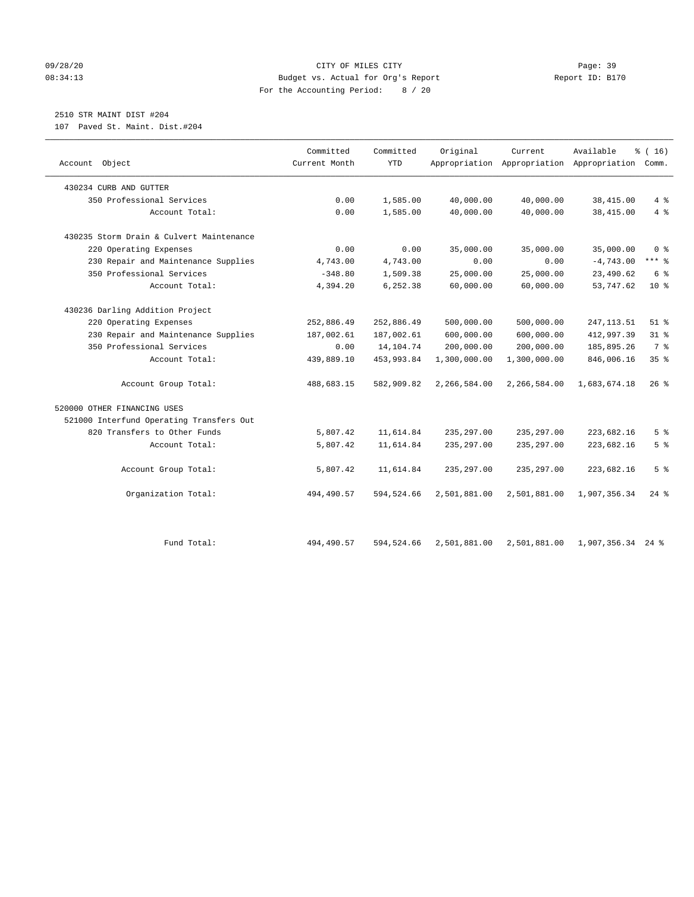CITY OF MILES CITY
Budget vs. Actual for Org's Report
For the Accounting Period: 8 / 20

09/28/20 08:34:13 — Report ID: B170

2510 STR MAINT DIST #204
107 Paved St. Maint. Dist.#204

| Account Object | Committed Current Month | Committed YTD | Original Appropriation | Current Appropriation | Available Appropriation | % ( 16) Comm. |
|---|---|---|---|---|---|---|
| 430234 CURB AND GUTTER | | | | | | |
| 350 Professional Services | 0.00 | 1,585.00 | 40,000.00 | 40,000.00 | 38,415.00 | 4 % |
| Account Total: | 0.00 | 1,585.00 | 40,000.00 | 40,000.00 | 38,415.00 | 4 % |
| 430235 Storm Drain & Culvert Maintenance | | | | | | |
| 220 Operating Expenses | 0.00 | 0.00 | 35,000.00 | 35,000.00 | 35,000.00 | 0 % |
| 230 Repair and Maintenance Supplies | 4,743.00 | 4,743.00 | 0.00 | 0.00 | -4,743.00 | *** % |
| 350 Professional Services | -348.80 | 1,509.38 | 25,000.00 | 25,000.00 | 23,490.62 | 6 % |
| Account Total: | 4,394.20 | 6,252.38 | 60,000.00 | 60,000.00 | 53,747.62 | 10 % |
| 430236 Darling Addition Project | | | | | | |
| 220 Operating Expenses | 252,886.49 | 252,886.49 | 500,000.00 | 500,000.00 | 247,113.51 | 51 % |
| 230 Repair and Maintenance Supplies | 187,002.61 | 187,002.61 | 600,000.00 | 600,000.00 | 412,997.39 | 31 % |
| 350 Professional Services | 0.00 | 14,104.74 | 200,000.00 | 200,000.00 | 185,895.26 | 7 % |
| Account Total: | 439,889.10 | 453,993.84 | 1,300,000.00 | 1,300,000.00 | 846,006.16 | 35 % |
| Account Group Total: | 488,683.15 | 582,909.82 | 2,266,584.00 | 2,266,584.00 | 1,683,674.18 | 26 % |
| 520000 OTHER FINANCING USES | | | | | | |
| 521000 Interfund Operating Transfers Out | | | | | | |
| 820 Transfers to Other Funds | 5,807.42 | 11,614.84 | 235,297.00 | 235,297.00 | 223,682.16 | 5 % |
| Account Total: | 5,807.42 | 11,614.84 | 235,297.00 | 235,297.00 | 223,682.16 | 5 % |
| Account Group Total: | 5,807.42 | 11,614.84 | 235,297.00 | 235,297.00 | 223,682.16 | 5 % |
| Organization Total: | 494,490.57 | 594,524.66 | 2,501,881.00 | 2,501,881.00 | 1,907,356.34 | 24 % |
| Fund Total: | 494,490.57 | 594,524.66 | 2,501,881.00 | 2,501,881.00 | 1,907,356.34 | 24 % |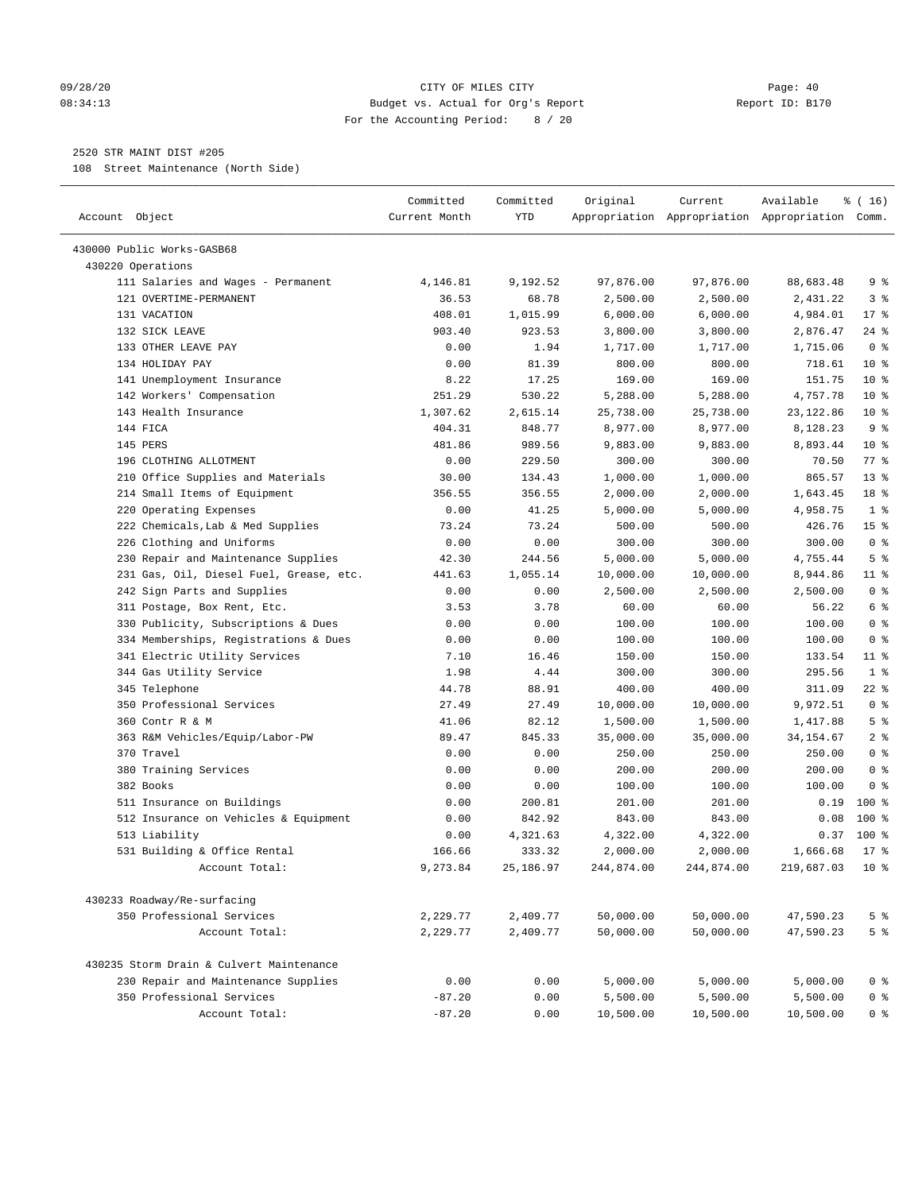CITY OF MILES CITY
Budget vs. Actual for Org's Report
For the Accounting Period: 8 / 20

2520 STR MAINT DIST #205
108 Street Maintenance (North Side)

| Account Object | Committed Current Month | Committed YTD | Original Appropriation | Current Appropriation | Available Appropriation | % ( 16) Comm. |
|---|---|---|---|---|---|---|
| 430000 Public Works-GASB68 | | | | | | |
| 430220 Operations | | | | | | |
| 111 Salaries and Wages - Permanent | 4,146.81 | 9,192.52 | 97,876.00 | 97,876.00 | 88,683.48 | 9 % |
| 121 OVERTIME-PERMANENT | 36.53 | 68.78 | 2,500.00 | 2,500.00 | 2,431.22 | 3 % |
| 131 VACATION | 408.01 | 1,015.99 | 6,000.00 | 6,000.00 | 4,984.01 | 17 % |
| 132 SICK LEAVE | 903.40 | 923.53 | 3,800.00 | 3,800.00 | 2,876.47 | 24 % |
| 133 OTHER LEAVE PAY | 0.00 | 1.94 | 1,717.00 | 1,717.00 | 1,715.06 | 0 % |
| 134 HOLIDAY PAY | 0.00 | 81.39 | 800.00 | 800.00 | 718.61 | 10 % |
| 141 Unemployment Insurance | 8.22 | 17.25 | 169.00 | 169.00 | 151.75 | 10 % |
| 142 Workers' Compensation | 251.29 | 530.22 | 5,288.00 | 5,288.00 | 4,757.78 | 10 % |
| 143 Health Insurance | 1,307.62 | 2,615.14 | 25,738.00 | 25,738.00 | 23,122.86 | 10 % |
| 144 FICA | 404.31 | 848.77 | 8,977.00 | 8,977.00 | 8,128.23 | 9 % |
| 145 PERS | 481.86 | 989.56 | 9,883.00 | 9,883.00 | 8,893.44 | 10 % |
| 196 CLOTHING ALLOTMENT | 0.00 | 229.50 | 300.00 | 300.00 | 70.50 | 77 % |
| 210 Office Supplies and Materials | 30.00 | 134.43 | 1,000.00 | 1,000.00 | 865.57 | 13 % |
| 214 Small Items of Equipment | 356.55 | 356.55 | 2,000.00 | 2,000.00 | 1,643.45 | 18 % |
| 220 Operating Expenses | 0.00 | 41.25 | 5,000.00 | 5,000.00 | 4,958.75 | 1 % |
| 222 Chemicals,Lab & Med Supplies | 73.24 | 73.24 | 500.00 | 500.00 | 426.76 | 15 % |
| 226 Clothing and Uniforms | 0.00 | 0.00 | 300.00 | 300.00 | 300.00 | 0 % |
| 230 Repair and Maintenance Supplies | 42.30 | 244.56 | 5,000.00 | 5,000.00 | 4,755.44 | 5 % |
| 231 Gas, Oil, Diesel Fuel, Grease, etc. | 441.63 | 1,055.14 | 10,000.00 | 10,000.00 | 8,944.86 | 11 % |
| 242 Sign Parts and Supplies | 0.00 | 0.00 | 2,500.00 | 2,500.00 | 2,500.00 | 0 % |
| 311 Postage, Box Rent, Etc. | 3.53 | 3.78 | 60.00 | 60.00 | 56.22 | 6 % |
| 330 Publicity, Subscriptions & Dues | 0.00 | 0.00 | 100.00 | 100.00 | 100.00 | 0 % |
| 334 Memberships, Registrations & Dues | 0.00 | 0.00 | 100.00 | 100.00 | 100.00 | 0 % |
| 341 Electric Utility Services | 7.10 | 16.46 | 150.00 | 150.00 | 133.54 | 11 % |
| 344 Gas Utility Service | 1.98 | 4.44 | 300.00 | 300.00 | 295.56 | 1 % |
| 345 Telephone | 44.78 | 88.91 | 400.00 | 400.00 | 311.09 | 22 % |
| 350 Professional Services | 27.49 | 27.49 | 10,000.00 | 10,000.00 | 9,972.51 | 0 % |
| 360 Contr R & M | 41.06 | 82.12 | 1,500.00 | 1,500.00 | 1,417.88 | 5 % |
| 363 R&M Vehicles/Equip/Labor-PW | 89.47 | 845.33 | 35,000.00 | 35,000.00 | 34,154.67 | 2 % |
| 370 Travel | 0.00 | 0.00 | 250.00 | 250.00 | 250.00 | 0 % |
| 380 Training Services | 0.00 | 0.00 | 200.00 | 200.00 | 200.00 | 0 % |
| 382 Books | 0.00 | 0.00 | 100.00 | 100.00 | 100.00 | 0 % |
| 511 Insurance on Buildings | 0.00 | 200.81 | 201.00 | 201.00 | 0.19 | 100 % |
| 512 Insurance on Vehicles & Equipment | 0.00 | 842.92 | 843.00 | 843.00 | 0.08 | 100 % |
| 513 Liability | 0.00 | 4,321.63 | 4,322.00 | 4,322.00 | 0.37 | 100 % |
| 531 Building & Office Rental | 166.66 | 333.32 | 2,000.00 | 2,000.00 | 1,666.68 | 17 % |
| Account Total: | 9,273.84 | 25,186.97 | 244,874.00 | 244,874.00 | 219,687.03 | 10 % |
| 430233 Roadway/Re-surfacing | | | | | | |
| 350 Professional Services | 2,229.77 | 2,409.77 | 50,000.00 | 50,000.00 | 47,590.23 | 5 % |
| Account Total: | 2,229.77 | 2,409.77 | 50,000.00 | 50,000.00 | 47,590.23 | 5 % |
| 430235 Storm Drain & Culvert Maintenance | | | | | | |
| 230 Repair and Maintenance Supplies | 0.00 | 0.00 | 5,000.00 | 5,000.00 | 5,000.00 | 0 % |
| 350 Professional Services | -87.20 | 0.00 | 5,500.00 | 5,500.00 | 5,500.00 | 0 % |
| Account Total: | -87.20 | 0.00 | 10,500.00 | 10,500.00 | 10,500.00 | 0 % |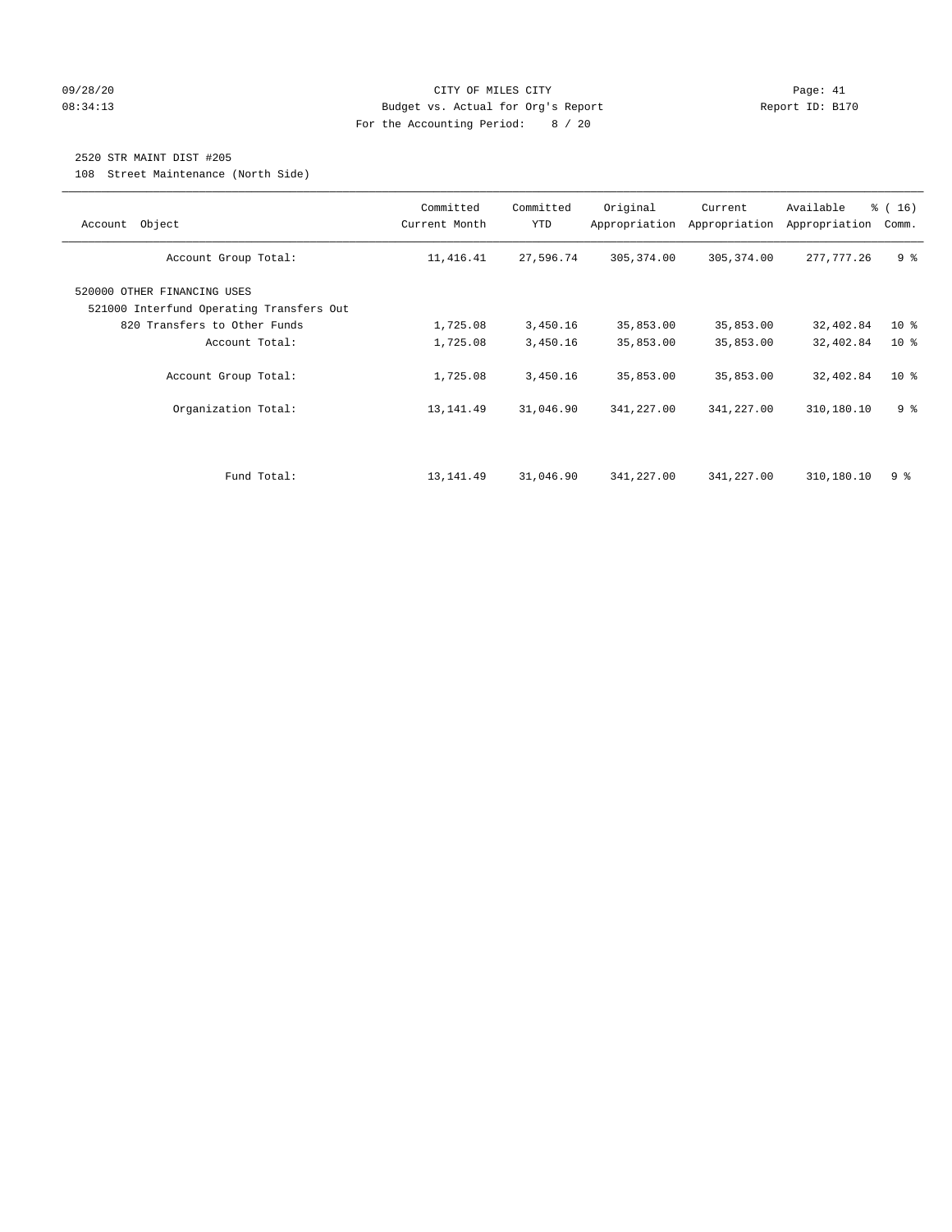CITY OF MILES CITY
Budget vs. Actual for Org's Report
For the Accounting Period: 8 / 20

09/28/20
08:34:13

Report ID: B170

2520 STR MAINT DIST #205
108 Street Maintenance (North Side)

| Account Object | Committed Current Month | Committed YTD | Original Appropriation | Current Appropriation | Available Appropriation | % ( 16) Comm. |
|---|---|---|---|---|---|---|
| Account Group Total: | 11,416.41 | 27,596.74 | 305,374.00 | 305,374.00 | 277,777.26 | 9 % |
| 520000 OTHER FINANCING USES | | | | | | |
| 521000 Interfund Operating Transfers Out | | | | | | |
| 820 Transfers to Other Funds | 1,725.08 | 3,450.16 | 35,853.00 | 35,853.00 | 32,402.84 | 10 % |
| Account Total: | 1,725.08 | 3,450.16 | 35,853.00 | 35,853.00 | 32,402.84 | 10 % |
| Account Group Total: | 1,725.08 | 3,450.16 | 35,853.00 | 35,853.00 | 32,402.84 | 10 % |
| Organization Total: | 13,141.49 | 31,046.90 | 341,227.00 | 341,227.00 | 310,180.10 | 9 % |
| Fund Total: | 13,141.49 | 31,046.90 | 341,227.00 | 341,227.00 | 310,180.10 | 9 % |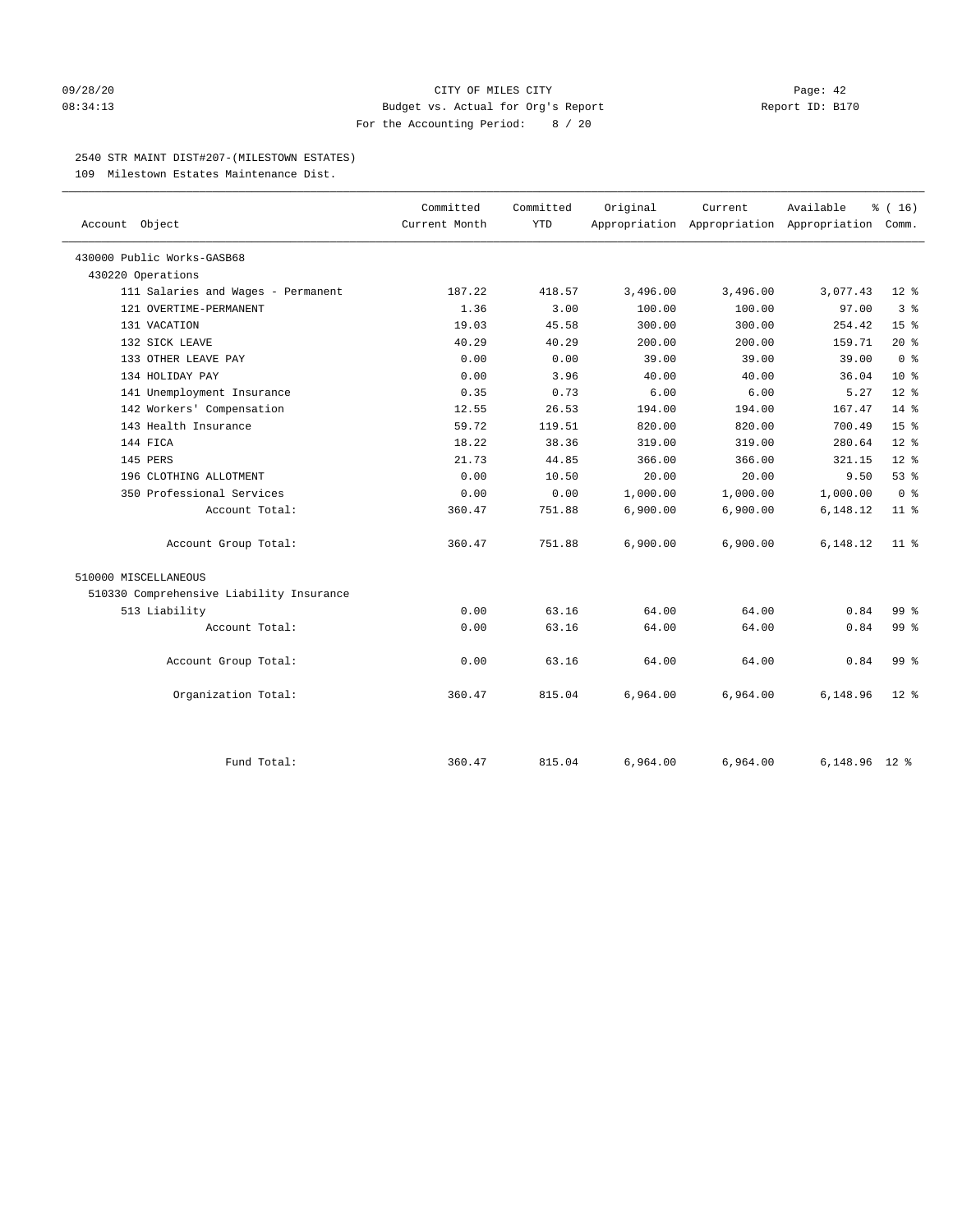CITY OF MILES CITY
Budget vs. Actual for Org's Report
For the Accounting Period: 8 / 20

09/28/20
08:34:13

Report ID: B170

2540 STR MAINT DIST#207-(MILESTOWN ESTATES)
109 Milestown Estates Maintenance Dist.

| Account Object | Committed Current Month | Committed YTD | Original Appropriation | Current Appropriation | Available Appropriation | % ( 16) Comm. |
|---|---|---|---|---|---|---|
| 430000 Public Works-GASB68 | | | | | | |
| 430220 Operations | | | | | | |
| 111 Salaries and Wages - Permanent | 187.22 | 418.57 | 3,496.00 | 3,496.00 | 3,077.43 | 12 % |
| 121 OVERTIME-PERMANENT | 1.36 | 3.00 | 100.00 | 100.00 | 97.00 | 3 % |
| 131 VACATION | 19.03 | 45.58 | 300.00 | 300.00 | 254.42 | 15 % |
| 132 SICK LEAVE | 40.29 | 40.29 | 200.00 | 200.00 | 159.71 | 20 % |
| 133 OTHER LEAVE PAY | 0.00 | 0.00 | 39.00 | 39.00 | 39.00 | 0 % |
| 134 HOLIDAY PAY | 0.00 | 3.96 | 40.00 | 40.00 | 36.04 | 10 % |
| 141 Unemployment Insurance | 0.35 | 0.73 | 6.00 | 6.00 | 5.27 | 12 % |
| 142 Workers' Compensation | 12.55 | 26.53 | 194.00 | 194.00 | 167.47 | 14 % |
| 143 Health Insurance | 59.72 | 119.51 | 820.00 | 820.00 | 700.49 | 15 % |
| 144 FICA | 18.22 | 38.36 | 319.00 | 319.00 | 280.64 | 12 % |
| 145 PERS | 21.73 | 44.85 | 366.00 | 366.00 | 321.15 | 12 % |
| 196 CLOTHING ALLOTMENT | 0.00 | 10.50 | 20.00 | 20.00 | 9.50 | 53 % |
| 350 Professional Services | 0.00 | 0.00 | 1,000.00 | 1,000.00 | 1,000.00 | 0 % |
| Account Total: | 360.47 | 751.88 | 6,900.00 | 6,900.00 | 6,148.12 | 11 % |
| Account Group Total: | 360.47 | 751.88 | 6,900.00 | 6,900.00 | 6,148.12 | 11 % |
| 510000 MISCELLANEOUS | | | | | | |
| 510330 Comprehensive Liability Insurance | | | | | | |
| 513 Liability | 0.00 | 63.16 | 64.00 | 64.00 | 0.84 | 99 % |
| Account Total: | 0.00 | 63.16 | 64.00 | 64.00 | 0.84 | 99 % |
| Account Group Total: | 0.00 | 63.16 | 64.00 | 64.00 | 0.84 | 99 % |
| Organization Total: | 360.47 | 815.04 | 6,964.00 | 6,964.00 | 6,148.96 | 12 % |
| Fund Total: | 360.47 | 815.04 | 6,964.00 | 6,964.00 | 6,148.96 | 12 % |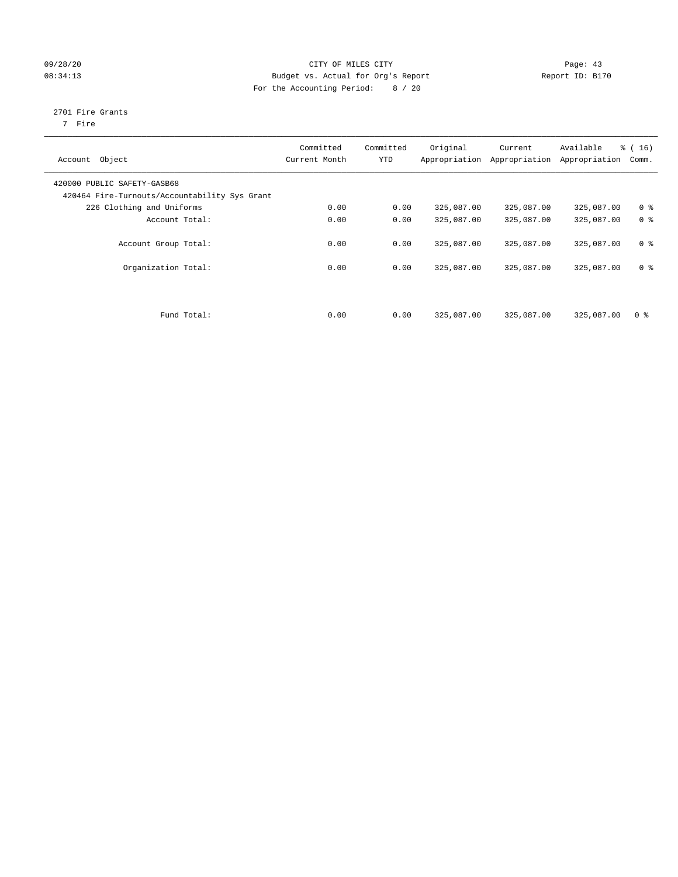CITY OF MILES CITY
Budget vs. Actual for Org's Report
For the Accounting Period: 8 / 20

09/28/20
08:34:13

Report ID: B170

2701 Fire Grants
7 Fire

| Account Object | Committed Current Month | Committed YTD | Original Appropriation | Current Appropriation | Available Appropriation | % ( 16) Comm. |
|---|---|---|---|---|---|---|
| 420000 PUBLIC SAFETY-GASB68 | | | | | | |
| 420464 Fire-Turnouts/Accountability Sys Grant | | | | | | |
| 226 Clothing and Uniforms | 0.00 | 0.00 | 325,087.00 | 325,087.00 | 325,087.00 | 0 % |
| Account Total: | 0.00 | 0.00 | 325,087.00 | 325,087.00 | 325,087.00 | 0 % |
| Account Group Total: | 0.00 | 0.00 | 325,087.00 | 325,087.00 | 325,087.00 | 0 % |
| Organization Total: | 0.00 | 0.00 | 325,087.00 | 325,087.00 | 325,087.00 | 0 % |
| Fund Total: | 0.00 | 0.00 | 325,087.00 | 325,087.00 | 325,087.00 | 0 % |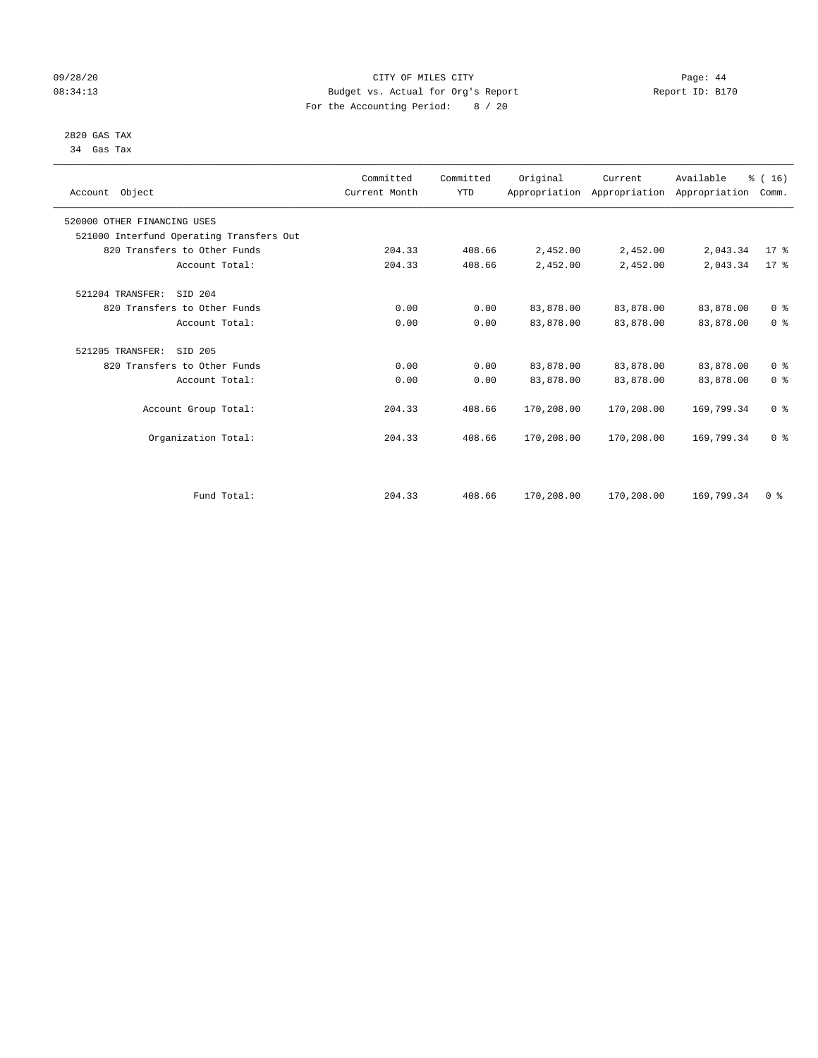CITY OF MILES CITY
Budget vs. Actual for Org's Report
For the Accounting Period: 8 / 20

09/28/20
08:34:13

Report ID: B170

2820 GAS TAX
34 Gas Tax

| Account Object | Committed Current Month | Committed YTD | Original Appropriation | Current Appropriation | Available Appropriation | % ( 16) Comm. |
|---|---|---|---|---|---|---|
| 520000 OTHER FINANCING USES | | | | | | |
| 521000 Interfund Operating Transfers Out | | | | | | |
| 820 Transfers to Other Funds | 204.33 | 408.66 | 2,452.00 | 2,452.00 | 2,043.34 | 17 % |
| Account Total: | 204.33 | 408.66 | 2,452.00 | 2,452.00 | 2,043.34 | 17 % |
| 521204 TRANSFER: SID 204 | | | | | | |
| 820 Transfers to Other Funds | 0.00 | 0.00 | 83,878.00 | 83,878.00 | 83,878.00 | 0 % |
| Account Total: | 0.00 | 0.00 | 83,878.00 | 83,878.00 | 83,878.00 | 0 % |
| 521205 TRANSFER: SID 205 | | | | | | |
| 820 Transfers to Other Funds | 0.00 | 0.00 | 83,878.00 | 83,878.00 | 83,878.00 | 0 % |
| Account Total: | 0.00 | 0.00 | 83,878.00 | 83,878.00 | 83,878.00 | 0 % |
| Account Group Total: | 204.33 | 408.66 | 170,208.00 | 170,208.00 | 169,799.34 | 0 % |
| Organization Total: | 204.33 | 408.66 | 170,208.00 | 170,208.00 | 169,799.34 | 0 % |
| Fund Total: | 204.33 | 408.66 | 170,208.00 | 170,208.00 | 169,799.34 | 0 % |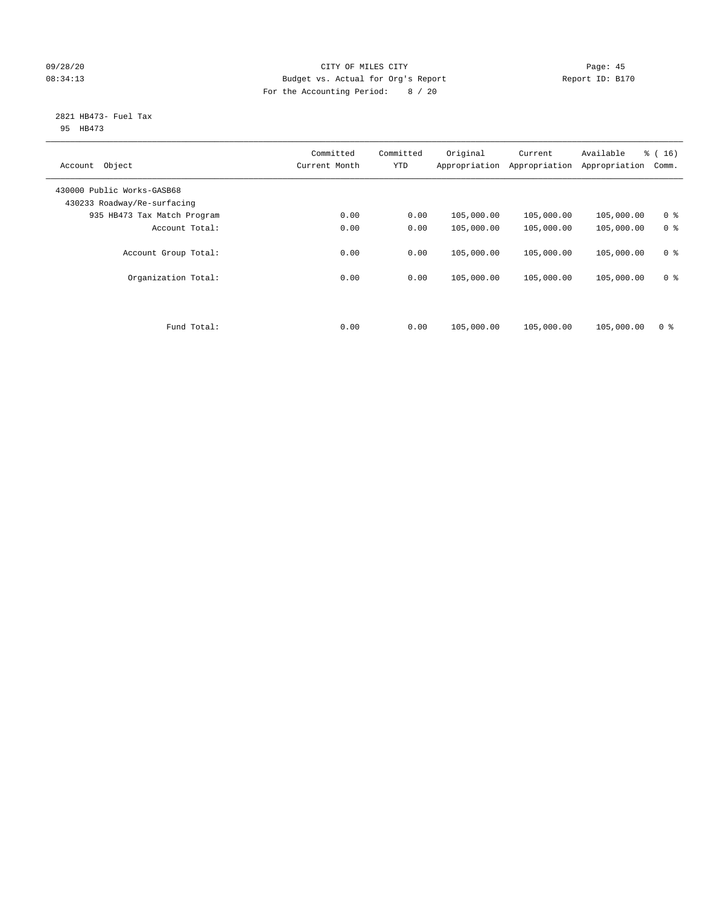CITY OF MILES CITY
Budget vs. Actual for Org's Report
For the Accounting Period: 8 / 20

09/28/20
08:34:13

Page: 45
Report ID: B170

2821 HB473- Fuel Tax
95 HB473

| Account Object | Committed Current Month | Committed YTD | Original Appropriation | Current Appropriation | Available Appropriation | % ( 16) Comm. |
|---|---|---|---|---|---|---|
| 430000 Public Works-GASB68 | | | | | | |
| 430233 Roadway/Re-surfacing | | | | | | |
| 935 HB473 Tax Match Program | 0.00 | 0.00 | 105,000.00 | 105,000.00 | 105,000.00 | 0 % |
| Account Total: | 0.00 | 0.00 | 105,000.00 | 105,000.00 | 105,000.00 | 0 % |
| Account Group Total: | 0.00 | 0.00 | 105,000.00 | 105,000.00 | 105,000.00 | 0 % |
| Organization Total: | 0.00 | 0.00 | 105,000.00 | 105,000.00 | 105,000.00 | 0 % |
| Fund Total: | 0.00 | 0.00 | 105,000.00 | 105,000.00 | 105,000.00 | 0 % |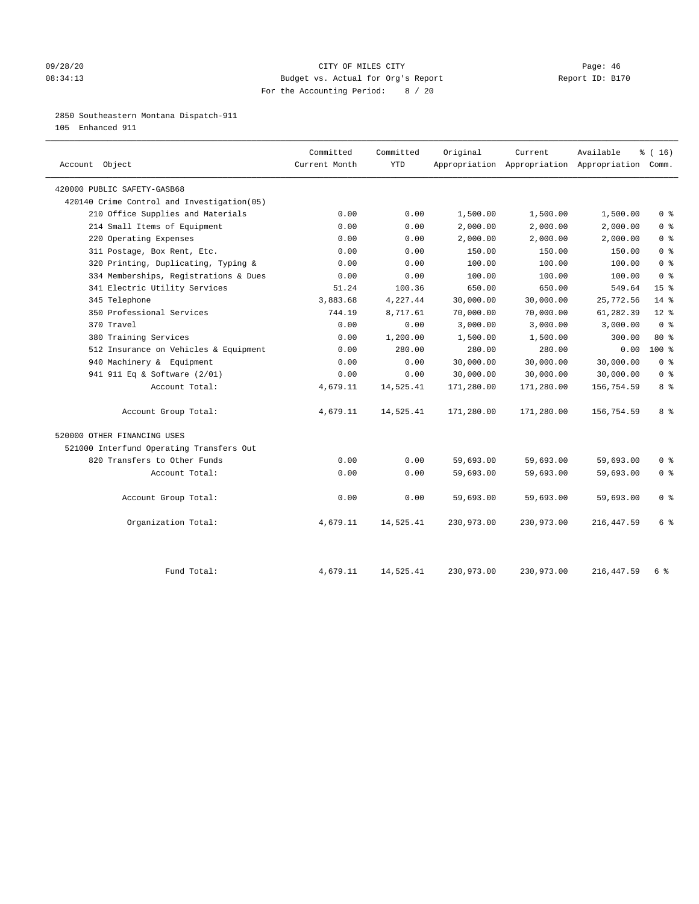09/28/20 CITY OF MILES CITY
08:34:13 Budget vs. Actual for Org's Report Report ID: B170
For the Accounting Period: 8 / 20

2850 Southeastern Montana Dispatch-911
105 Enhanced 911

| Account Object | Committed Current Month | Committed YTD | Original Appropriation | Current Appropriation | Available Appropriation | % ( 16) Comm. |
|---|---|---|---|---|---|---|
| 420000 PUBLIC SAFETY-GASB68 | | | | | | |
| 420140 Crime Control and Investigation(05) | | | | | | |
| 210 Office Supplies and Materials | 0.00 | 0.00 | 1,500.00 | 1,500.00 | 1,500.00 | 0 % |
| 214 Small Items of Equipment | 0.00 | 0.00 | 2,000.00 | 2,000.00 | 2,000.00 | 0 % |
| 220 Operating Expenses | 0.00 | 0.00 | 2,000.00 | 2,000.00 | 2,000.00 | 0 % |
| 311 Postage, Box Rent, Etc. | 0.00 | 0.00 | 150.00 | 150.00 | 150.00 | 0 % |
| 320 Printing, Duplicating, Typing & | 0.00 | 0.00 | 100.00 | 100.00 | 100.00 | 0 % |
| 334 Memberships, Registrations & Dues | 0.00 | 0.00 | 100.00 | 100.00 | 100.00 | 0 % |
| 341 Electric Utility Services | 51.24 | 100.36 | 650.00 | 650.00 | 549.64 | 15 % |
| 345 Telephone | 3,883.68 | 4,227.44 | 30,000.00 | 30,000.00 | 25,772.56 | 14 % |
| 350 Professional Services | 744.19 | 8,717.61 | 70,000.00 | 70,000.00 | 61,282.39 | 12 % |
| 370 Travel | 0.00 | 0.00 | 3,000.00 | 3,000.00 | 3,000.00 | 0 % |
| 380 Training Services | 0.00 | 1,200.00 | 1,500.00 | 1,500.00 | 300.00 | 80 % |
| 512 Insurance on Vehicles & Equipment | 0.00 | 280.00 | 280.00 | 280.00 | 0.00 | 100 % |
| 940 Machinery & Equipment | 0.00 | 0.00 | 30,000.00 | 30,000.00 | 30,000.00 | 0 % |
| 941 911 Eq & Software (2/01) | 0.00 | 0.00 | 30,000.00 | 30,000.00 | 30,000.00 | 0 % |
| Account Total: | 4,679.11 | 14,525.41 | 171,280.00 | 171,280.00 | 156,754.59 | 8 % |
| Account Group Total: | 4,679.11 | 14,525.41 | 171,280.00 | 171,280.00 | 156,754.59 | 8 % |
| 520000 OTHER FINANCING USES | | | | | | |
| 521000 Interfund Operating Transfers Out | | | | | | |
| 820 Transfers to Other Funds | 0.00 | 0.00 | 59,693.00 | 59,693.00 | 59,693.00 | 0 % |
| Account Total: | 0.00 | 0.00 | 59,693.00 | 59,693.00 | 59,693.00 | 0 % |
| Account Group Total: | 0.00 | 0.00 | 59,693.00 | 59,693.00 | 59,693.00 | 0 % |
| Organization Total: | 4,679.11 | 14,525.41 | 230,973.00 | 230,973.00 | 216,447.59 | 6 % |
| Fund Total: | 4,679.11 | 14,525.41 | 230,973.00 | 230,973.00 | 216,447.59 | 6 % |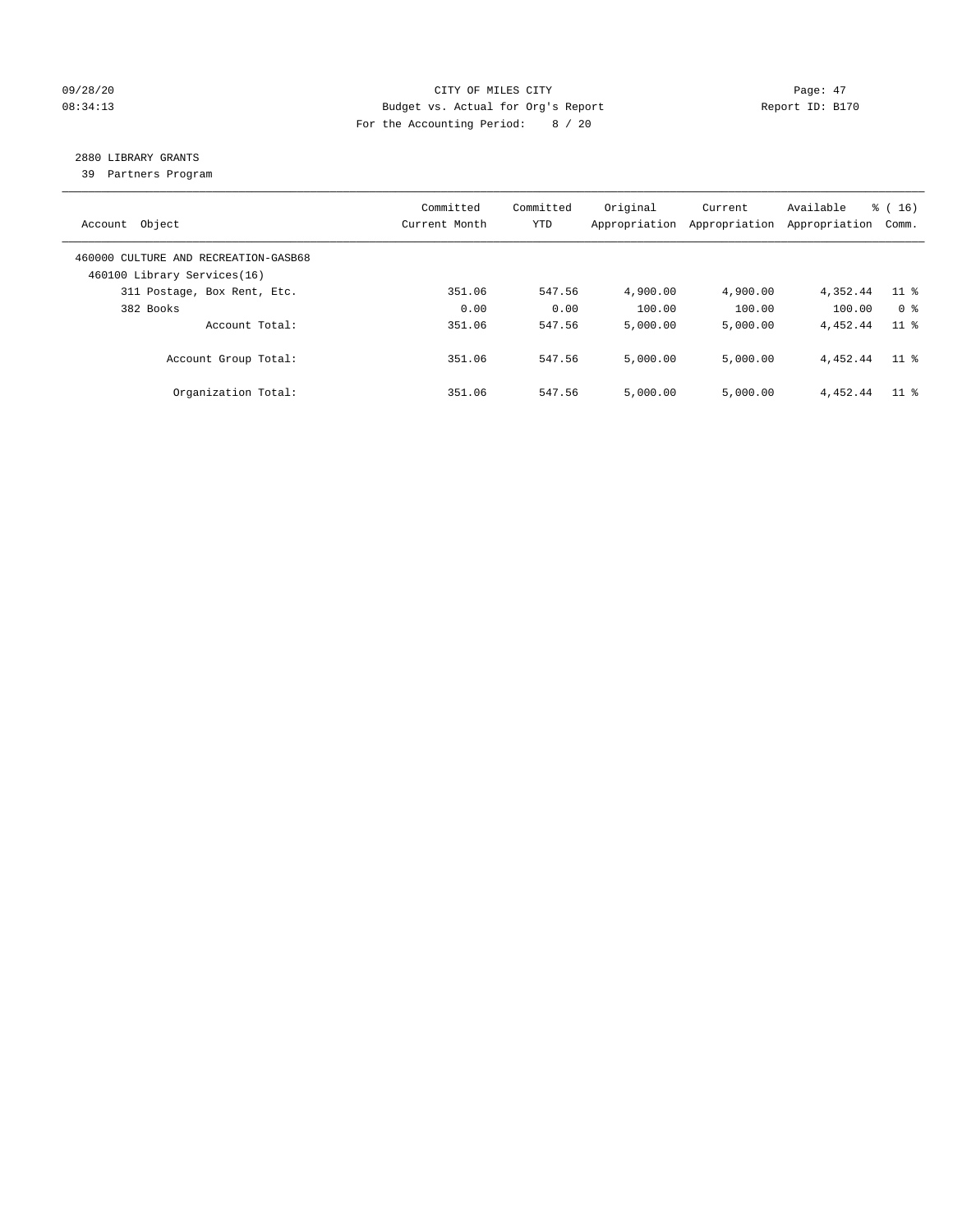CITY OF MILES CITY
Budget vs. Actual for Org's Report
For the Accounting Period: 8 / 20

09/28/20 08:34:13 Page: 47 Report ID: B170

## 2880 LIBRARY GRANTS

39 Partners Program

| Account Object | Committed Current Month | Committed YTD | Original Appropriation | Current Appropriation | Available Appropriation | % ( 16) Comm. |
|---|---|---|---|---|---|---|
| 460000 CULTURE AND RECREATION-GASB68 | | | | | | |
| 460100 Library Services(16) | | | | | | |
| 311 Postage, Box Rent, Etc. | 351.06 | 547.56 | 4,900.00 | 4,900.00 | 4,352.44 | 11 % |
| 382 Books | 0.00 | 0.00 | 100.00 | 100.00 | 100.00 | 0 % |
| Account Total: | 351.06 | 547.56 | 5,000.00 | 5,000.00 | 4,452.44 | 11 % |
| Account Group Total: | 351.06 | 547.56 | 5,000.00 | 5,000.00 | 4,452.44 | 11 % |
| Organization Total: | 351.06 | 547.56 | 5,000.00 | 5,000.00 | 4,452.44 | 11 % |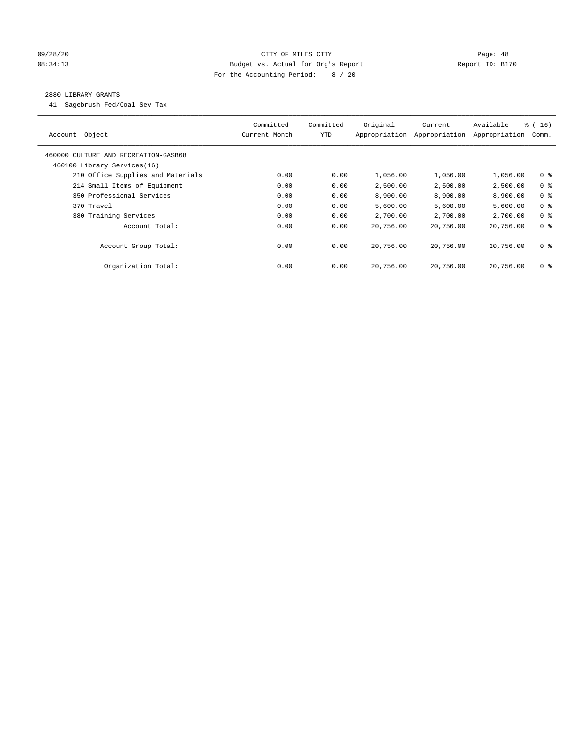CITY OF MILES CITY

Budget vs. Actual for Org's Report

For the Accounting Period: 8 / 20

09/28/20 08:34:13 Page: 48 Report ID: B170

2880 LIBRARY GRANTS

41 Sagebrush Fed/Coal Sev Tax

| Account Object | Committed Current Month | Committed YTD | Original Appropriation | Current Appropriation | Available Appropriation | % ( 16) Comm. |
|---|---|---|---|---|---|---|
| 460000 CULTURE AND RECREATION-GASB68 | | | | | | |
| 460100 Library Services(16) | | | | | | |
| 210 Office Supplies and Materials | 0.00 | 0.00 | 1,056.00 | 1,056.00 | 1,056.00 | 0 % |
| 214 Small Items of Equipment | 0.00 | 0.00 | 2,500.00 | 2,500.00 | 2,500.00 | 0 % |
| 350 Professional Services | 0.00 | 0.00 | 8,900.00 | 8,900.00 | 8,900.00 | 0 % |
| 370 Travel | 0.00 | 0.00 | 5,600.00 | 5,600.00 | 5,600.00 | 0 % |
| 380 Training Services | 0.00 | 0.00 | 2,700.00 | 2,700.00 | 2,700.00 | 0 % |
| Account Total: | 0.00 | 0.00 | 20,756.00 | 20,756.00 | 20,756.00 | 0 % |
| Account Group Total: | 0.00 | 0.00 | 20,756.00 | 20,756.00 | 20,756.00 | 0 % |
| Organization Total: | 0.00 | 0.00 | 20,756.00 | 20,756.00 | 20,756.00 | 0 % |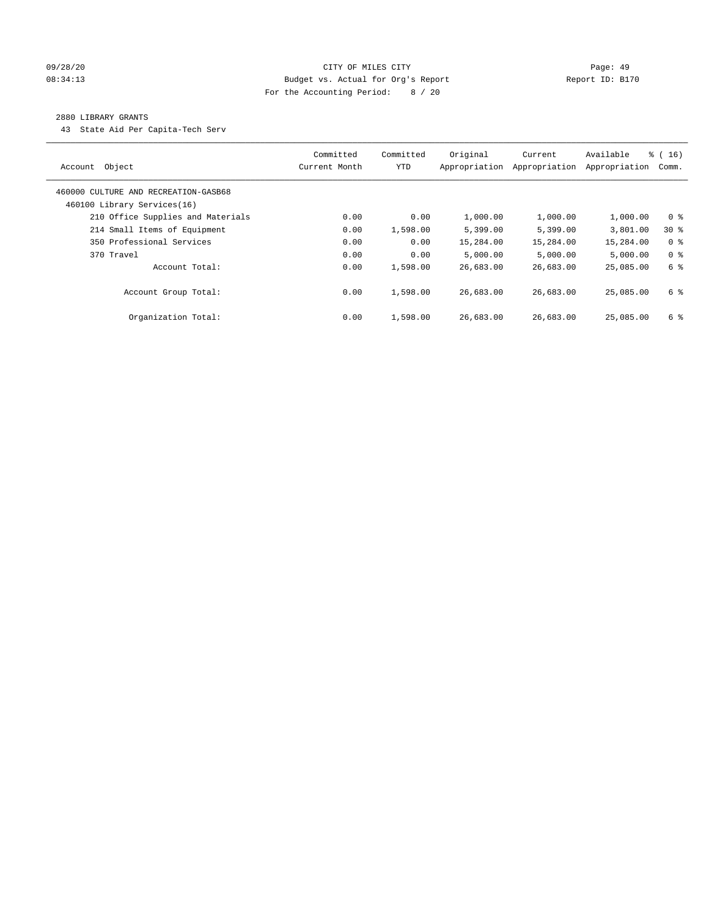CITY OF MILES CITY
Budget vs. Actual for Org's Report
For the Accounting Period: 8 / 20

## 2880 LIBRARY GRANTS

43 State Aid Per Capita-Tech Serv

| Account Object | Committed Current Month | Committed YTD | Original Appropriation | Current Appropriation | Available Appropriation | % ( 16) Comm. |
|---|---|---|---|---|---|---|
| 460000 CULTURE AND RECREATION-GASB68 | | | | | | |
| 460100 Library Services(16) | | | | | | |
| 210 Office Supplies and Materials | 0.00 | 0.00 | 1,000.00 | 1,000.00 | 1,000.00 | 0 % |
| 214 Small Items of Equipment | 0.00 | 1,598.00 | 5,399.00 | 5,399.00 | 3,801.00 | 30 % |
| 350 Professional Services | 0.00 | 0.00 | 15,284.00 | 15,284.00 | 15,284.00 | 0 % |
| 370 Travel | 0.00 | 0.00 | 5,000.00 | 5,000.00 | 5,000.00 | 0 % |
| Account Total: | 0.00 | 1,598.00 | 26,683.00 | 26,683.00 | 25,085.00 | 6 % |
| Account Group Total: | 0.00 | 1,598.00 | 26,683.00 | 26,683.00 | 25,085.00 | 6 % |
| Organization Total: | 0.00 | 1,598.00 | 26,683.00 | 26,683.00 | 25,085.00 | 6 % |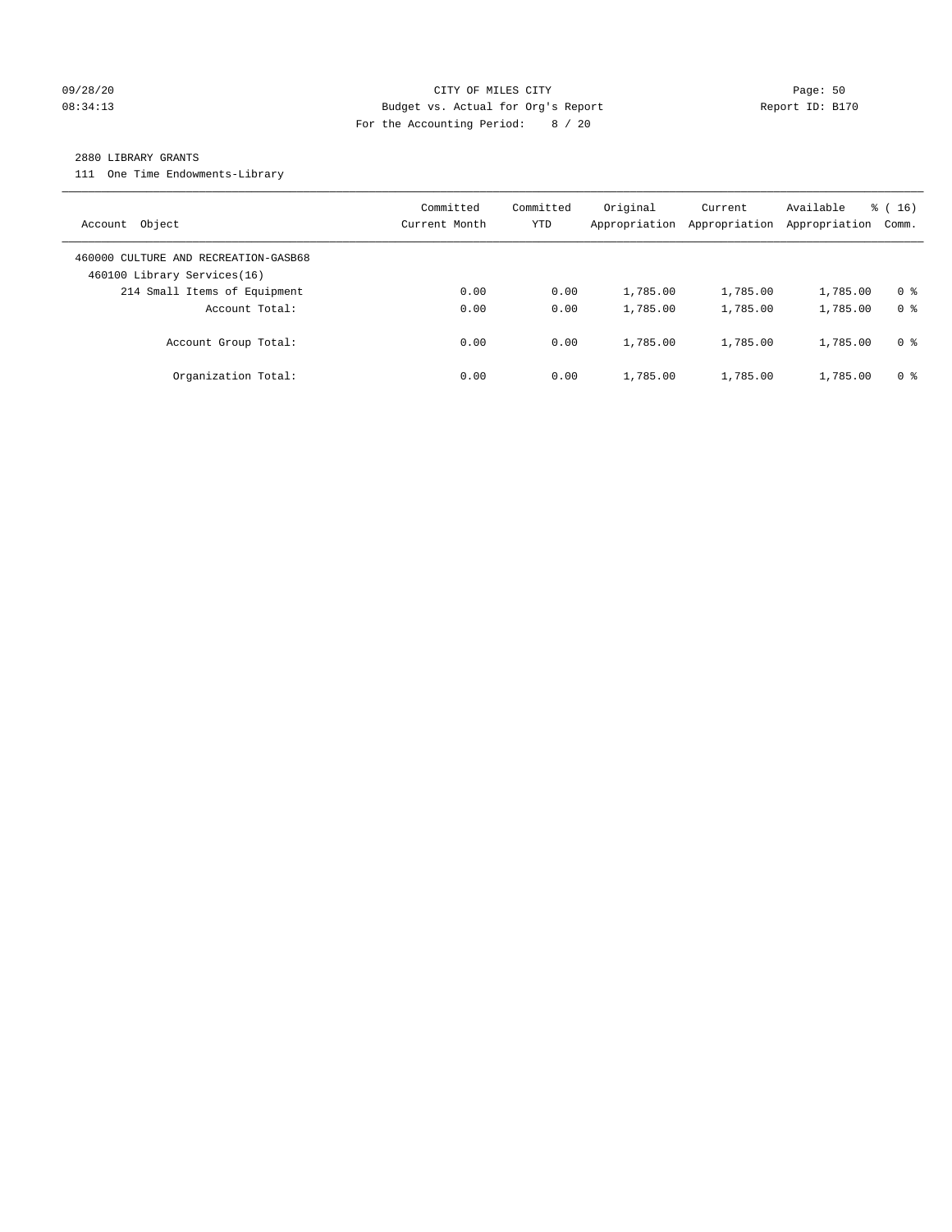CITY OF MILES CITY
Budget vs. Actual for Org's Report
For the Accounting Period: 8 / 20

09/28/20
08:34:13

Report ID: B170

## 2880 LIBRARY GRANTS

111 One Time Endowments-Library

| Account Object | Committed Current Month | Committed YTD | Original Appropriation | Current Appropriation | Available Appropriation | % ( 16) Comm. |
|---|---|---|---|---|---|---|
| 460000 CULTURE AND RECREATION-GASB68 | | | | | | |
| 460100 Library Services(16) | | | | | | |
| 214 Small Items of Equipment | 0.00 | 0.00 | 1,785.00 | 1,785.00 | 1,785.00 | 0 % |
| Account Total: | 0.00 | 0.00 | 1,785.00 | 1,785.00 | 1,785.00 | 0 % |
| Account Group Total: | 0.00 | 0.00 | 1,785.00 | 1,785.00 | 1,785.00 | 0 % |
| Organization Total: | 0.00 | 0.00 | 1,785.00 | 1,785.00 | 1,785.00 | 0 % |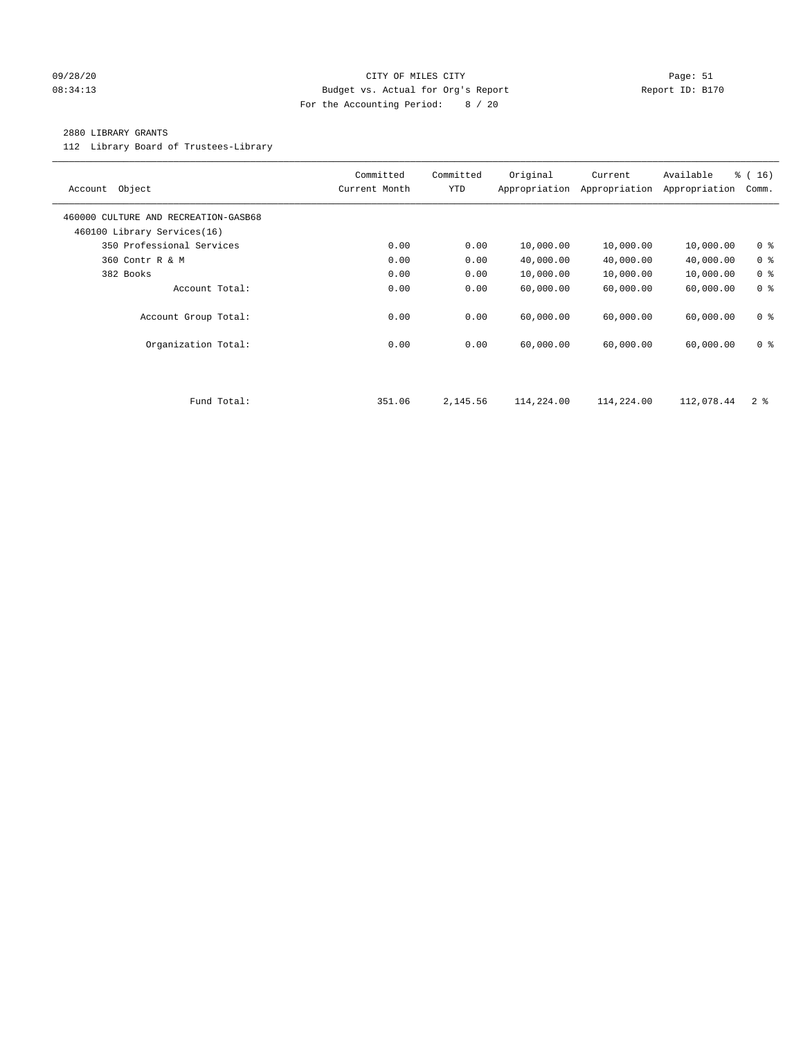CITY OF MILES CITY

Budget vs. Actual for Org's Report

For the Accounting Period: 8 / 20

09/28/20 08:34:13 Page: 51 Report ID: B170

## 2880 LIBRARY GRANTS

112 Library Board of Trustees-Library

| Account Object | Committed Current Month | Committed YTD | Original Appropriation | Current Appropriation | Available Appropriation | % ( 16) Comm. |
|---|---|---|---|---|---|---|
| 460000 CULTURE AND RECREATION-GASB68 | | | | | | |
| 460100 Library Services(16) | | | | | | |
| 350 Professional Services | 0.00 | 0.00 | 10,000.00 | 10,000.00 | 10,000.00 | 0 % |
| 360 Contr R & M | 0.00 | 0.00 | 40,000.00 | 40,000.00 | 40,000.00 | 0 % |
| 382 Books | 0.00 | 0.00 | 10,000.00 | 10,000.00 | 10,000.00 | 0 % |
| Account Total: | 0.00 | 0.00 | 60,000.00 | 60,000.00 | 60,000.00 | 0 % |
| Account Group Total: | 0.00 | 0.00 | 60,000.00 | 60,000.00 | 60,000.00 | 0 % |
| Organization Total: | 0.00 | 0.00 | 60,000.00 | 60,000.00 | 60,000.00 | 0 % |
| Fund Total: | 351.06 | 2,145.56 | 114,224.00 | 114,224.00 | 112,078.44 | 2 % |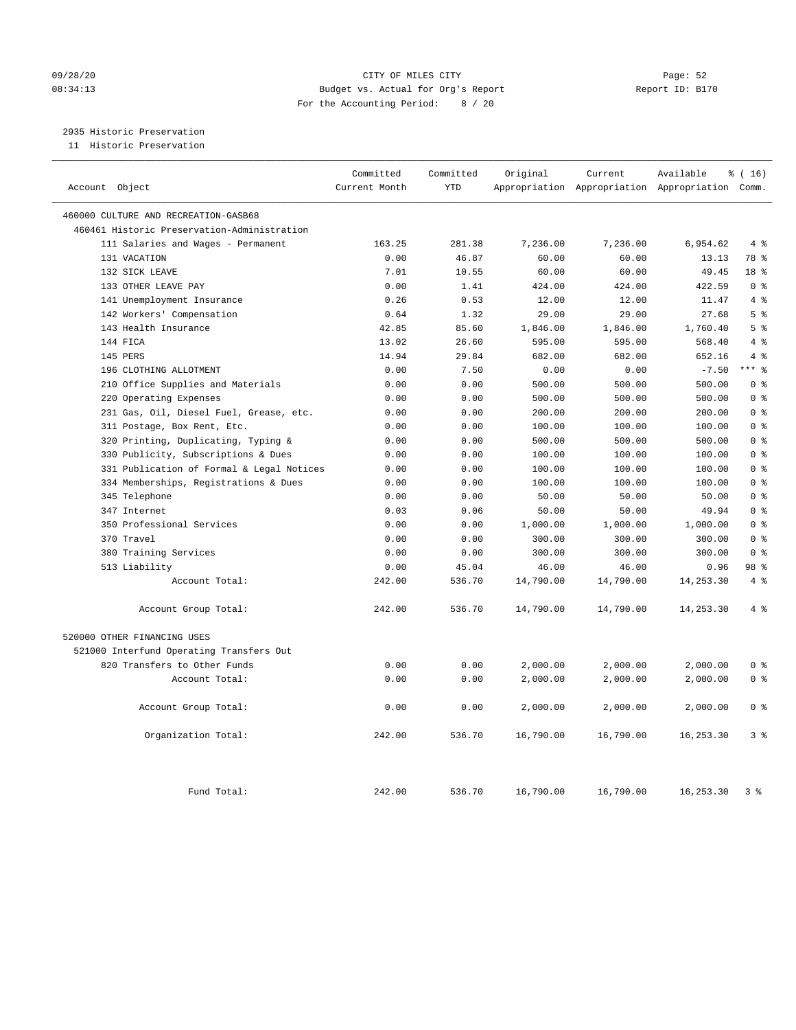CITY OF MILES CITY
Budget vs. Actual for Org's Report
For the Accounting Period: 8 / 20

2935 Historic Preservation
11 Historic Preservation

| Account Object | Committed Current Month | Committed YTD | Original Appropriation | Current Appropriation | Available Appropriation | % ( 16) Comm. |
|---|---|---|---|---|---|---|
| 460000 CULTURE AND RECREATION-GASB68 | | | | | | |
| 460461 Historic Preservation-Administration | | | | | | |
| 111 Salaries and Wages - Permanent | 163.25 | 281.38 | 7,236.00 | 7,236.00 | 6,954.62 | 4 % |
| 131 VACATION | 0.00 | 46.87 | 60.00 | 60.00 | 13.13 | 78 % |
| 132 SICK LEAVE | 7.01 | 10.55 | 60.00 | 60.00 | 49.45 | 18 % |
| 133 OTHER LEAVE PAY | 0.00 | 1.41 | 424.00 | 424.00 | 422.59 | 0 % |
| 141 Unemployment Insurance | 0.26 | 0.53 | 12.00 | 12.00 | 11.47 | 4 % |
| 142 Workers' Compensation | 0.64 | 1.32 | 29.00 | 29.00 | 27.68 | 5 % |
| 143 Health Insurance | 42.85 | 85.60 | 1,846.00 | 1,846.00 | 1,760.40 | 5 % |
| 144 FICA | 13.02 | 26.60 | 595.00 | 595.00 | 568.40 | 4 % |
| 145 PERS | 14.94 | 29.84 | 682.00 | 682.00 | 652.16 | 4 % |
| 196 CLOTHING ALLOTMENT | 0.00 | 7.50 | 0.00 | 0.00 | -7.50 | *** % |
| 210 Office Supplies and Materials | 0.00 | 0.00 | 500.00 | 500.00 | 500.00 | 0 % |
| 220 Operating Expenses | 0.00 | 0.00 | 500.00 | 500.00 | 500.00 | 0 % |
| 231 Gas, Oil, Diesel Fuel, Grease, etc. | 0.00 | 0.00 | 200.00 | 200.00 | 200.00 | 0 % |
| 311 Postage, Box Rent, Etc. | 0.00 | 0.00 | 100.00 | 100.00 | 100.00 | 0 % |
| 320 Printing, Duplicating, Typing & | 0.00 | 0.00 | 500.00 | 500.00 | 500.00 | 0 % |
| 330 Publicity, Subscriptions & Dues | 0.00 | 0.00 | 100.00 | 100.00 | 100.00 | 0 % |
| 331 Publication of Formal & Legal Notices | 0.00 | 0.00 | 100.00 | 100.00 | 100.00 | 0 % |
| 334 Memberships, Registrations & Dues | 0.00 | 0.00 | 100.00 | 100.00 | 100.00 | 0 % |
| 345 Telephone | 0.00 | 0.00 | 50.00 | 50.00 | 50.00 | 0 % |
| 347 Internet | 0.03 | 0.06 | 50.00 | 50.00 | 49.94 | 0 % |
| 350 Professional Services | 0.00 | 0.00 | 1,000.00 | 1,000.00 | 1,000.00 | 0 % |
| 370 Travel | 0.00 | 0.00 | 300.00 | 300.00 | 300.00 | 0 % |
| 380 Training Services | 0.00 | 0.00 | 300.00 | 300.00 | 300.00 | 0 % |
| 513 Liability | 0.00 | 45.04 | 46.00 | 46.00 | 0.96 | 98 % |
| Account Total: | 242.00 | 536.70 | 14,790.00 | 14,790.00 | 14,253.30 | 4 % |
| Account Group Total: | 242.00 | 536.70 | 14,790.00 | 14,790.00 | 14,253.30 | 4 % |
| 520000 OTHER FINANCING USES | | | | | | |
| 521000 Interfund Operating Transfers Out | | | | | | |
| 820 Transfers to Other Funds | 0.00 | 0.00 | 2,000.00 | 2,000.00 | 2,000.00 | 0 % |
| Account Total: | 0.00 | 0.00 | 2,000.00 | 2,000.00 | 2,000.00 | 0 % |
| Account Group Total: | 0.00 | 0.00 | 2,000.00 | 2,000.00 | 2,000.00 | 0 % |
| Organization Total: | 242.00 | 536.70 | 16,790.00 | 16,790.00 | 16,253.30 | 3 % |
| Fund Total: | 242.00 | 536.70 | 16,790.00 | 16,790.00 | 16,253.30 | 3 % |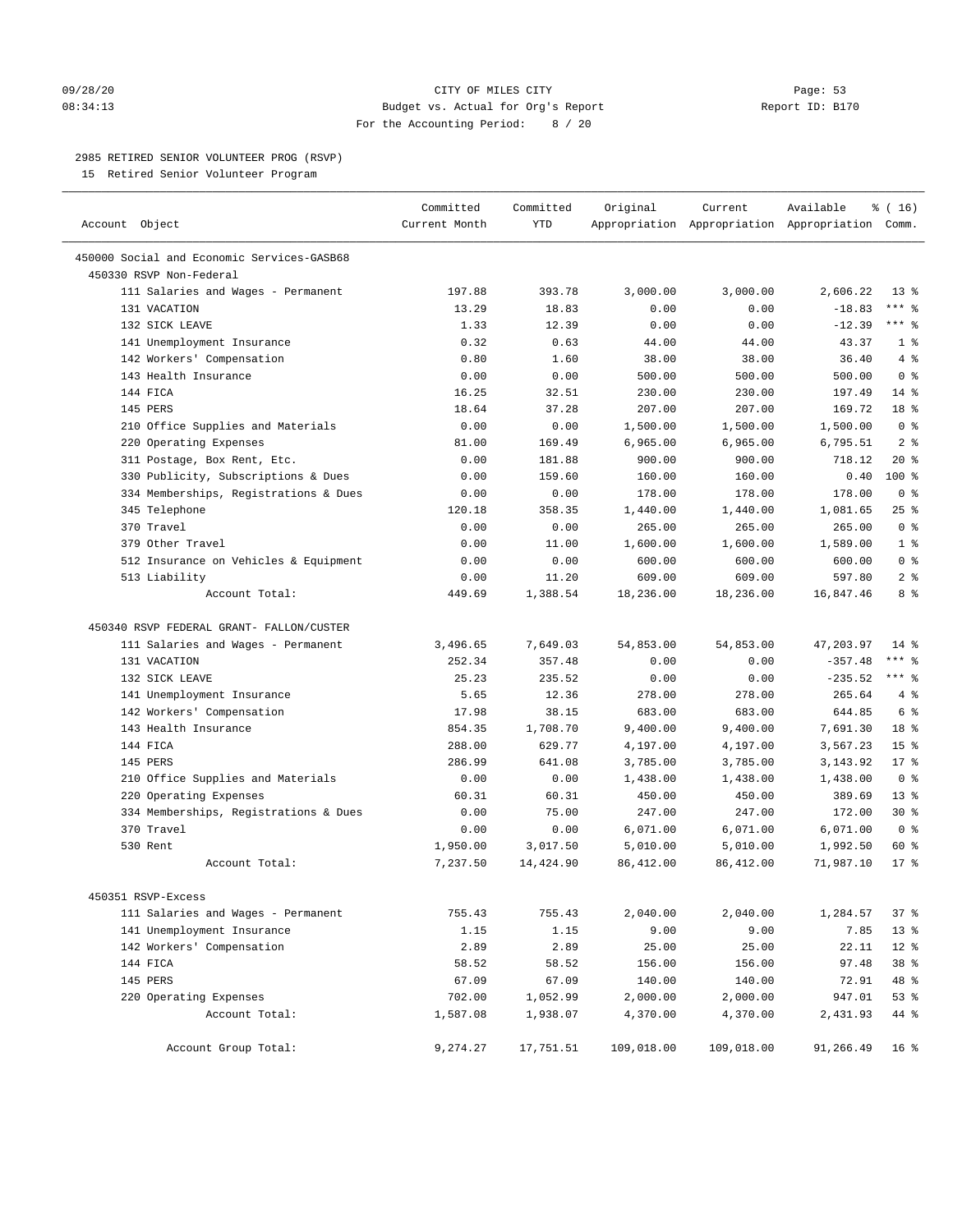09/28/20 CITY OF MILES CITY
08:34:13 Budget vs. Actual for Org's Report Report ID: B170
For the Accounting Period: 8 / 20

2985 RETIRED SENIOR VOLUNTEER PROG (RSVP)
15 Retired Senior Volunteer Program

| Account Object | Committed Current Month | Committed YTD | Original Appropriation | Current Appropriation | Available Appropriation | % ( 16) Comm. |
|---|---|---|---|---|---|---|
| 450000 Social and Economic Services-GASB68 | | | | | | |
| 450330 RSVP Non-Federal | | | | | | |
| 111 Salaries and Wages - Permanent | 197.88 | 393.78 | 3,000.00 | 3,000.00 | 2,606.22 | 13 % |
| 131 VACATION | 13.29 | 18.83 | 0.00 | 0.00 | -18.83 | *** % |
| 132 SICK LEAVE | 1.33 | 12.39 | 0.00 | 0.00 | -12.39 | *** % |
| 141 Unemployment Insurance | 0.32 | 0.63 | 44.00 | 44.00 | 43.37 | 1 % |
| 142 Workers' Compensation | 0.80 | 1.60 | 38.00 | 38.00 | 36.40 | 4 % |
| 143 Health Insurance | 0.00 | 0.00 | 500.00 | 500.00 | 500.00 | 0 % |
| 144 FICA | 16.25 | 32.51 | 230.00 | 230.00 | 197.49 | 14 % |
| 145 PERS | 18.64 | 37.28 | 207.00 | 207.00 | 169.72 | 18 % |
| 210 Office Supplies and Materials | 0.00 | 0.00 | 1,500.00 | 1,500.00 | 1,500.00 | 0 % |
| 220 Operating Expenses | 81.00 | 169.49 | 6,965.00 | 6,965.00 | 6,795.51 | 2 % |
| 311 Postage, Box Rent, Etc. | 0.00 | 181.88 | 900.00 | 900.00 | 718.12 | 20 % |
| 330 Publicity, Subscriptions & Dues | 0.00 | 159.60 | 160.00 | 160.00 | 0.40 | 100 % |
| 334 Memberships, Registrations & Dues | 0.00 | 0.00 | 178.00 | 178.00 | 178.00 | 0 % |
| 345 Telephone | 120.18 | 358.35 | 1,440.00 | 1,440.00 | 1,081.65 | 25 % |
| 370 Travel | 0.00 | 0.00 | 265.00 | 265.00 | 265.00 | 0 % |
| 379 Other Travel | 0.00 | 11.00 | 1,600.00 | 1,600.00 | 1,589.00 | 1 % |
| 512 Insurance on Vehicles & Equipment | 0.00 | 0.00 | 600.00 | 600.00 | 600.00 | 0 % |
| 513 Liability | 0.00 | 11.20 | 609.00 | 609.00 | 597.80 | 2 % |
| Account Total: | 449.69 | 1,388.54 | 18,236.00 | 18,236.00 | 16,847.46 | 8 % |
| 450340 RSVP FEDERAL GRANT- FALLON/CUSTER | | | | | | |
| 111 Salaries and Wages - Permanent | 3,496.65 | 7,649.03 | 54,853.00 | 54,853.00 | 47,203.97 | 14 % |
| 131 VACATION | 252.34 | 357.48 | 0.00 | 0.00 | -357.48 | *** % |
| 132 SICK LEAVE | 25.23 | 235.52 | 0.00 | 0.00 | -235.52 | *** % |
| 141 Unemployment Insurance | 5.65 | 12.36 | 278.00 | 278.00 | 265.64 | 4 % |
| 142 Workers' Compensation | 17.98 | 38.15 | 683.00 | 683.00 | 644.85 | 6 % |
| 143 Health Insurance | 854.35 | 1,708.70 | 9,400.00 | 9,400.00 | 7,691.30 | 18 % |
| 144 FICA | 288.00 | 629.77 | 4,197.00 | 4,197.00 | 3,567.23 | 15 % |
| 145 PERS | 286.99 | 641.08 | 3,785.00 | 3,785.00 | 3,143.92 | 17 % |
| 210 Office Supplies and Materials | 0.00 | 0.00 | 1,438.00 | 1,438.00 | 1,438.00 | 0 % |
| 220 Operating Expenses | 60.31 | 60.31 | 450.00 | 450.00 | 389.69 | 13 % |
| 334 Memberships, Registrations & Dues | 0.00 | 75.00 | 247.00 | 247.00 | 172.00 | 30 % |
| 370 Travel | 0.00 | 0.00 | 6,071.00 | 6,071.00 | 6,071.00 | 0 % |
| 530 Rent | 1,950.00 | 3,017.50 | 5,010.00 | 5,010.00 | 1,992.50 | 60 % |
| Account Total: | 7,237.50 | 14,424.90 | 86,412.00 | 86,412.00 | 71,987.10 | 17 % |
| 450351 RSVP-Excess | | | | | | |
| 111 Salaries and Wages - Permanent | 755.43 | 755.43 | 2,040.00 | 2,040.00 | 1,284.57 | 37 % |
| 141 Unemployment Insurance | 1.15 | 1.15 | 9.00 | 9.00 | 7.85 | 13 % |
| 142 Workers' Compensation | 2.89 | 2.89 | 25.00 | 25.00 | 22.11 | 12 % |
| 144 FICA | 58.52 | 58.52 | 156.00 | 156.00 | 97.48 | 38 % |
| 145 PERS | 67.09 | 67.09 | 140.00 | 140.00 | 72.91 | 48 % |
| 220 Operating Expenses | 702.00 | 1,052.99 | 2,000.00 | 2,000.00 | 947.01 | 53 % |
| Account Total: | 1,587.08 | 1,938.07 | 4,370.00 | 4,370.00 | 2,431.93 | 44 % |
| Account Group Total: | 9,274.27 | 17,751.51 | 109,018.00 | 109,018.00 | 91,266.49 | 16 % |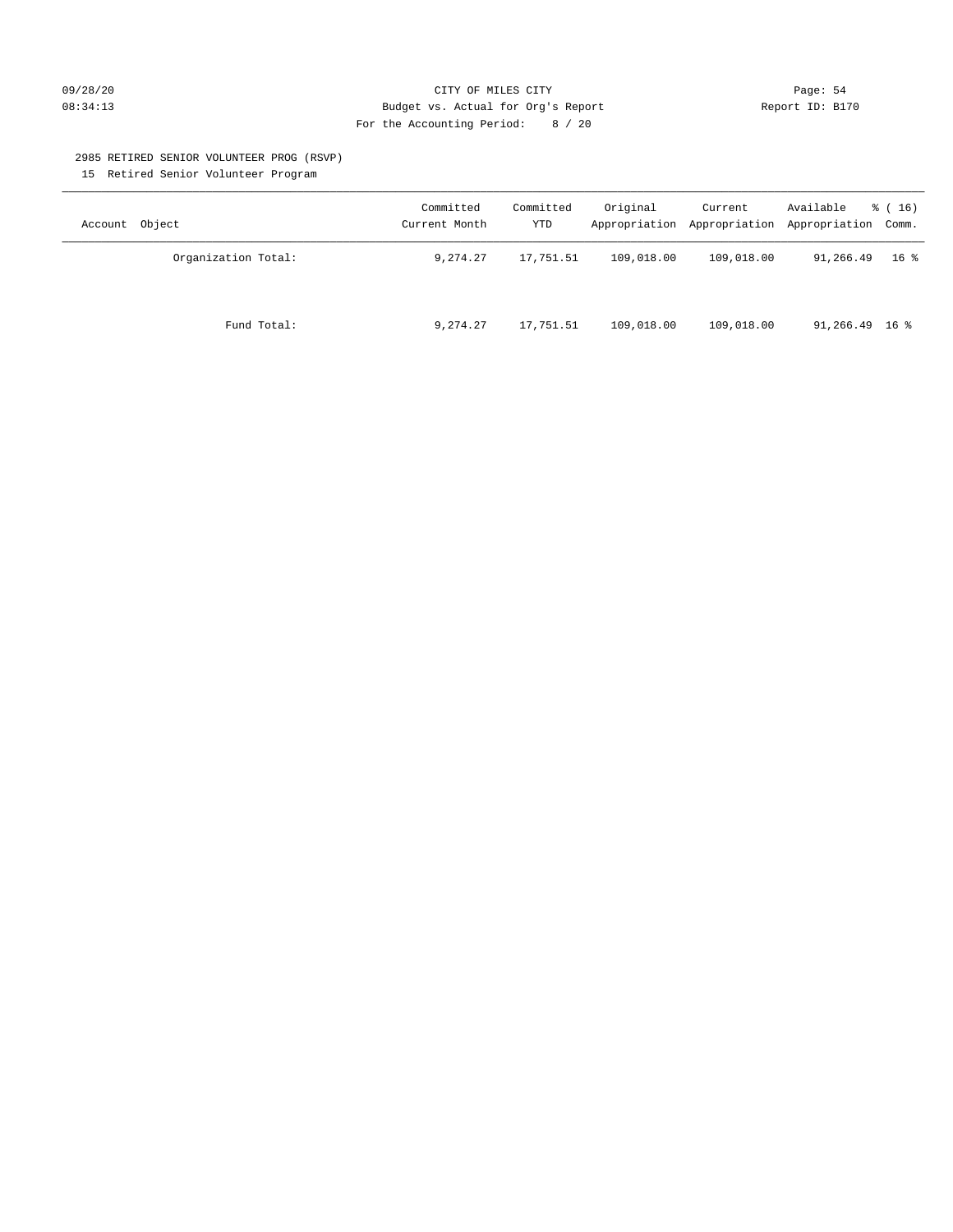2985 RETIRED SENIOR VOLUNTEER PROG (RSVP)

15 Retired Senior Volunteer Program

| Account Object | Committed Current Month | Committed YTD | Original Appropriation | Current Appropriation | Available Appropriation | % ( 16) Comm. |
|---|---|---|---|---|---|---|
| Organization Total: | 9,274.27 | 17,751.51 | 109,018.00 | 109,018.00 | 91,266.49 | 16 % |
| Fund Total: | 9,274.27 | 17,751.51 | 109,018.00 | 109,018.00 | 91,266.49 | 16 % |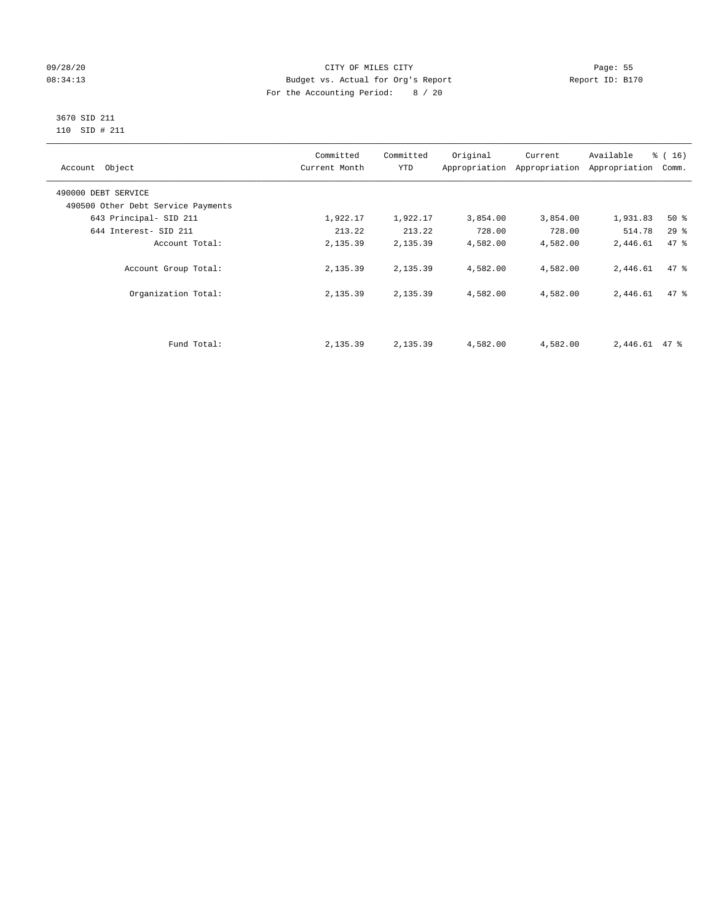CITY OF MILES CITY
Budget vs. Actual for Org's Report
For the Accounting Period: 8 / 20

09/28/20 08:34:13 Report ID: B170

3670 SID 211
110 SID # 211

| Account Object | Committed Current Month | Committed YTD | Original Appropriation | Current Appropriation | Available Appropriation | % ( 16) Comm. |
|---|---|---|---|---|---|---|
| 490000 DEBT SERVICE | | | | | | |
| 490500 Other Debt Service Payments | | | | | | |
| 643 Principal- SID 211 | 1,922.17 | 1,922.17 | 3,854.00 | 3,854.00 | 1,931.83 | 50 % |
| 644 Interest- SID 211 | 213.22 | 213.22 | 728.00 | 728.00 | 514.78 | 29 % |
| Account Total: | 2,135.39 | 2,135.39 | 4,582.00 | 4,582.00 | 2,446.61 | 47 % |
| Account Group Total: | 2,135.39 | 2,135.39 | 4,582.00 | 4,582.00 | 2,446.61 | 47 % |
| Organization Total: | 2,135.39 | 2,135.39 | 4,582.00 | 4,582.00 | 2,446.61 | 47 % |
| Fund Total: | 2,135.39 | 2,135.39 | 4,582.00 | 4,582.00 | 2,446.61 | 47 % |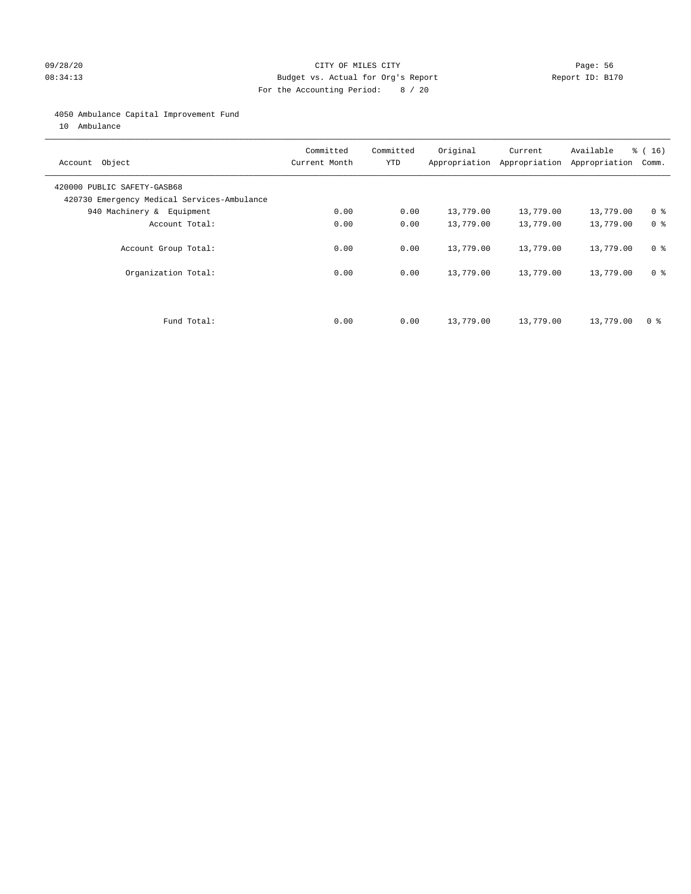CITY OF MILES CITY
Budget vs. Actual for Org's Report
For the Accounting Period: 8 / 20

09/28/20
08:34:13

Report ID: B170

4050 Ambulance Capital Improvement Fund
10 Ambulance

| Account Object | Committed Current Month | Committed YTD | Original Appropriation | Current Appropriation | Available Appropriation | % ( 16) Comm. |
|---|---|---|---|---|---|---|
| 420000 PUBLIC SAFETY-GASB68 | | | | | | |
| 420730 Emergency Medical Services-Ambulance | | | | | | |
| 940 Machinery & Equipment | 0.00 | 0.00 | 13,779.00 | 13,779.00 | 13,779.00 | 0 % |
| Account Total: | 0.00 | 0.00 | 13,779.00 | 13,779.00 | 13,779.00 | 0 % |
| Account Group Total: | 0.00 | 0.00 | 13,779.00 | 13,779.00 | 13,779.00 | 0 % |
| Organization Total: | 0.00 | 0.00 | 13,779.00 | 13,779.00 | 13,779.00 | 0 % |
| Fund Total: | 0.00 | 0.00 | 13,779.00 | 13,779.00 | 13,779.00 | 0 % |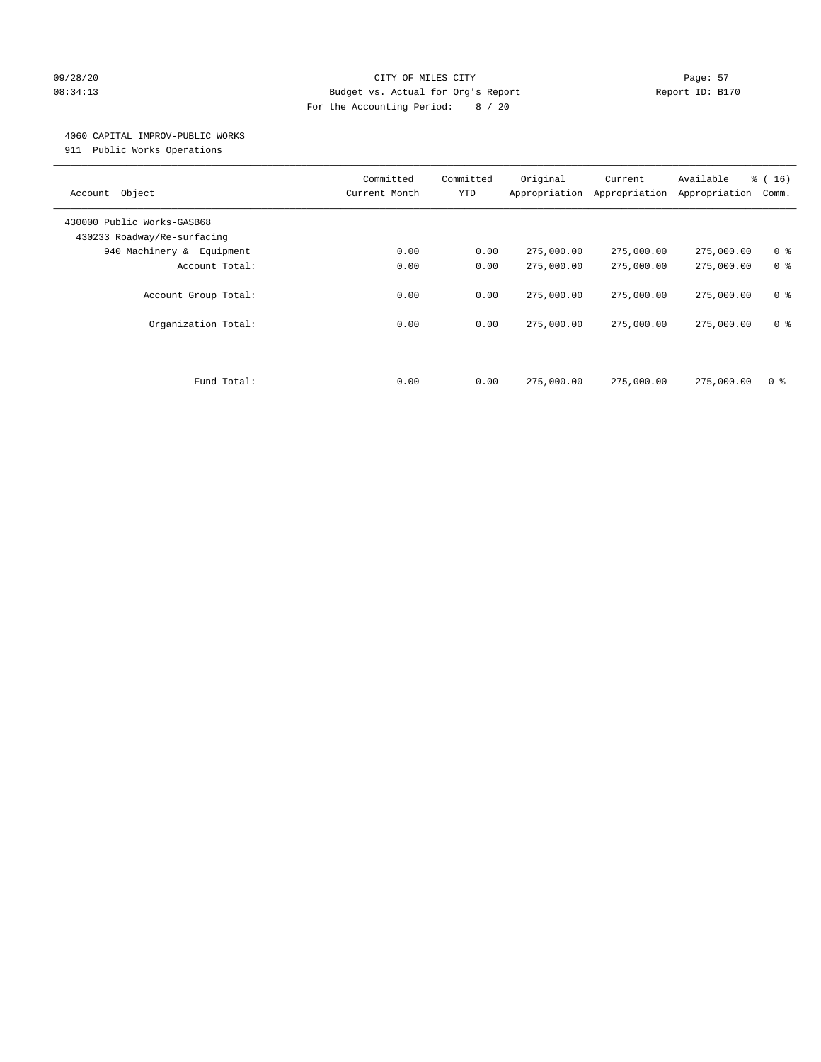CITY OF MILES CITY
Budget vs. Actual for Org's Report
For the Accounting Period: 8 / 20

09/28/20
08:34:13

Report ID: B170

4060 CAPITAL IMPROV-PUBLIC WORKS
911 Public Works Operations

| Account Object | Committed Current Month | Committed YTD | Original Appropriation | Current Appropriation | Available Appropriation | % ( 16) Comm. |
|---|---|---|---|---|---|---|
| 430000 Public Works-GASB68 | | | | | | |
| 430233 Roadway/Re-surfacing | | | | | | |
| 940 Machinery & Equipment | 0.00 | 0.00 | 275,000.00 | 275,000.00 | 275,000.00 | 0 % |
| Account Total: | 0.00 | 0.00 | 275,000.00 | 275,000.00 | 275,000.00 | 0 % |
| Account Group Total: | 0.00 | 0.00 | 275,000.00 | 275,000.00 | 275,000.00 | 0 % |
| Organization Total: | 0.00 | 0.00 | 275,000.00 | 275,000.00 | 275,000.00 | 0 % |
| Fund Total: | 0.00 | 0.00 | 275,000.00 | 275,000.00 | 275,000.00 | 0 % |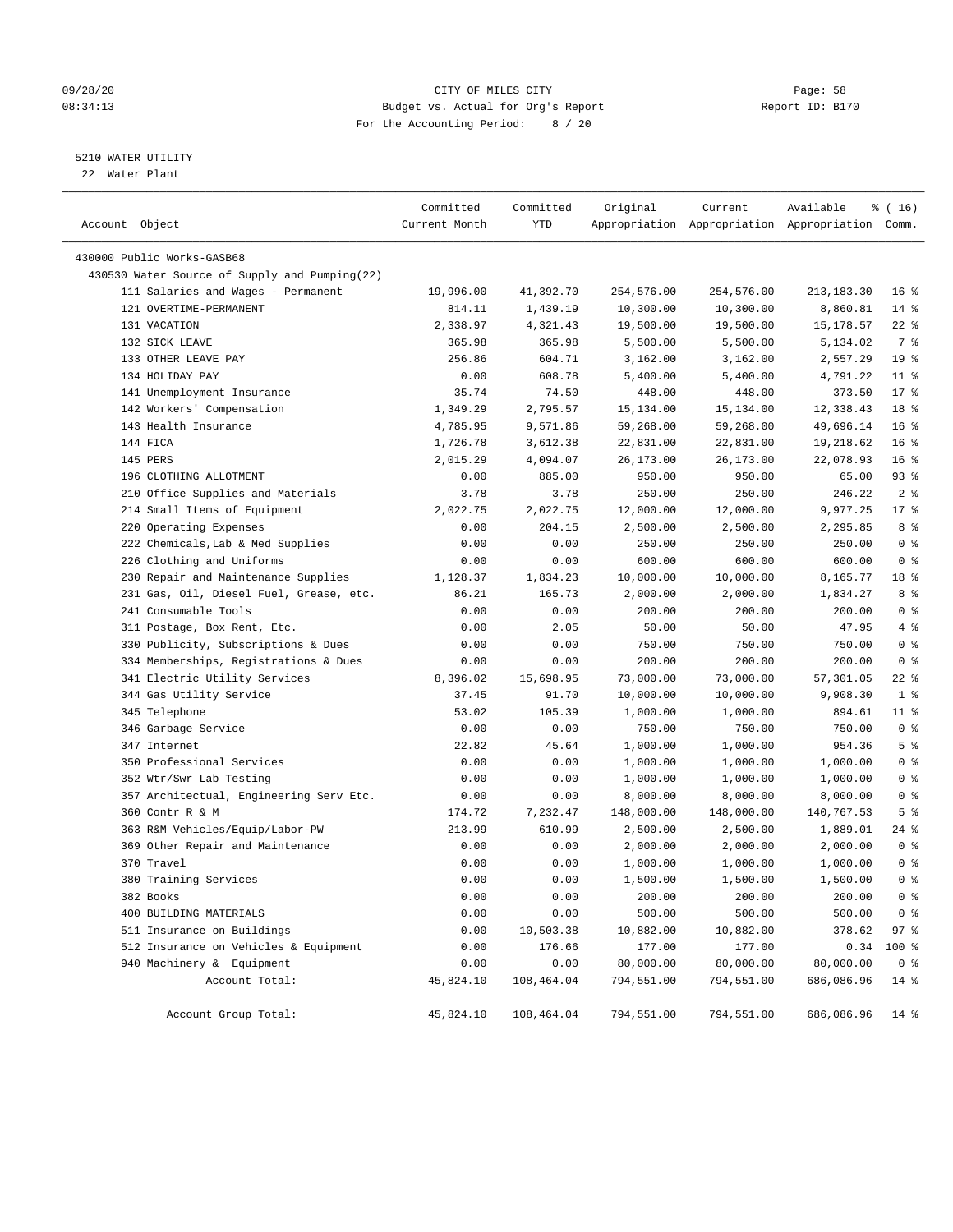CITY OF MILES CITY
Budget vs. Actual for Org's Report
For the Accounting Period: 8 / 20

09/28/20
08:34:13

Page: 58
Report ID: B170

5210 WATER UTILITY
22 Water Plant

| Account Object | Committed Current Month | Committed YTD | Original Appropriation | Current Appropriation | Available Appropriation | % ( 16) Comm. |
|---|---|---|---|---|---|---|
| 430000 Public Works-GASB68 | | | | | | |
| 430530 Water Source of Supply and Pumping(22) | | | | | | |
| 111 Salaries and Wages - Permanent | 19,996.00 | 41,392.70 | 254,576.00 | 254,576.00 | 213,183.30 | 16 % |
| 121 OVERTIME-PERMANENT | 814.11 | 1,439.19 | 10,300.00 | 10,300.00 | 8,860.81 | 14 % |
| 131 VACATION | 2,338.97 | 4,321.43 | 19,500.00 | 19,500.00 | 15,178.57 | 22 % |
| 132 SICK LEAVE | 365.98 | 365.98 | 5,500.00 | 5,500.00 | 5,134.02 | 7 % |
| 133 OTHER LEAVE PAY | 256.86 | 604.71 | 3,162.00 | 3,162.00 | 2,557.29 | 19 % |
| 134 HOLIDAY PAY | 0.00 | 608.78 | 5,400.00 | 5,400.00 | 4,791.22 | 11 % |
| 141 Unemployment Insurance | 35.74 | 74.50 | 448.00 | 448.00 | 373.50 | 17 % |
| 142 Workers' Compensation | 1,349.29 | 2,795.57 | 15,134.00 | 15,134.00 | 12,338.43 | 18 % |
| 143 Health Insurance | 4,785.95 | 9,571.86 | 59,268.00 | 59,268.00 | 49,696.14 | 16 % |
| 144 FICA | 1,726.78 | 3,612.38 | 22,831.00 | 22,831.00 | 19,218.62 | 16 % |
| 145 PERS | 2,015.29 | 4,094.07 | 26,173.00 | 26,173.00 | 22,078.93 | 16 % |
| 196 CLOTHING ALLOTMENT | 0.00 | 885.00 | 950.00 | 950.00 | 65.00 | 93 % |
| 210 Office Supplies and Materials | 3.78 | 3.78 | 250.00 | 250.00 | 246.22 | 2 % |
| 214 Small Items of Equipment | 2,022.75 | 2,022.75 | 12,000.00 | 12,000.00 | 9,977.25 | 17 % |
| 220 Operating Expenses | 0.00 | 204.15 | 2,500.00 | 2,500.00 | 2,295.85 | 8 % |
| 222 Chemicals,Lab & Med Supplies | 0.00 | 0.00 | 250.00 | 250.00 | 250.00 | 0 % |
| 226 Clothing and Uniforms | 0.00 | 0.00 | 600.00 | 600.00 | 600.00 | 0 % |
| 230 Repair and Maintenance Supplies | 1,128.37 | 1,834.23 | 10,000.00 | 10,000.00 | 8,165.77 | 18 % |
| 231 Gas, Oil, Diesel Fuel, Grease, etc. | 86.21 | 165.73 | 2,000.00 | 2,000.00 | 1,834.27 | 8 % |
| 241 Consumable Tools | 0.00 | 0.00 | 200.00 | 200.00 | 200.00 | 0 % |
| 311 Postage, Box Rent, Etc. | 0.00 | 2.05 | 50.00 | 50.00 | 47.95 | 4 % |
| 330 Publicity, Subscriptions & Dues | 0.00 | 0.00 | 750.00 | 750.00 | 750.00 | 0 % |
| 334 Memberships, Registrations & Dues | 0.00 | 0.00 | 200.00 | 200.00 | 200.00 | 0 % |
| 341 Electric Utility Services | 8,396.02 | 15,698.95 | 73,000.00 | 73,000.00 | 57,301.05 | 22 % |
| 344 Gas Utility Service | 37.45 | 91.70 | 10,000.00 | 10,000.00 | 9,908.30 | 1 % |
| 345 Telephone | 53.02 | 105.39 | 1,000.00 | 1,000.00 | 894.61 | 11 % |
| 346 Garbage Service | 0.00 | 0.00 | 750.00 | 750.00 | 750.00 | 0 % |
| 347 Internet | 22.82 | 45.64 | 1,000.00 | 1,000.00 | 954.36 | 5 % |
| 350 Professional Services | 0.00 | 0.00 | 1,000.00 | 1,000.00 | 1,000.00 | 0 % |
| 352 Wtr/Swr Lab Testing | 0.00 | 0.00 | 1,000.00 | 1,000.00 | 1,000.00 | 0 % |
| 357 Architectual, Engineering Serv Etc. | 0.00 | 0.00 | 8,000.00 | 8,000.00 | 8,000.00 | 0 % |
| 360 Contr R & M | 174.72 | 7,232.47 | 148,000.00 | 148,000.00 | 140,767.53 | 5 % |
| 363 R&M Vehicles/Equip/Labor-PW | 213.99 | 610.99 | 2,500.00 | 2,500.00 | 1,889.01 | 24 % |
| 369 Other Repair and Maintenance | 0.00 | 0.00 | 2,000.00 | 2,000.00 | 2,000.00 | 0 % |
| 370 Travel | 0.00 | 0.00 | 1,000.00 | 1,000.00 | 1,000.00 | 0 % |
| 380 Training Services | 0.00 | 0.00 | 1,500.00 | 1,500.00 | 1,500.00 | 0 % |
| 382 Books | 0.00 | 0.00 | 200.00 | 200.00 | 200.00 | 0 % |
| 400 BUILDING MATERIALS | 0.00 | 0.00 | 500.00 | 500.00 | 500.00 | 0 % |
| 511 Insurance on Buildings | 0.00 | 10,503.38 | 10,882.00 | 10,882.00 | 378.62 | 97 % |
| 512 Insurance on Vehicles & Equipment | 0.00 | 176.66 | 177.00 | 177.00 | 0.34 | 100 % |
| 940 Machinery & Equipment | 0.00 | 0.00 | 80,000.00 | 80,000.00 | 80,000.00 | 0 % |
| Account Total: | 45,824.10 | 108,464.04 | 794,551.00 | 794,551.00 | 686,086.96 | 14 % |
| Account Group Total: | 45,824.10 | 108,464.04 | 794,551.00 | 794,551.00 | 686,086.96 | 14 % |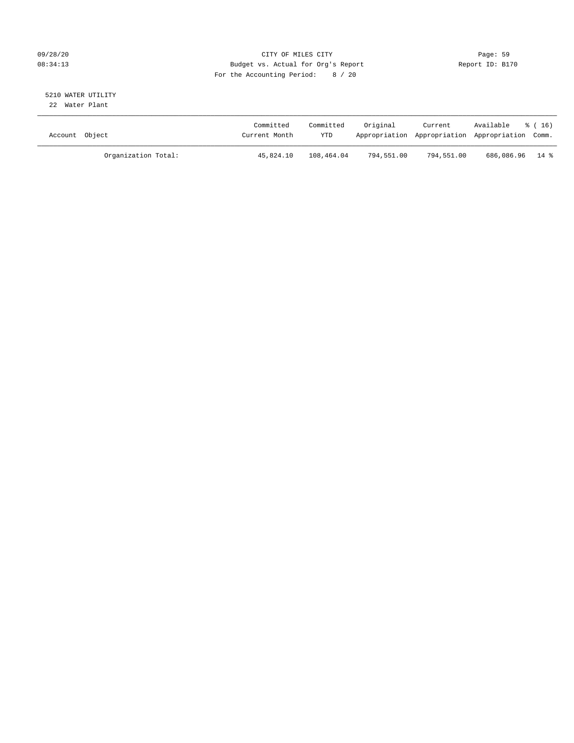CITY OF MILES CITY
Budget vs. Actual for Org's Report
For the Accounting Period: 8 / 20

5210 WATER UTILITY

22 Water Plant

| Account Object | Committed Current Month | Committed YTD | Original Appropriation | Current Appropriation | Available Appropriation | % ( 16) Comm. |
|---|---|---|---|---|---|---|
| Organization Total: | 45,824.10 | 108,464.04 | 794,551.00 | 794,551.00 | 686,086.96 | 14 % |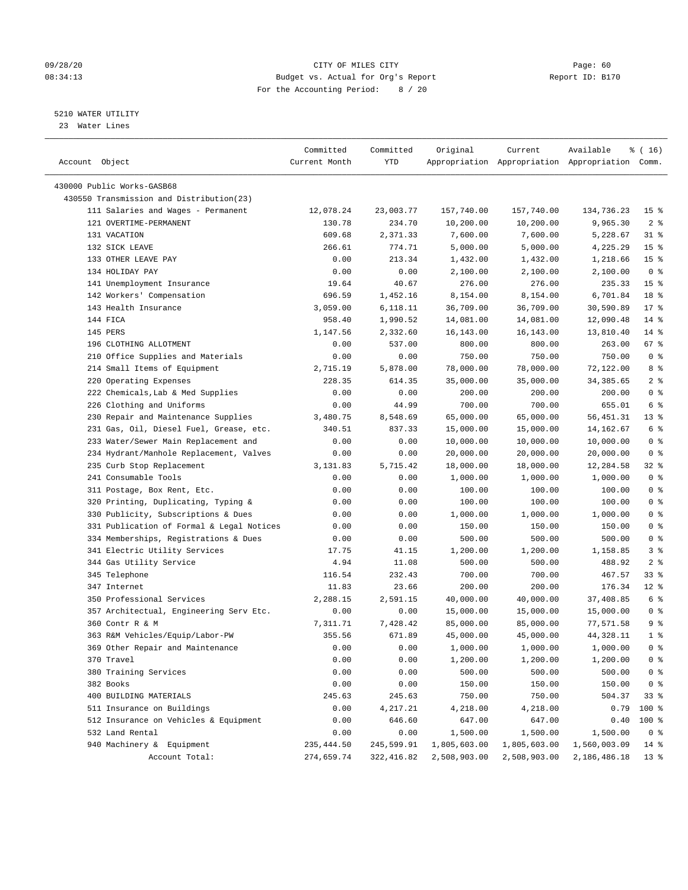09/28/20 CITY OF MILES CITY Page: 60
08:34:13 Budget vs. Actual for Org's Report Report ID: B170
For the Accounting Period: 8 / 20

5210 WATER UTILITY
23 Water Lines

| Account Object | Committed Current Month | Committed YTD | Original Appropriation | Current Appropriation | Available Appropriation | % ( 16) Comm. |
|---|---|---|---|---|---|---|
| 430000 Public Works-GASB68 | | | | | | |
| 430550 Transmission and Distribution(23) | | | | | | |
| 111 Salaries and Wages - Permanent | 12,078.24 | 23,003.77 | 157,740.00 | 157,740.00 | 134,736.23 | 15 % |
| 121 OVERTIME-PERMANENT | 130.78 | 234.70 | 10,200.00 | 10,200.00 | 9,965.30 | 2 % |
| 131 VACATION | 609.68 | 2,371.33 | 7,600.00 | 7,600.00 | 5,228.67 | 31 % |
| 132 SICK LEAVE | 266.61 | 774.71 | 5,000.00 | 5,000.00 | 4,225.29 | 15 % |
| 133 OTHER LEAVE PAY | 0.00 | 213.34 | 1,432.00 | 1,432.00 | 1,218.66 | 15 % |
| 134 HOLIDAY PAY | 0.00 | 0.00 | 2,100.00 | 2,100.00 | 2,100.00 | 0 % |
| 141 Unemployment Insurance | 19.64 | 40.67 | 276.00 | 276.00 | 235.33 | 15 % |
| 142 Workers' Compensation | 696.59 | 1,452.16 | 8,154.00 | 8,154.00 | 6,701.84 | 18 % |
| 143 Health Insurance | 3,059.00 | 6,118.11 | 36,709.00 | 36,709.00 | 30,590.89 | 17 % |
| 144 FICA | 958.40 | 1,990.52 | 14,081.00 | 14,081.00 | 12,090.48 | 14 % |
| 145 PERS | 1,147.56 | 2,332.60 | 16,143.00 | 16,143.00 | 13,810.40 | 14 % |
| 196 CLOTHING ALLOTMENT | 0.00 | 537.00 | 800.00 | 800.00 | 263.00 | 67 % |
| 210 Office Supplies and Materials | 0.00 | 0.00 | 750.00 | 750.00 | 750.00 | 0 % |
| 214 Small Items of Equipment | 2,715.19 | 5,878.00 | 78,000.00 | 78,000.00 | 72,122.00 | 8 % |
| 220 Operating Expenses | 228.35 | 614.35 | 35,000.00 | 35,000.00 | 34,385.65 | 2 % |
| 222 Chemicals,Lab & Med Supplies | 0.00 | 0.00 | 200.00 | 200.00 | 200.00 | 0 % |
| 226 Clothing and Uniforms | 0.00 | 44.99 | 700.00 | 700.00 | 655.01 | 6 % |
| 230 Repair and Maintenance Supplies | 3,480.75 | 8,548.69 | 65,000.00 | 65,000.00 | 56,451.31 | 13 % |
| 231 Gas, Oil, Diesel Fuel, Grease, etc. | 340.51 | 837.33 | 15,000.00 | 15,000.00 | 14,162.67 | 6 % |
| 233 Water/Sewer Main Replacement and | 0.00 | 0.00 | 10,000.00 | 10,000.00 | 10,000.00 | 0 % |
| 234 Hydrant/Manhole Replacement, Valves | 0.00 | 0.00 | 20,000.00 | 20,000.00 | 20,000.00 | 0 % |
| 235 Curb Stop Replacement | 3,131.83 | 5,715.42 | 18,000.00 | 18,000.00 | 12,284.58 | 32 % |
| 241 Consumable Tools | 0.00 | 0.00 | 1,000.00 | 1,000.00 | 1,000.00 | 0 % |
| 311 Postage, Box Rent, Etc. | 0.00 | 0.00 | 100.00 | 100.00 | 100.00 | 0 % |
| 320 Printing, Duplicating, Typing & | 0.00 | 0.00 | 100.00 | 100.00 | 100.00 | 0 % |
| 330 Publicity, Subscriptions & Dues | 0.00 | 0.00 | 1,000.00 | 1,000.00 | 1,000.00 | 0 % |
| 331 Publication of Formal & Legal Notices | 0.00 | 0.00 | 150.00 | 150.00 | 150.00 | 0 % |
| 334 Memberships, Registrations & Dues | 0.00 | 0.00 | 500.00 | 500.00 | 500.00 | 0 % |
| 341 Electric Utility Services | 17.75 | 41.15 | 1,200.00 | 1,200.00 | 1,158.85 | 3 % |
| 344 Gas Utility Service | 4.94 | 11.08 | 500.00 | 500.00 | 488.92 | 2 % |
| 345 Telephone | 116.54 | 232.43 | 700.00 | 700.00 | 467.57 | 33 % |
| 347 Internet | 11.83 | 23.66 | 200.00 | 200.00 | 176.34 | 12 % |
| 350 Professional Services | 2,288.15 | 2,591.15 | 40,000.00 | 40,000.00 | 37,408.85 | 6 % |
| 357 Architectual, Engineering Serv Etc. | 0.00 | 0.00 | 15,000.00 | 15,000.00 | 15,000.00 | 0 % |
| 360 Contr R & M | 7,311.71 | 7,428.42 | 85,000.00 | 85,000.00 | 77,571.58 | 9 % |
| 363 R&M Vehicles/Equip/Labor-PW | 355.56 | 671.89 | 45,000.00 | 45,000.00 | 44,328.11 | 1 % |
| 369 Other Repair and Maintenance | 0.00 | 0.00 | 1,000.00 | 1,000.00 | 1,000.00 | 0 % |
| 370 Travel | 0.00 | 0.00 | 1,200.00 | 1,200.00 | 1,200.00 | 0 % |
| 380 Training Services | 0.00 | 0.00 | 500.00 | 500.00 | 500.00 | 0 % |
| 382 Books | 0.00 | 0.00 | 150.00 | 150.00 | 150.00 | 0 % |
| 400 BUILDING MATERIALS | 245.63 | 245.63 | 750.00 | 750.00 | 504.37 | 33 % |
| 511 Insurance on Buildings | 0.00 | 4,217.21 | 4,218.00 | 4,218.00 | 0.79 | 100 % |
| 512 Insurance on Vehicles & Equipment | 0.00 | 646.60 | 647.00 | 647.00 | 0.40 | 100 % |
| 532 Land Rental | 0.00 | 0.00 | 1,500.00 | 1,500.00 | 1,500.00 | 0 % |
| 940 Machinery & Equipment | 235,444.50 | 245,599.91 | 1,805,603.00 | 1,805,603.00 | 1,560,003.09 | 14 % |
| Account Total: | 274,659.74 | 322,416.82 | 2,508,903.00 | 2,508,903.00 | 2,186,486.18 | 13 % |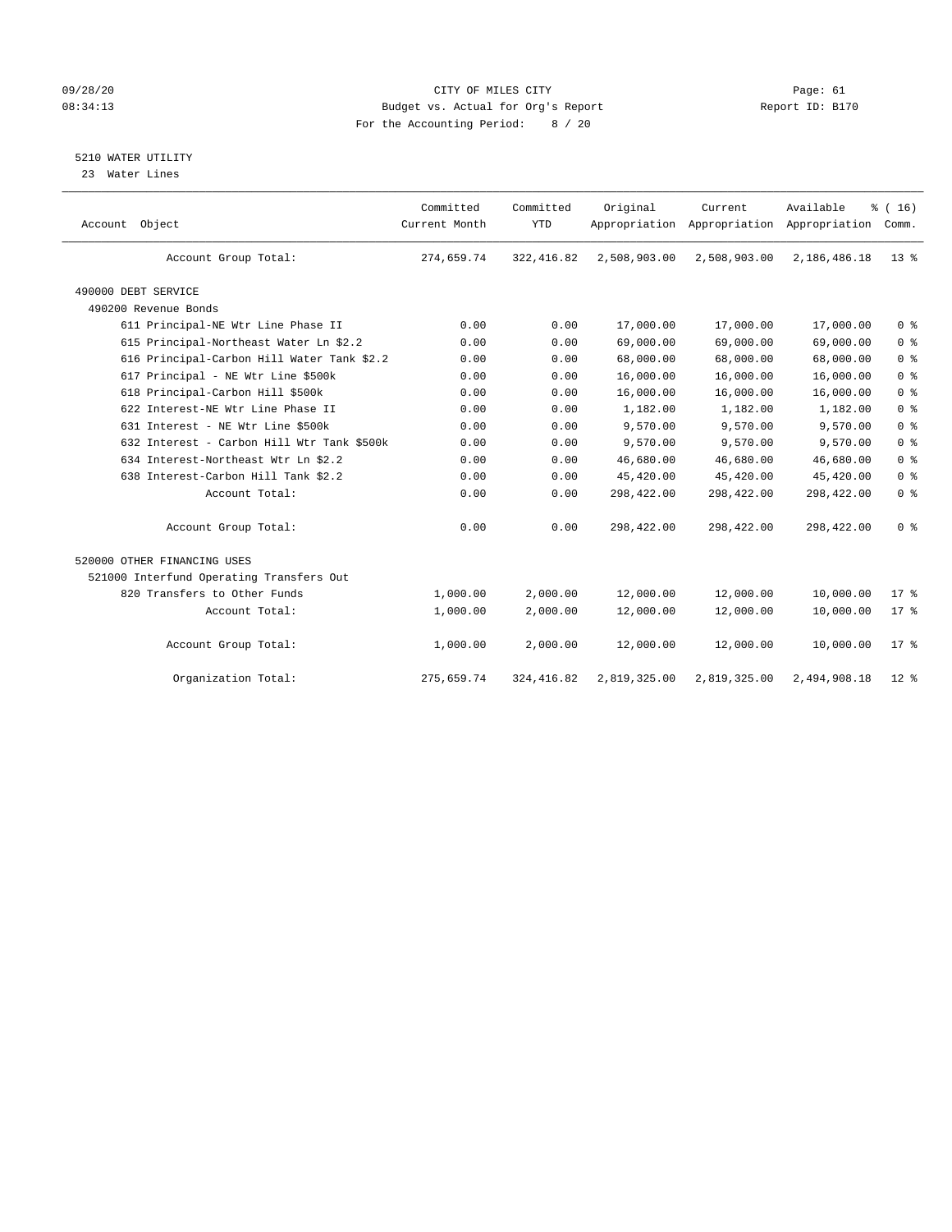CITY OF MILES CITY
Budget vs. Actual for Org's Report
For the Accounting Period: 8 / 20

09/28/20
08:34:13

Report ID: B170

## 5210 WATER UTILITY

23 Water Lines

| Account Object | Committed Current Month | Committed YTD | Original Appropriation | Current Appropriation | Available Appropriation | % ( 16) Comm. |
|---|---|---|---|---|---|---|
| Account Group Total: | 274,659.74 | 322,416.82 | 2,508,903.00 | 2,508,903.00 | 2,186,486.18 | 13 % |
| 490000 DEBT SERVICE | | | | | | |
| 490200 Revenue Bonds | | | | | | |
| 611 Principal-NE Wtr Line Phase II | 0.00 | 0.00 | 17,000.00 | 17,000.00 | 17,000.00 | 0 % |
| 615 Principal-Northeast Water Ln $2.2 | 0.00 | 0.00 | 69,000.00 | 69,000.00 | 69,000.00 | 0 % |
| 616 Principal-Carbon Hill Water Tank $2.2 | 0.00 | 0.00 | 68,000.00 | 68,000.00 | 68,000.00 | 0 % |
| 617 Principal - NE Wtr Line $500k | 0.00 | 0.00 | 16,000.00 | 16,000.00 | 16,000.00 | 0 % |
| 618 Principal-Carbon Hill $500k | 0.00 | 0.00 | 16,000.00 | 16,000.00 | 16,000.00 | 0 % |
| 622 Interest-NE Wtr Line Phase II | 0.00 | 0.00 | 1,182.00 | 1,182.00 | 1,182.00 | 0 % |
| 631 Interest - NE Wtr Line $500k | 0.00 | 0.00 | 9,570.00 | 9,570.00 | 9,570.00 | 0 % |
| 632 Interest - Carbon Hill Wtr Tank $500k | 0.00 | 0.00 | 9,570.00 | 9,570.00 | 9,570.00 | 0 % |
| 634 Interest-Northeast Wtr Ln $2.2 | 0.00 | 0.00 | 46,680.00 | 46,680.00 | 46,680.00 | 0 % |
| 638 Interest-Carbon Hill Tank $2.2 | 0.00 | 0.00 | 45,420.00 | 45,420.00 | 45,420.00 | 0 % |
| Account Total: | 0.00 | 0.00 | 298,422.00 | 298,422.00 | 298,422.00 | 0 % |
| Account Group Total: | 0.00 | 0.00 | 298,422.00 | 298,422.00 | 298,422.00 | 0 % |
| 520000 OTHER FINANCING USES | | | | | | |
| 521000 Interfund Operating Transfers Out | | | | | | |
| 820 Transfers to Other Funds | 1,000.00 | 2,000.00 | 12,000.00 | 12,000.00 | 10,000.00 | 17 % |
| Account Total: | 1,000.00 | 2,000.00 | 12,000.00 | 12,000.00 | 10,000.00 | 17 % |
| Account Group Total: | 1,000.00 | 2,000.00 | 12,000.00 | 12,000.00 | 10,000.00 | 17 % |
| Organization Total: | 275,659.74 | 324,416.82 | 2,819,325.00 | 2,819,325.00 | 2,494,908.18 | 12 % |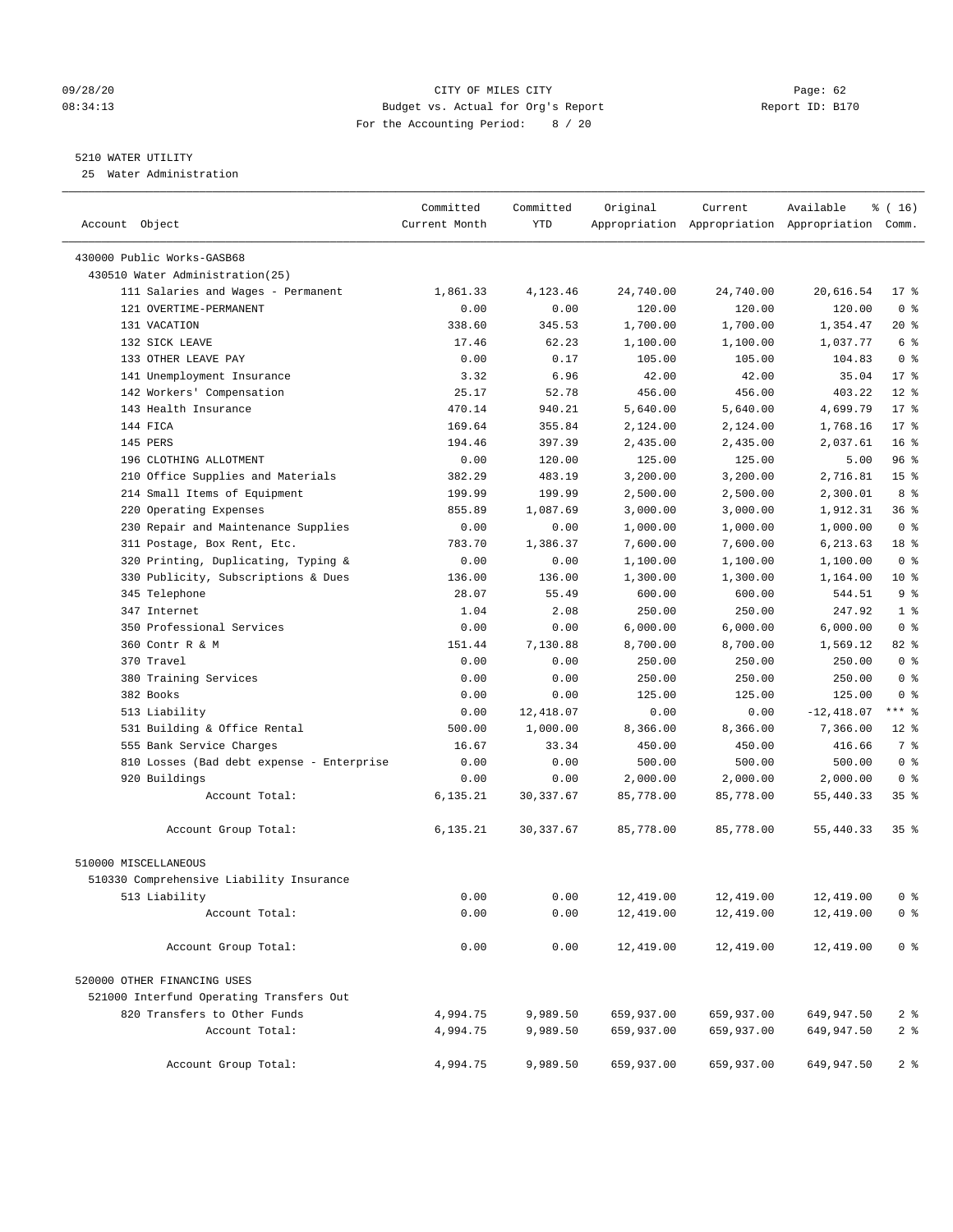09/28/20 CITY OF MILES CITY
08:34:13 Budget vs. Actual for Org's Report Report ID: B170
For the Accounting Period: 8 / 20

5210 WATER UTILITY
25 Water Administration

| Account Object | Committed Current Month | Committed YTD | Original Appropriation | Current Appropriation | Available Appropriation | % ( 16) Comm. |
|---|---|---|---|---|---|---|
| 430000 Public Works-GASB68 | | | | | | |
| 430510 Water Administration(25) | | | | | | |
| 111 Salaries and Wages - Permanent | 1,861.33 | 4,123.46 | 24,740.00 | 24,740.00 | 20,616.54 | 17 % |
| 121 OVERTIME-PERMANENT | 0.00 | 0.00 | 120.00 | 120.00 | 120.00 | 0 % |
| 131 VACATION | 338.60 | 345.53 | 1,700.00 | 1,700.00 | 1,354.47 | 20 % |
| 132 SICK LEAVE | 17.46 | 62.23 | 1,100.00 | 1,100.00 | 1,037.77 | 6 % |
| 133 OTHER LEAVE PAY | 0.00 | 0.17 | 105.00 | 105.00 | 104.83 | 0 % |
| 141 Unemployment Insurance | 3.32 | 6.96 | 42.00 | 42.00 | 35.04 | 17 % |
| 142 Workers' Compensation | 25.17 | 52.78 | 456.00 | 456.00 | 403.22 | 12 % |
| 143 Health Insurance | 470.14 | 940.21 | 5,640.00 | 5,640.00 | 4,699.79 | 17 % |
| 144 FICA | 169.64 | 355.84 | 2,124.00 | 2,124.00 | 1,768.16 | 17 % |
| 145 PERS | 194.46 | 397.39 | 2,435.00 | 2,435.00 | 2,037.61 | 16 % |
| 196 CLOTHING ALLOTMENT | 0.00 | 120.00 | 125.00 | 125.00 | 5.00 | 96 % |
| 210 Office Supplies and Materials | 382.29 | 483.19 | 3,200.00 | 3,200.00 | 2,716.81 | 15 % |
| 214 Small Items of Equipment | 199.99 | 199.99 | 2,500.00 | 2,500.00 | 2,300.01 | 8 % |
| 220 Operating Expenses | 855.89 | 1,087.69 | 3,000.00 | 3,000.00 | 1,912.31 | 36 % |
| 230 Repair and Maintenance Supplies | 0.00 | 0.00 | 1,000.00 | 1,000.00 | 1,000.00 | 0 % |
| 311 Postage, Box Rent, Etc. | 783.70 | 1,386.37 | 7,600.00 | 7,600.00 | 6,213.63 | 18 % |
| 320 Printing, Duplicating, Typing & | 0.00 | 0.00 | 1,100.00 | 1,100.00 | 1,100.00 | 0 % |
| 330 Publicity, Subscriptions & Dues | 136.00 | 136.00 | 1,300.00 | 1,300.00 | 1,164.00 | 10 % |
| 345 Telephone | 28.07 | 55.49 | 600.00 | 600.00 | 544.51 | 9 % |
| 347 Internet | 1.04 | 2.08 | 250.00 | 250.00 | 247.92 | 1 % |
| 350 Professional Services | 0.00 | 0.00 | 6,000.00 | 6,000.00 | 6,000.00 | 0 % |
| 360 Contr R & M | 151.44 | 7,130.88 | 8,700.00 | 8,700.00 | 1,569.12 | 82 % |
| 370 Travel | 0.00 | 0.00 | 250.00 | 250.00 | 250.00 | 0 % |
| 380 Training Services | 0.00 | 0.00 | 250.00 | 250.00 | 250.00 | 0 % |
| 382 Books | 0.00 | 0.00 | 125.00 | 125.00 | 125.00 | 0 % |
| 513 Liability | 0.00 | 12,418.07 | 0.00 | 0.00 | -12,418.07 | *** % |
| 531 Building & Office Rental | 500.00 | 1,000.00 | 8,366.00 | 8,366.00 | 7,366.00 | 12 % |
| 555 Bank Service Charges | 16.67 | 33.34 | 450.00 | 450.00 | 416.66 | 7 % |
| 810 Losses (Bad debt expense - Enterprise | 0.00 | 0.00 | 500.00 | 500.00 | 500.00 | 0 % |
| 920 Buildings | 0.00 | 0.00 | 2,000.00 | 2,000.00 | 2,000.00 | 0 % |
| Account Total: | 6,135.21 | 30,337.67 | 85,778.00 | 85,778.00 | 55,440.33 | 35 % |
| Account Group Total: | 6,135.21 | 30,337.67 | 85,778.00 | 85,778.00 | 55,440.33 | 35 % |
| 510000 MISCELLANEOUS | | | | | | |
| 510330 Comprehensive Liability Insurance | | | | | | |
| 513 Liability | 0.00 | 0.00 | 12,419.00 | 12,419.00 | 12,419.00 | 0 % |
| Account Total: | 0.00 | 0.00 | 12,419.00 | 12,419.00 | 12,419.00 | 0 % |
| Account Group Total: | 0.00 | 0.00 | 12,419.00 | 12,419.00 | 12,419.00 | 0 % |
| 520000 OTHER FINANCING USES | | | | | | |
| 521000 Interfund Operating Transfers Out | | | | | | |
| 820 Transfers to Other Funds | 4,994.75 | 9,989.50 | 659,937.00 | 659,937.00 | 649,947.50 | 2 % |
| Account Total: | 4,994.75 | 9,989.50 | 659,937.00 | 659,937.00 | 649,947.50 | 2 % |
| Account Group Total: | 4,994.75 | 9,989.50 | 659,937.00 | 659,937.00 | 649,947.50 | 2 % |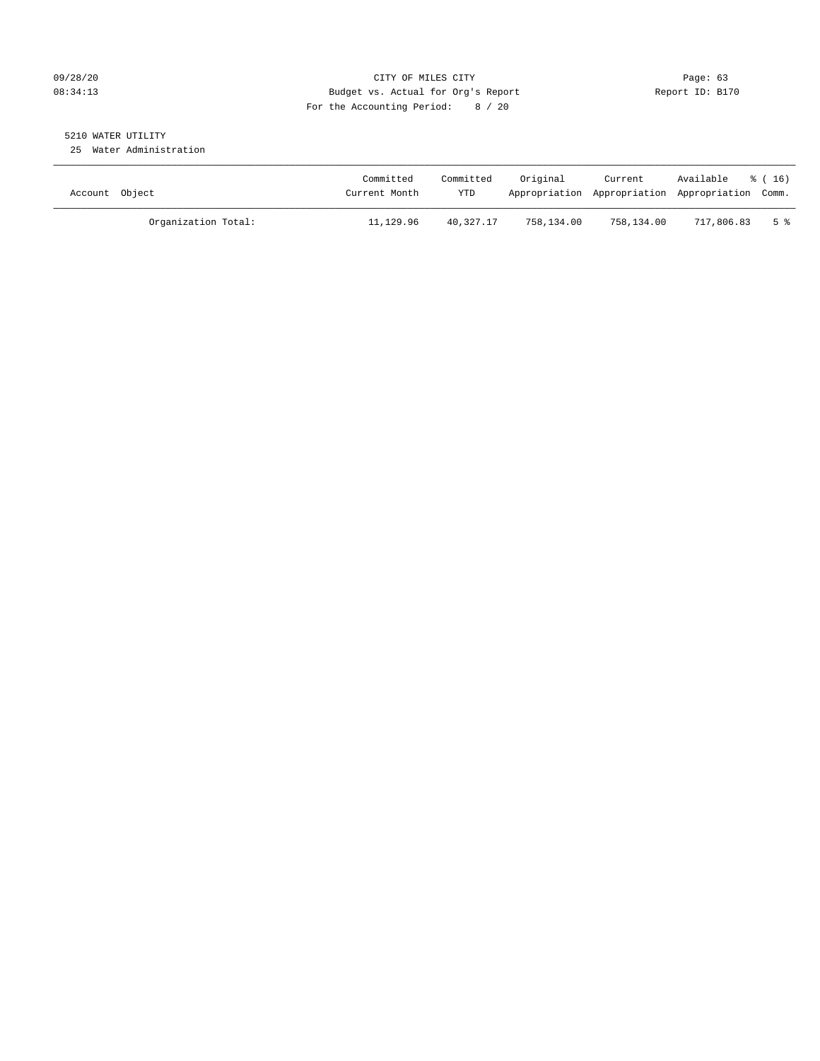CITY OF MILES CITY
Budget vs. Actual for Org's Report
For the Accounting Period: 8 / 20

09/28/20
08:34:13

Report ID: B170

5210 WATER UTILITY
25 Water Administration

| Account Object | Committed Current Month | Committed YTD | Original Appropriation | Current Appropriation | Available Appropriation | % ( 16) Comm. |
|---|---|---|---|---|---|---|
| Organization Total: | 11,129.96 | 40,327.17 | 758,134.00 | 758,134.00 | 717,806.83 | 5 % |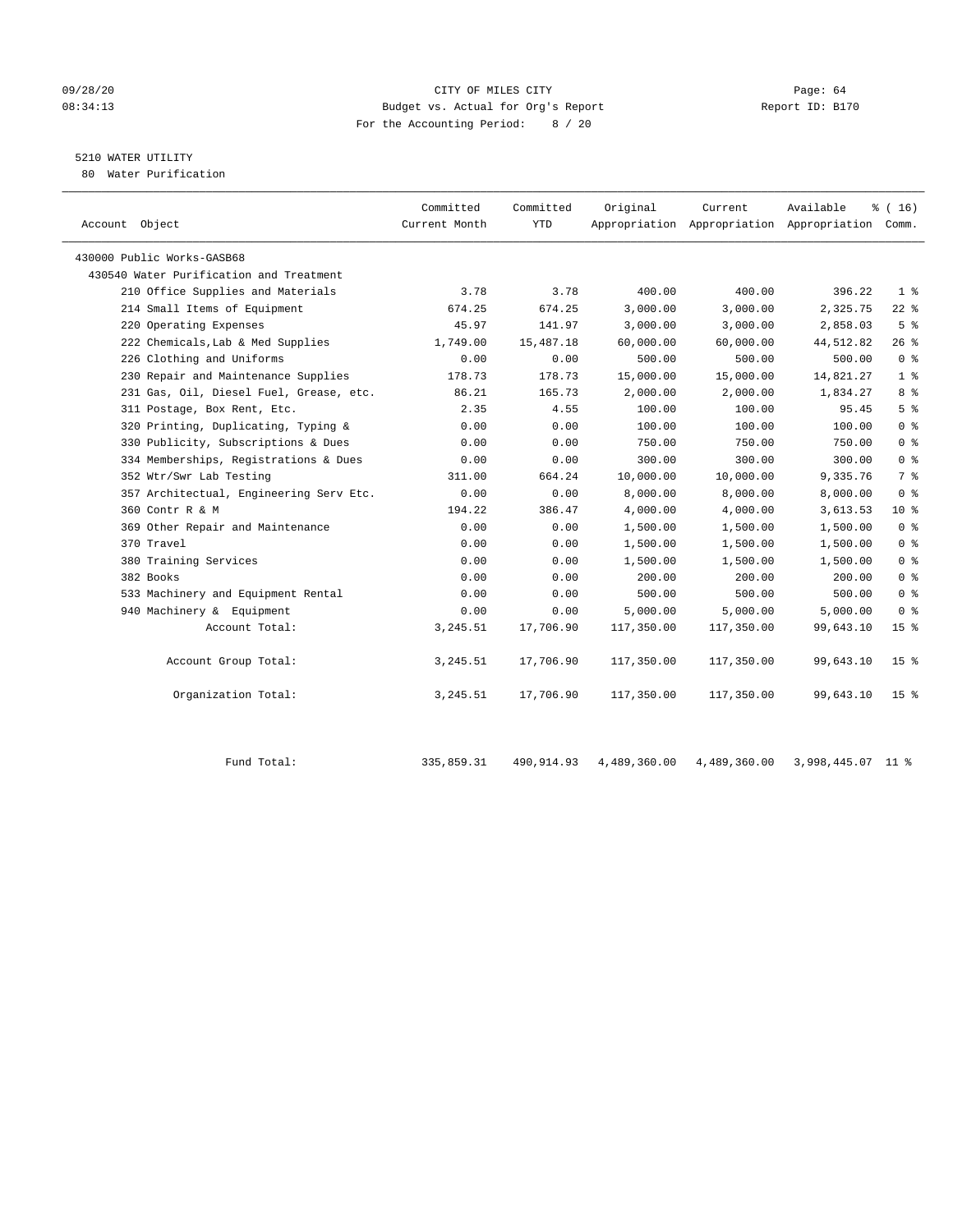09/28/20 CITY OF MILES CITY
08:34:13 Budget vs. Actual for Org's Report Report ID: B170
For the Accounting Period: 8 / 20

5210 WATER UTILITY
80 Water Purification

| Account Object | Committed Current Month | Committed YTD | Original Appropriation | Current Appropriation | Available Appropriation | % ( 16) Comm. |
|---|---|---|---|---|---|---|
| 430000 Public Works-GASB68 | | | | | | |
| 430540 Water Purification and Treatment | | | | | | |
| 210 Office Supplies and Materials | 3.78 | 3.78 | 400.00 | 400.00 | 396.22 | 1 % |
| 214 Small Items of Equipment | 674.25 | 674.25 | 3,000.00 | 3,000.00 | 2,325.75 | 22 % |
| 220 Operating Expenses | 45.97 | 141.97 | 3,000.00 | 3,000.00 | 2,858.03 | 5 % |
| 222 Chemicals,Lab & Med Supplies | 1,749.00 | 15,487.18 | 60,000.00 | 60,000.00 | 44,512.82 | 26 % |
| 226 Clothing and Uniforms | 0.00 | 0.00 | 500.00 | 500.00 | 500.00 | 0 % |
| 230 Repair and Maintenance Supplies | 178.73 | 178.73 | 15,000.00 | 15,000.00 | 14,821.27 | 1 % |
| 231 Gas, Oil, Diesel Fuel, Grease, etc. | 86.21 | 165.73 | 2,000.00 | 2,000.00 | 1,834.27 | 8 % |
| 311 Postage, Box Rent, Etc. | 2.35 | 4.55 | 100.00 | 100.00 | 95.45 | 5 % |
| 320 Printing, Duplicating, Typing & | 0.00 | 0.00 | 100.00 | 100.00 | 100.00 | 0 % |
| 330 Publicity, Subscriptions & Dues | 0.00 | 0.00 | 750.00 | 750.00 | 750.00 | 0 % |
| 334 Memberships, Registrations & Dues | 0.00 | 0.00 | 300.00 | 300.00 | 300.00 | 0 % |
| 352 Wtr/Swr Lab Testing | 311.00 | 664.24 | 10,000.00 | 10,000.00 | 9,335.76 | 7 % |
| 357 Architectual, Engineering Serv Etc. | 0.00 | 0.00 | 8,000.00 | 8,000.00 | 8,000.00 | 0 % |
| 360 Contr R & M | 194.22 | 386.47 | 4,000.00 | 4,000.00 | 3,613.53 | 10 % |
| 369 Other Repair and Maintenance | 0.00 | 0.00 | 1,500.00 | 1,500.00 | 1,500.00 | 0 % |
| 370 Travel | 0.00 | 0.00 | 1,500.00 | 1,500.00 | 1,500.00 | 0 % |
| 380 Training Services | 0.00 | 0.00 | 1,500.00 | 1,500.00 | 1,500.00 | 0 % |
| 382 Books | 0.00 | 0.00 | 200.00 | 200.00 | 200.00 | 0 % |
| 533 Machinery and Equipment Rental | 0.00 | 0.00 | 500.00 | 500.00 | 500.00 | 0 % |
| 940 Machinery & Equipment | 0.00 | 0.00 | 5,000.00 | 5,000.00 | 5,000.00 | 0 % |
| Account Total: | 3,245.51 | 17,706.90 | 117,350.00 | 117,350.00 | 99,643.10 | 15 % |
| Account Group Total: | 3,245.51 | 17,706.90 | 117,350.00 | 117,350.00 | 99,643.10 | 15 % |
| Organization Total: | 3,245.51 | 17,706.90 | 117,350.00 | 117,350.00 | 99,643.10 | 15 % |
| Fund Total: | 335,859.31 | 490,914.93 | 4,489,360.00 | 4,489,360.00 | 3,998,445.07 | 11 % |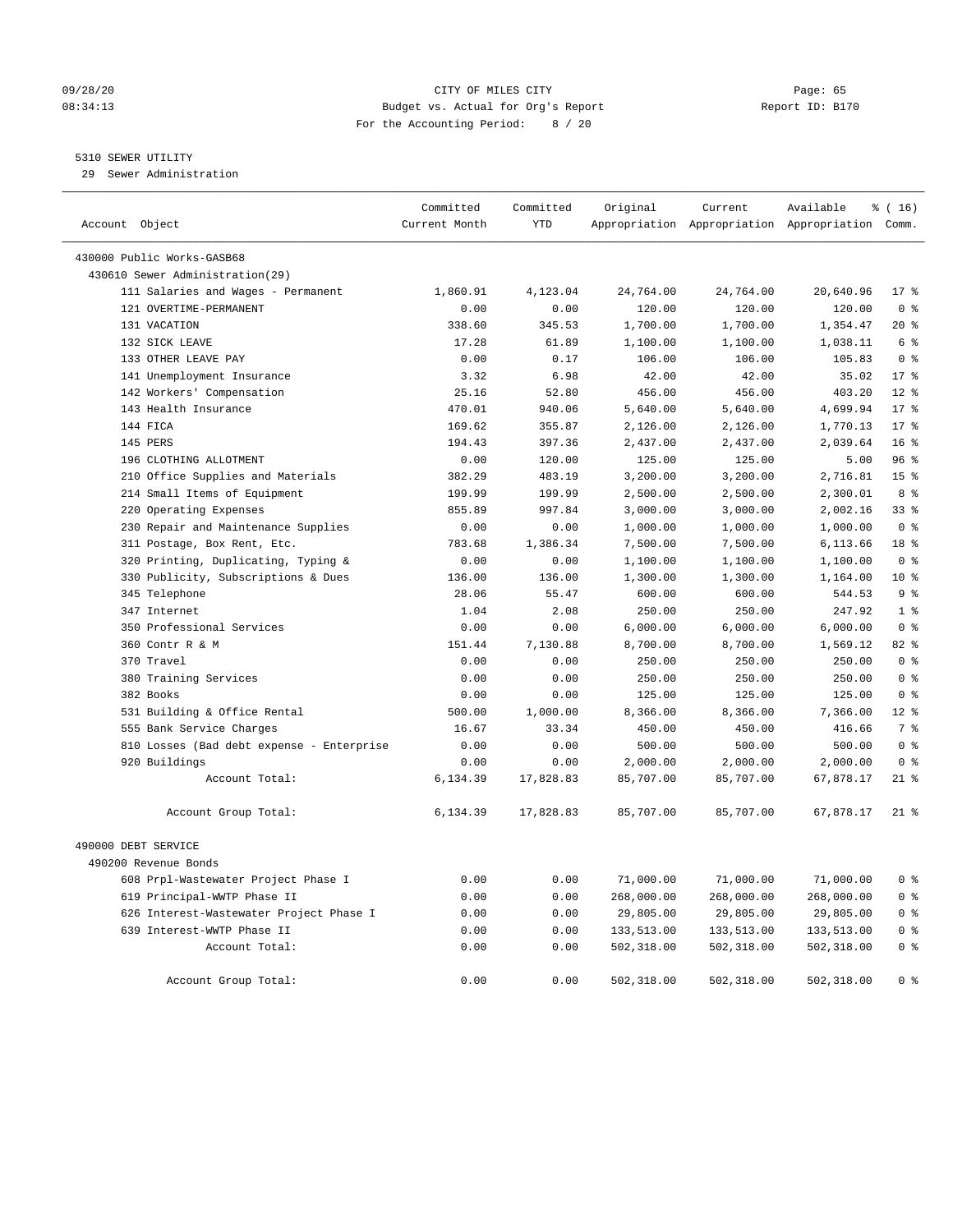CITY OF MILES CITY
Budget vs. Actual for Org's Report
For the Accounting Period: 8 / 20

09/28/20
08:34:13

Report ID: B170

## 5310 SEWER UTILITY

29 Sewer Administration

| Account Object | Committed Current Month | Committed YTD | Original Appropriation | Current Appropriation | Available Appropriation | % ( 16) Comm. |
|---|---|---|---|---|---|---|
| 430000 Public Works-GASB68 | | | | | | |
| 430610 Sewer Administration(29) | | | | | | |
| 111 Salaries and Wages - Permanent | 1,860.91 | 4,123.04 | 24,764.00 | 24,764.00 | 20,640.96 | 17 % |
| 121 OVERTIME-PERMANENT | 0.00 | 0.00 | 120.00 | 120.00 | 120.00 | 0 % |
| 131 VACATION | 338.60 | 345.53 | 1,700.00 | 1,700.00 | 1,354.47 | 20 % |
| 132 SICK LEAVE | 17.28 | 61.89 | 1,100.00 | 1,100.00 | 1,038.11 | 6 % |
| 133 OTHER LEAVE PAY | 0.00 | 0.17 | 106.00 | 106.00 | 105.83 | 0 % |
| 141 Unemployment Insurance | 3.32 | 6.98 | 42.00 | 42.00 | 35.02 | 17 % |
| 142 Workers' Compensation | 25.16 | 52.80 | 456.00 | 456.00 | 403.20 | 12 % |
| 143 Health Insurance | 470.01 | 940.06 | 5,640.00 | 5,640.00 | 4,699.94 | 17 % |
| 144 FICA | 169.62 | 355.87 | 2,126.00 | 2,126.00 | 1,770.13 | 17 % |
| 145 PERS | 194.43 | 397.36 | 2,437.00 | 2,437.00 | 2,039.64 | 16 % |
| 196 CLOTHING ALLOTMENT | 0.00 | 120.00 | 125.00 | 125.00 | 5.00 | 96 % |
| 210 Office Supplies and Materials | 382.29 | 483.19 | 3,200.00 | 3,200.00 | 2,716.81 | 15 % |
| 214 Small Items of Equipment | 199.99 | 199.99 | 2,500.00 | 2,500.00 | 2,300.01 | 8 % |
| 220 Operating Expenses | 855.89 | 997.84 | 3,000.00 | 3,000.00 | 2,002.16 | 33 % |
| 230 Repair and Maintenance Supplies | 0.00 | 0.00 | 1,000.00 | 1,000.00 | 1,000.00 | 0 % |
| 311 Postage, Box Rent, Etc. | 783.68 | 1,386.34 | 7,500.00 | 7,500.00 | 6,113.66 | 18 % |
| 320 Printing, Duplicating, Typing & | 0.00 | 0.00 | 1,100.00 | 1,100.00 | 1,100.00 | 0 % |
| 330 Publicity, Subscriptions & Dues | 136.00 | 136.00 | 1,300.00 | 1,300.00 | 1,164.00 | 10 % |
| 345 Telephone | 28.06 | 55.47 | 600.00 | 600.00 | 544.53 | 9 % |
| 347 Internet | 1.04 | 2.08 | 250.00 | 250.00 | 247.92 | 1 % |
| 350 Professional Services | 0.00 | 0.00 | 6,000.00 | 6,000.00 | 6,000.00 | 0 % |
| 360 Contr R & M | 151.44 | 7,130.88 | 8,700.00 | 8,700.00 | 1,569.12 | 82 % |
| 370 Travel | 0.00 | 0.00 | 250.00 | 250.00 | 250.00 | 0 % |
| 380 Training Services | 0.00 | 0.00 | 250.00 | 250.00 | 250.00 | 0 % |
| 382 Books | 0.00 | 0.00 | 125.00 | 125.00 | 125.00 | 0 % |
| 531 Building & Office Rental | 500.00 | 1,000.00 | 8,366.00 | 8,366.00 | 7,366.00 | 12 % |
| 555 Bank Service Charges | 16.67 | 33.34 | 450.00 | 450.00 | 416.66 | 7 % |
| 810 Losses (Bad debt expense - Enterprise | 0.00 | 0.00 | 500.00 | 500.00 | 500.00 | 0 % |
| 920 Buildings | 0.00 | 0.00 | 2,000.00 | 2,000.00 | 2,000.00 | 0 % |
| Account Total: | 6,134.39 | 17,828.83 | 85,707.00 | 85,707.00 | 67,878.17 | 21 % |
| Account Group Total: | 6,134.39 | 17,828.83 | 85,707.00 | 85,707.00 | 67,878.17 | 21 % |
| 490000 DEBT SERVICE | | | | | | |
| 490200 Revenue Bonds | | | | | | |
| 608 Prpl-Wastewater Project Phase I | 0.00 | 0.00 | 71,000.00 | 71,000.00 | 71,000.00 | 0 % |
| 619 Principal-WWTP Phase II | 0.00 | 0.00 | 268,000.00 | 268,000.00 | 268,000.00 | 0 % |
| 626 Interest-Wastewater Project Phase I | 0.00 | 0.00 | 29,805.00 | 29,805.00 | 29,805.00 | 0 % |
| 639 Interest-WWTP Phase II | 0.00 | 0.00 | 133,513.00 | 133,513.00 | 133,513.00 | 0 % |
| Account Total: | 0.00 | 0.00 | 502,318.00 | 502,318.00 | 502,318.00 | 0 % |
| Account Group Total: | 0.00 | 0.00 | 502,318.00 | 502,318.00 | 502,318.00 | 0 % |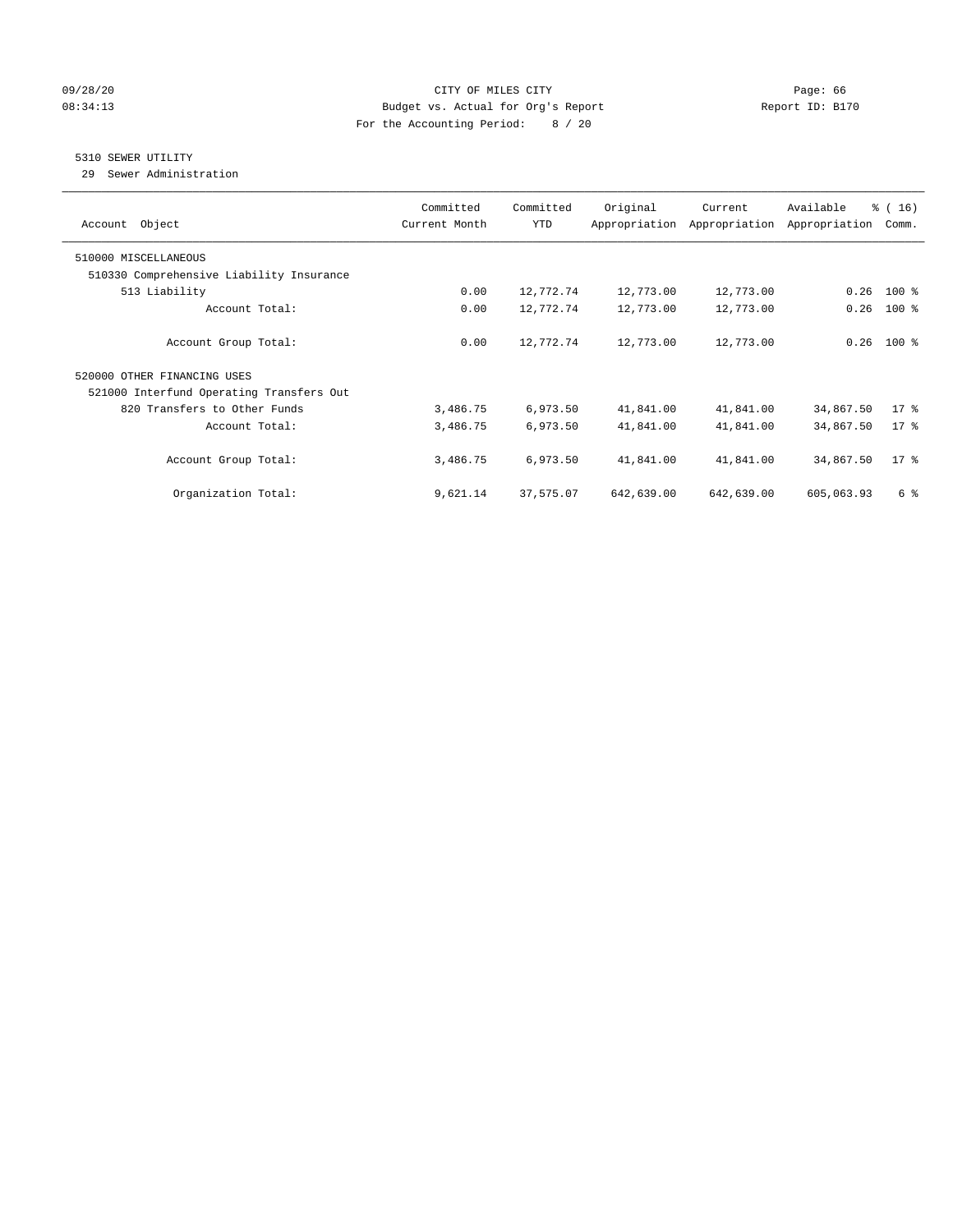CITY OF MILES CITY
Budget vs. Actual for Org's Report
For the Accounting Period: 8 / 20

09/28/20
08:34:13

Page: 66
Report ID: B170

5310 SEWER UTILITY
29 Sewer Administration

| Account Object | Committed Current Month | Committed YTD | Original Appropriation | Current Appropriation | Available Appropriation | % ( 16) Comm. |
|---|---|---|---|---|---|---|
| 510000 MISCELLANEOUS | | | | | | |
| 510330 Comprehensive Liability Insurance | | | | | | |
| 513 Liability | 0.00 | 12,772.74 | 12,773.00 | 12,773.00 | 0.26 | 100 % |
| Account Total: | 0.00 | 12,772.74 | 12,773.00 | 12,773.00 | 0.26 | 100 % |
| Account Group Total: | 0.00 | 12,772.74 | 12,773.00 | 12,773.00 | 0.26 | 100 % |
| 520000 OTHER FINANCING USES | | | | | | |
| 521000 Interfund Operating Transfers Out | | | | | | |
| 820 Transfers to Other Funds | 3,486.75 | 6,973.50 | 41,841.00 | 41,841.00 | 34,867.50 | 17 % |
| Account Total: | 3,486.75 | 6,973.50 | 41,841.00 | 41,841.00 | 34,867.50 | 17 % |
| Account Group Total: | 3,486.75 | 6,973.50 | 41,841.00 | 41,841.00 | 34,867.50 | 17 % |
| Organization Total: | 9,621.14 | 37,575.07 | 642,639.00 | 642,639.00 | 605,063.93 | 6 % |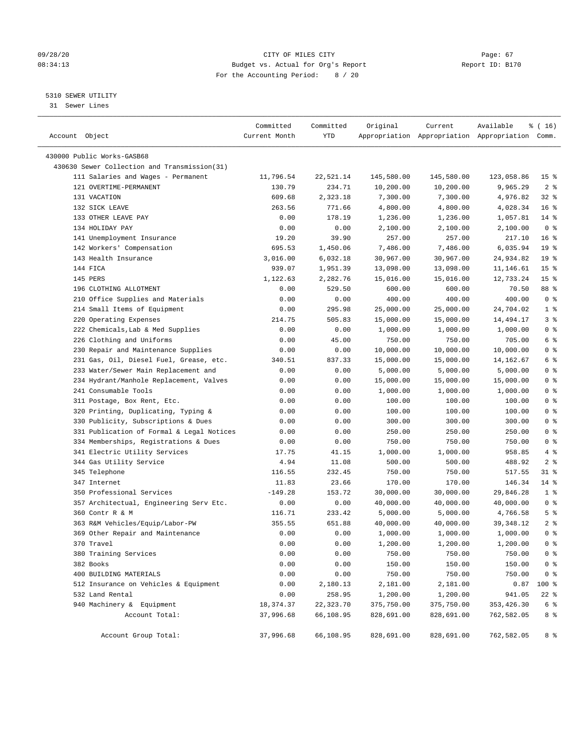CITY OF MILES CITY
Budget vs. Actual for Org's Report
For the Accounting Period: 8 / 20

5310 SEWER UTILITY
31 Sewer Lines

| Account Object | Committed Current Month | Committed YTD | Original Appropriation | Current Appropriation | Available Appropriation | % ( 16) Comm. |
|---|---|---|---|---|---|---|
| 430000 Public Works-GASB68 | | | | | | |
| 430630 Sewer Collection and Transmission(31) | | | | | | |
| 111 Salaries and Wages - Permanent | 11,796.54 | 22,521.14 | 145,580.00 | 145,580.00 | 123,058.86 | 15 % |
| 121 OVERTIME-PERMANENT | 130.79 | 234.71 | 10,200.00 | 10,200.00 | 9,965.29 | 2 % |
| 131 VACATION | 609.68 | 2,323.18 | 7,300.00 | 7,300.00 | 4,976.82 | 32 % |
| 132 SICK LEAVE | 263.56 | 771.66 | 4,800.00 | 4,800.00 | 4,028.34 | 16 % |
| 133 OTHER LEAVE PAY | 0.00 | 178.19 | 1,236.00 | 1,236.00 | 1,057.81 | 14 % |
| 134 HOLIDAY PAY | 0.00 | 0.00 | 2,100.00 | 2,100.00 | 2,100.00 | 0 % |
| 141 Unemployment Insurance | 19.20 | 39.90 | 257.00 | 257.00 | 217.10 | 16 % |
| 142 Workers' Compensation | 695.53 | 1,450.06 | 7,486.00 | 7,486.00 | 6,035.94 | 19 % |
| 143 Health Insurance | 3,016.00 | 6,032.18 | 30,967.00 | 30,967.00 | 24,934.82 | 19 % |
| 144 FICA | 939.07 | 1,951.39 | 13,098.00 | 13,098.00 | 11,146.61 | 15 % |
| 145 PERS | 1,122.63 | 2,282.76 | 15,016.00 | 15,016.00 | 12,733.24 | 15 % |
| 196 CLOTHING ALLOTMENT | 0.00 | 529.50 | 600.00 | 600.00 | 70.50 | 88 % |
| 210 Office Supplies and Materials | 0.00 | 0.00 | 400.00 | 400.00 | 400.00 | 0 % |
| 214 Small Items of Equipment | 0.00 | 295.98 | 25,000.00 | 25,000.00 | 24,704.02 | 1 % |
| 220 Operating Expenses | 214.75 | 505.83 | 15,000.00 | 15,000.00 | 14,494.17 | 3 % |
| 222 Chemicals,Lab & Med Supplies | 0.00 | 0.00 | 1,000.00 | 1,000.00 | 1,000.00 | 0 % |
| 226 Clothing and Uniforms | 0.00 | 45.00 | 750.00 | 750.00 | 705.00 | 6 % |
| 230 Repair and Maintenance Supplies | 0.00 | 0.00 | 10,000.00 | 10,000.00 | 10,000.00 | 0 % |
| 231 Gas, Oil, Diesel Fuel, Grease, etc. | 340.51 | 837.33 | 15,000.00 | 15,000.00 | 14,162.67 | 6 % |
| 233 Water/Sewer Main Replacement and | 0.00 | 0.00 | 5,000.00 | 5,000.00 | 5,000.00 | 0 % |
| 234 Hydrant/Manhole Replacement, Valves | 0.00 | 0.00 | 15,000.00 | 15,000.00 | 15,000.00 | 0 % |
| 241 Consumable Tools | 0.00 | 0.00 | 1,000.00 | 1,000.00 | 1,000.00 | 0 % |
| 311 Postage, Box Rent, Etc. | 0.00 | 0.00 | 100.00 | 100.00 | 100.00 | 0 % |
| 320 Printing, Duplicating, Typing & | 0.00 | 0.00 | 100.00 | 100.00 | 100.00 | 0 % |
| 330 Publicity, Subscriptions & Dues | 0.00 | 0.00 | 300.00 | 300.00 | 300.00 | 0 % |
| 331 Publication of Formal & Legal Notices | 0.00 | 0.00 | 250.00 | 250.00 | 250.00 | 0 % |
| 334 Memberships, Registrations & Dues | 0.00 | 0.00 | 750.00 | 750.00 | 750.00 | 0 % |
| 341 Electric Utility Services | 17.75 | 41.15 | 1,000.00 | 1,000.00 | 958.85 | 4 % |
| 344 Gas Utility Service | 4.94 | 11.08 | 500.00 | 500.00 | 488.92 | 2 % |
| 345 Telephone | 116.55 | 232.45 | 750.00 | 750.00 | 517.55 | 31 % |
| 347 Internet | 11.83 | 23.66 | 170.00 | 170.00 | 146.34 | 14 % |
| 350 Professional Services | -149.28 | 153.72 | 30,000.00 | 30,000.00 | 29,846.28 | 1 % |
| 357 Architectual, Engineering Serv Etc. | 0.00 | 0.00 | 40,000.00 | 40,000.00 | 40,000.00 | 0 % |
| 360 Contr R & M | 116.71 | 233.42 | 5,000.00 | 5,000.00 | 4,766.58 | 5 % |
| 363 R&M Vehicles/Equip/Labor-PW | 355.55 | 651.88 | 40,000.00 | 40,000.00 | 39,348.12 | 2 % |
| 369 Other Repair and Maintenance | 0.00 | 0.00 | 1,000.00 | 1,000.00 | 1,000.00 | 0 % |
| 370 Travel | 0.00 | 0.00 | 1,200.00 | 1,200.00 | 1,200.00 | 0 % |
| 380 Training Services | 0.00 | 0.00 | 750.00 | 750.00 | 750.00 | 0 % |
| 382 Books | 0.00 | 0.00 | 150.00 | 150.00 | 150.00 | 0 % |
| 400 BUILDING MATERIALS | 0.00 | 0.00 | 750.00 | 750.00 | 750.00 | 0 % |
| 512 Insurance on Vehicles & Equipment | 0.00 | 2,180.13 | 2,181.00 | 2,181.00 | 0.87 | 100 % |
| 532 Land Rental | 0.00 | 258.95 | 1,200.00 | 1,200.00 | 941.05 | 22 % |
| 940 Machinery & Equipment | 18,374.37 | 22,323.70 | 375,750.00 | 375,750.00 | 353,426.30 | 6 % |
| Account Total: | 37,996.68 | 66,108.95 | 828,691.00 | 828,691.00 | 762,582.05 | 8 % |
| Account Group Total: | 37,996.68 | 66,108.95 | 828,691.00 | 828,691.00 | 762,582.05 | 8 % |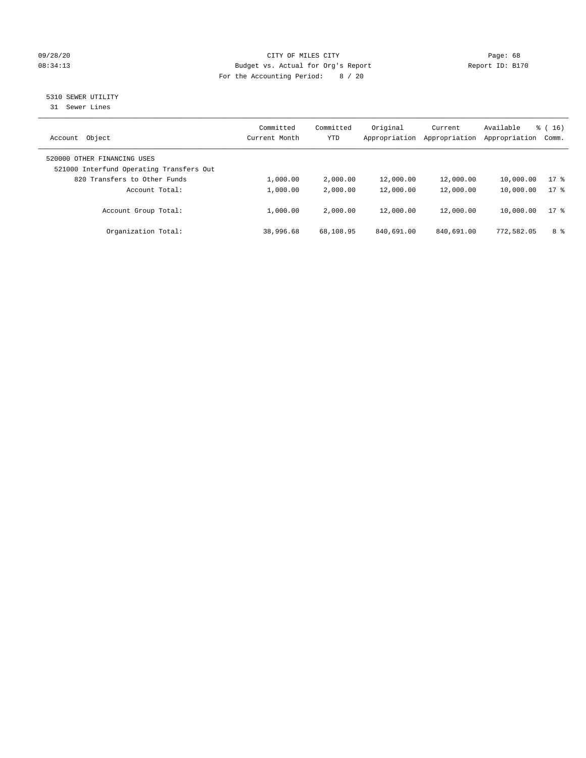CITY OF MILES CITY
Budget vs. Actual for Org's Report
For the Accounting Period: 8 / 20

09/28/20
08:34:13

Report ID: B170

## 5310 SEWER UTILITY

31 Sewer Lines

| Account Object | Committed Current Month | Committed YTD | Original Appropriation | Current Appropriation | Available Appropriation | % ( 16) Comm. |
|---|---|---|---|---|---|---|
| 520000 OTHER FINANCING USES | | | | | | |
| 521000 Interfund Operating Transfers Out | | | | | | |
| 820 Transfers to Other Funds | 1,000.00 | 2,000.00 | 12,000.00 | 12,000.00 | 10,000.00 | 17 % |
| Account Total: | 1,000.00 | 2,000.00 | 12,000.00 | 12,000.00 | 10,000.00 | 17 % |
| Account Group Total: | 1,000.00 | 2,000.00 | 12,000.00 | 12,000.00 | 10,000.00 | 17 % |
| Organization Total: | 38,996.68 | 68,108.95 | 840,691.00 | 840,691.00 | 772,582.05 | 8 % |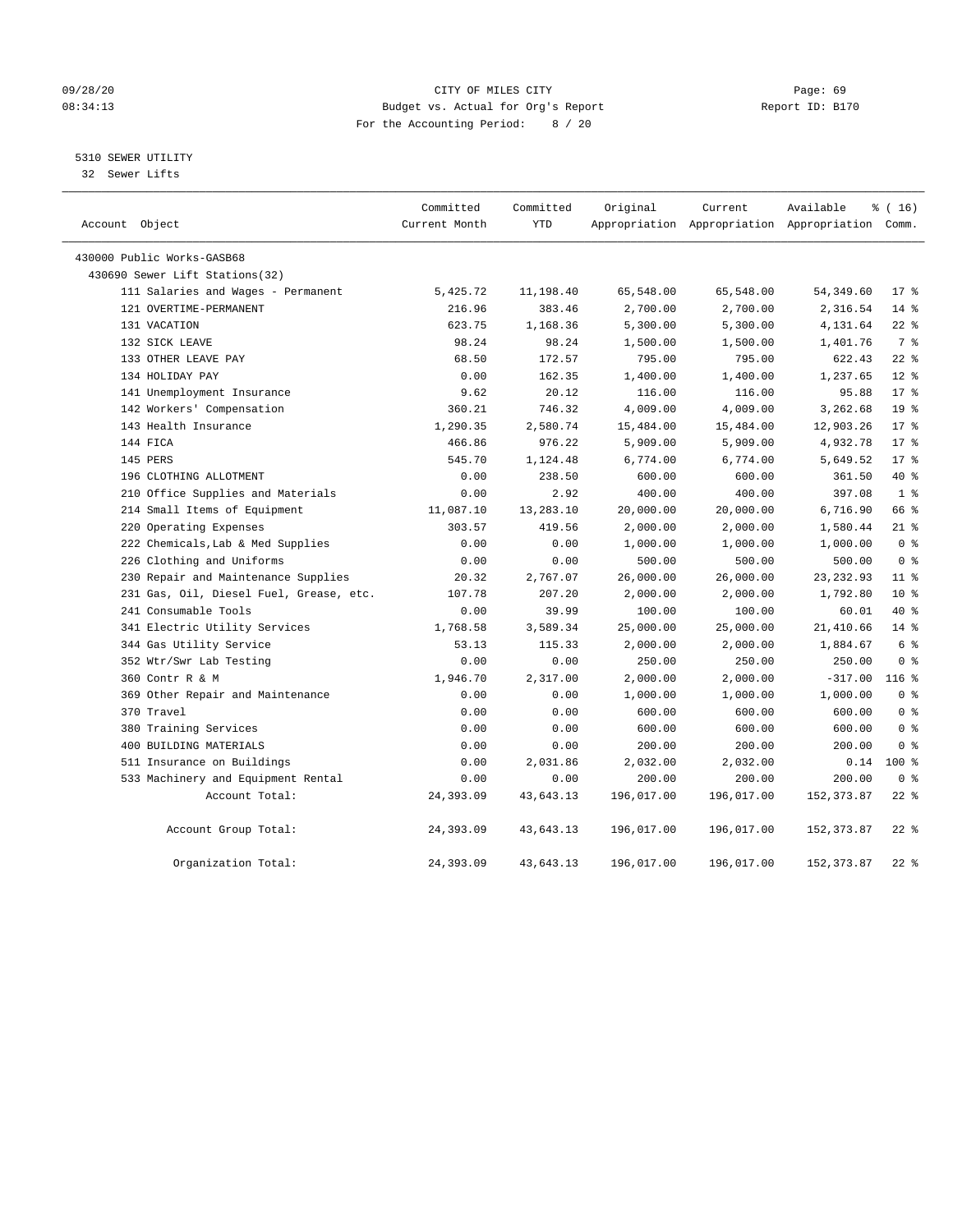CITY OF MILES CITY
Budget vs. Actual for Org's Report
For the Accounting Period: 8 / 20

5310 SEWER UTILITY
32 Sewer Lifts

| Account Object | Committed Current Month | Committed YTD | Original Appropriation | Current Appropriation | Available Appropriation | % ( 16) Comm. |
|---|---|---|---|---|---|---|
| 430000 Public Works-GASB68 | | | | | | |
| 430690 Sewer Lift Stations(32) | | | | | | |
| 111 Salaries and Wages - Permanent | 5,425.72 | 11,198.40 | 65,548.00 | 65,548.00 | 54,349.60 | 17 % |
| 121 OVERTIME-PERMANENT | 216.96 | 383.46 | 2,700.00 | 2,700.00 | 2,316.54 | 14 % |
| 131 VACATION | 623.75 | 1,168.36 | 5,300.00 | 5,300.00 | 4,131.64 | 22 % |
| 132 SICK LEAVE | 98.24 | 98.24 | 1,500.00 | 1,500.00 | 1,401.76 | 7 % |
| 133 OTHER LEAVE PAY | 68.50 | 172.57 | 795.00 | 795.00 | 622.43 | 22 % |
| 134 HOLIDAY PAY | 0.00 | 162.35 | 1,400.00 | 1,400.00 | 1,237.65 | 12 % |
| 141 Unemployment Insurance | 9.62 | 20.12 | 116.00 | 116.00 | 95.88 | 17 % |
| 142 Workers' Compensation | 360.21 | 746.32 | 4,009.00 | 4,009.00 | 3,262.68 | 19 % |
| 143 Health Insurance | 1,290.35 | 2,580.74 | 15,484.00 | 15,484.00 | 12,903.26 | 17 % |
| 144 FICA | 466.86 | 976.22 | 5,909.00 | 5,909.00 | 4,932.78 | 17 % |
| 145 PERS | 545.70 | 1,124.48 | 6,774.00 | 6,774.00 | 5,649.52 | 17 % |
| 196 CLOTHING ALLOTMENT | 0.00 | 238.50 | 600.00 | 600.00 | 361.50 | 40 % |
| 210 Office Supplies and Materials | 0.00 | 2.92 | 400.00 | 400.00 | 397.08 | 1 % |
| 214 Small Items of Equipment | 11,087.10 | 13,283.10 | 20,000.00 | 20,000.00 | 6,716.90 | 66 % |
| 220 Operating Expenses | 303.57 | 419.56 | 2,000.00 | 2,000.00 | 1,580.44 | 21 % |
| 222 Chemicals,Lab & Med Supplies | 0.00 | 0.00 | 1,000.00 | 1,000.00 | 1,000.00 | 0 % |
| 226 Clothing and Uniforms | 0.00 | 0.00 | 500.00 | 500.00 | 500.00 | 0 % |
| 230 Repair and Maintenance Supplies | 20.32 | 2,767.07 | 26,000.00 | 26,000.00 | 23,232.93 | 11 % |
| 231 Gas, Oil, Diesel Fuel, Grease, etc. | 107.78 | 207.20 | 2,000.00 | 2,000.00 | 1,792.80 | 10 % |
| 241 Consumable Tools | 0.00 | 39.99 | 100.00 | 100.00 | 60.01 | 40 % |
| 341 Electric Utility Services | 1,768.58 | 3,589.34 | 25,000.00 | 25,000.00 | 21,410.66 | 14 % |
| 344 Gas Utility Service | 53.13 | 115.33 | 2,000.00 | 2,000.00 | 1,884.67 | 6 % |
| 352 Wtr/Swr Lab Testing | 0.00 | 0.00 | 250.00 | 250.00 | 250.00 | 0 % |
| 360 Contr R & M | 1,946.70 | 2,317.00 | 2,000.00 | 2,000.00 | -317.00 | 116 % |
| 369 Other Repair and Maintenance | 0.00 | 0.00 | 1,000.00 | 1,000.00 | 1,000.00 | 0 % |
| 370 Travel | 0.00 | 0.00 | 600.00 | 600.00 | 600.00 | 0 % |
| 380 Training Services | 0.00 | 0.00 | 600.00 | 600.00 | 600.00 | 0 % |
| 400 BUILDING MATERIALS | 0.00 | 0.00 | 200.00 | 200.00 | 200.00 | 0 % |
| 511 Insurance on Buildings | 0.00 | 2,031.86 | 2,032.00 | 2,032.00 | 0.14 | 100 % |
| 533 Machinery and Equipment Rental | 0.00 | 0.00 | 200.00 | 200.00 | 200.00 | 0 % |
| Account Total: | 24,393.09 | 43,643.13 | 196,017.00 | 196,017.00 | 152,373.87 | 22 % |
| Account Group Total: | 24,393.09 | 43,643.13 | 196,017.00 | 196,017.00 | 152,373.87 | 22 % |
| Organization Total: | 24,393.09 | 43,643.13 | 196,017.00 | 196,017.00 | 152,373.87 | 22 % |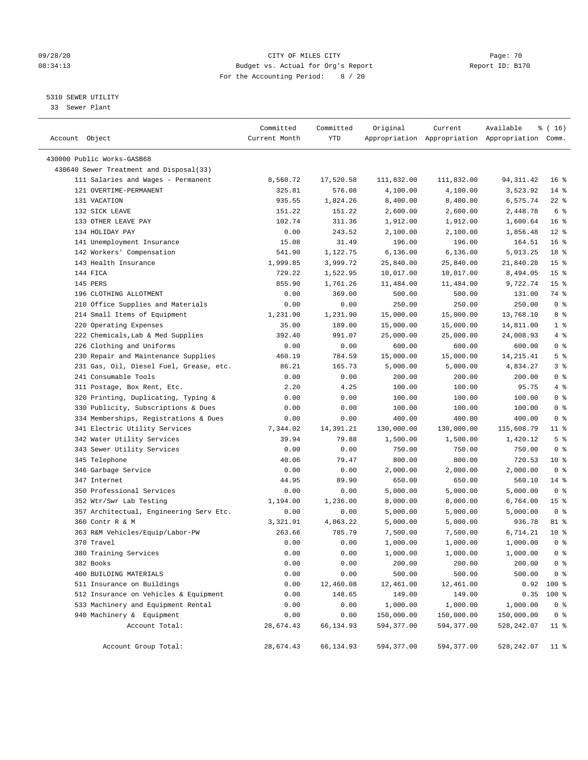CITY OF MILES CITY
Budget vs. Actual for Org's Report
For the Accounting Period: 8 / 20

5310 SEWER UTILITY
33 Sewer Plant

| Account Object | Committed Current Month | Committed YTD | Original Appropriation | Current Appropriation | Available Appropriation | % ( 16) Comm. |
|---|---|---|---|---|---|---|
| 430000 Public Works-GASB68 | | | | | | |
| 430640 Sewer Treatment and Disposal(33) | | | | | | |
| 111 Salaries and Wages - Permanent | 8,560.72 | 17,520.58 | 111,832.00 | 111,832.00 | 94,311.42 | 16 % |
| 121 OVERTIME-PERMANENT | 325.81 | 576.08 | 4,100.00 | 4,100.00 | 3,523.92 | 14 % |
| 131 VACATION | 935.55 | 1,824.26 | 8,400.00 | 8,400.00 | 6,575.74 | 22 % |
| 132 SICK LEAVE | 151.22 | 151.22 | 2,600.00 | 2,600.00 | 2,448.78 | 6 % |
| 133 OTHER LEAVE PAY | 102.74 | 311.36 | 1,912.00 | 1,912.00 | 1,600.64 | 16 % |
| 134 HOLIDAY PAY | 0.00 | 243.52 | 2,100.00 | 2,100.00 | 1,856.48 | 12 % |
| 141 Unemployment Insurance | 15.08 | 31.49 | 196.00 | 196.00 | 164.51 | 16 % |
| 142 Workers' Compensation | 541.90 | 1,122.75 | 6,136.00 | 6,136.00 | 5,013.25 | 18 % |
| 143 Health Insurance | 1,999.85 | 3,999.72 | 25,840.00 | 25,840.00 | 21,840.28 | 15 % |
| 144 FICA | 729.22 | 1,522.95 | 10,017.00 | 10,017.00 | 8,494.05 | 15 % |
| 145 PERS | 855.90 | 1,761.26 | 11,484.00 | 11,484.00 | 9,722.74 | 15 % |
| 196 CLOTHING ALLOTMENT | 0.00 | 369.00 | 500.00 | 500.00 | 131.00 | 74 % |
| 210 Office Supplies and Materials | 0.00 | 0.00 | 250.00 | 250.00 | 250.00 | 0 % |
| 214 Small Items of Equipment | 1,231.90 | 1,231.90 | 15,000.00 | 15,000.00 | 13,768.10 | 8 % |
| 220 Operating Expenses | 35.00 | 189.00 | 15,000.00 | 15,000.00 | 14,811.00 | 1 % |
| 222 Chemicals,Lab & Med Supplies | 392.40 | 991.07 | 25,000.00 | 25,000.00 | 24,008.93 | 4 % |
| 226 Clothing and Uniforms | 0.00 | 0.00 | 600.00 | 600.00 | 600.00 | 0 % |
| 230 Repair and Maintenance Supplies | 460.19 | 784.59 | 15,000.00 | 15,000.00 | 14,215.41 | 5 % |
| 231 Gas, Oil, Diesel Fuel, Grease, etc. | 86.21 | 165.73 | 5,000.00 | 5,000.00 | 4,834.27 | 3 % |
| 241 Consumable Tools | 0.00 | 0.00 | 200.00 | 200.00 | 200.00 | 0 % |
| 311 Postage, Box Rent, Etc. | 2.20 | 4.25 | 100.00 | 100.00 | 95.75 | 4 % |
| 320 Printing, Duplicating, Typing & | 0.00 | 0.00 | 100.00 | 100.00 | 100.00 | 0 % |
| 330 Publicity, Subscriptions & Dues | 0.00 | 0.00 | 100.00 | 100.00 | 100.00 | 0 % |
| 334 Memberships, Registrations & Dues | 0.00 | 0.00 | 400.00 | 400.00 | 400.00 | 0 % |
| 341 Electric Utility Services | 7,344.02 | 14,391.21 | 130,000.00 | 130,000.00 | 115,608.79 | 11 % |
| 342 Water Utility Services | 39.94 | 79.88 | 1,500.00 | 1,500.00 | 1,420.12 | 5 % |
| 343 Sewer Utility Services | 0.00 | 0.00 | 750.00 | 750.00 | 750.00 | 0 % |
| 345 Telephone | 40.06 | 79.47 | 800.00 | 800.00 | 720.53 | 10 % |
| 346 Garbage Service | 0.00 | 0.00 | 2,000.00 | 2,000.00 | 2,000.00 | 0 % |
| 347 Internet | 44.95 | 89.90 | 650.00 | 650.00 | 560.10 | 14 % |
| 350 Professional Services | 0.00 | 0.00 | 5,000.00 | 5,000.00 | 5,000.00 | 0 % |
| 352 Wtr/Swr Lab Testing | 1,194.00 | 1,236.00 | 8,000.00 | 8,000.00 | 6,764.00 | 15 % |
| 357 Architectual, Engineering Serv Etc. | 0.00 | 0.00 | 5,000.00 | 5,000.00 | 5,000.00 | 0 % |
| 360 Contr R & M | 3,321.91 | 4,063.22 | 5,000.00 | 5,000.00 | 936.78 | 81 % |
| 363 R&M Vehicles/Equip/Labor-PW | 263.66 | 785.79 | 7,500.00 | 7,500.00 | 6,714.21 | 10 % |
| 370 Travel | 0.00 | 0.00 | 1,000.00 | 1,000.00 | 1,000.00 | 0 % |
| 380 Training Services | 0.00 | 0.00 | 1,000.00 | 1,000.00 | 1,000.00 | 0 % |
| 382 Books | 0.00 | 0.00 | 200.00 | 200.00 | 200.00 | 0 % |
| 400 BUILDING MATERIALS | 0.00 | 0.00 | 500.00 | 500.00 | 500.00 | 0 % |
| 511 Insurance on Buildings | 0.00 | 12,460.08 | 12,461.00 | 12,461.00 | 0.92 | 100 % |
| 512 Insurance on Vehicles & Equipment | 0.00 | 148.65 | 149.00 | 149.00 | 0.35 | 100 % |
| 533 Machinery and Equipment Rental | 0.00 | 0.00 | 1,000.00 | 1,000.00 | 1,000.00 | 0 % |
| 940 Machinery & Equipment | 0.00 | 0.00 | 150,000.00 | 150,000.00 | 150,000.00 | 0 % |
| Account Total: | 28,674.43 | 66,134.93 | 594,377.00 | 594,377.00 | 528,242.07 | 11 % |
| Account Group Total: | 28,674.43 | 66,134.93 | 594,377.00 | 594,377.00 | 528,242.07 | 11 % |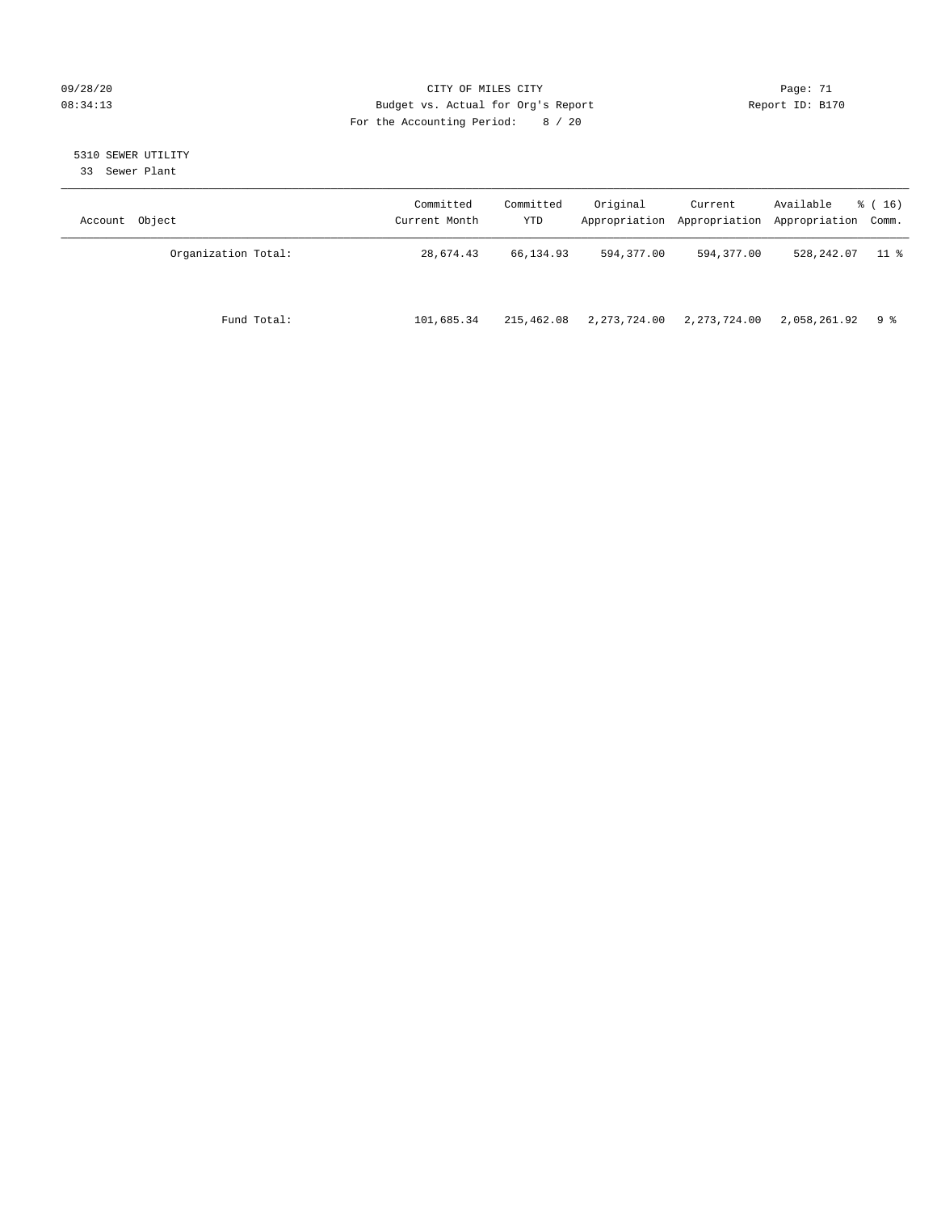CITY OF MILES CITY
Budget vs. Actual for Org's Report
For the Accounting Period: 8 / 20

5310 SEWER UTILITY
33 Sewer Plant

| Account Object | Committed Current Month | Committed YTD | Original Appropriation | Current Appropriation | Available Appropriation | % ( 16) Comm. |
|---|---|---|---|---|---|---|
| Organization Total: | 28,674.43 | 66,134.93 | 594,377.00 | 594,377.00 | 528,242.07 | 11 % |
| Fund Total: | 101,685.34 | 215,462.08 | 2,273,724.00 | 2,273,724.00 | 2,058,261.92 | 9 % |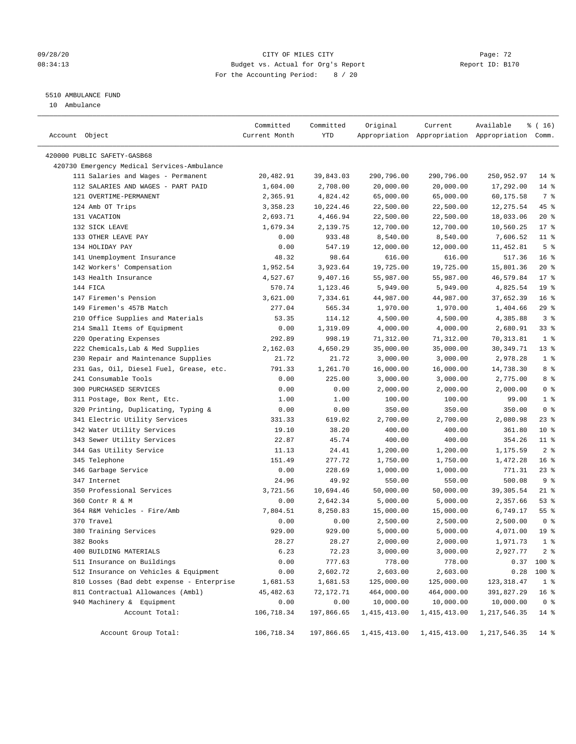CITY OF MILES CITY
Budget vs. Actual for Org's Report
For the Accounting Period: 8 / 20

09/28/20 08:34:13 — Report ID: B170

## 5510 AMBULANCE FUND

10 Ambulance

| Account Object | Committed Current Month | Committed YTD | Original Appropriation | Current Appropriation | Available Appropriation | % ( 16) Comm. |
|---|---|---|---|---|---|---|
| 420000 PUBLIC SAFETY-GASB68 | | | | | | |
| 420730 Emergency Medical Services-Ambulance | | | | | | |
| 111 Salaries and Wages - Permanent | 20,482.91 | 39,843.03 | 290,796.00 | 290,796.00 | 250,952.97 | 14 % |
| 112 SALARIES AND WAGES - PART PAID | 1,604.00 | 2,708.00 | 20,000.00 | 20,000.00 | 17,292.00 | 14 % |
| 121 OVERTIME-PERMANENT | 2,365.91 | 4,824.42 | 65,000.00 | 65,000.00 | 60,175.58 | 7 % |
| 124 Amb OT Trips | 3,358.23 | 10,224.46 | 22,500.00 | 22,500.00 | 12,275.54 | 45 % |
| 131 VACATION | 2,693.71 | 4,466.94 | 22,500.00 | 22,500.00 | 18,033.06 | 20 % |
| 132 SICK LEAVE | 1,679.34 | 2,139.75 | 12,700.00 | 12,700.00 | 10,560.25 | 17 % |
| 133 OTHER LEAVE PAY | 0.00 | 933.48 | 8,540.00 | 8,540.00 | 7,606.52 | 11 % |
| 134 HOLIDAY PAY | 0.00 | 547.19 | 12,000.00 | 12,000.00 | 11,452.81 | 5 % |
| 141 Unemployment Insurance | 48.32 | 98.64 | 616.00 | 616.00 | 517.36 | 16 % |
| 142 Workers' Compensation | 1,952.54 | 3,923.64 | 19,725.00 | 19,725.00 | 15,801.36 | 20 % |
| 143 Health Insurance | 4,527.67 | 9,407.16 | 55,987.00 | 55,987.00 | 46,579.84 | 17 % |
| 144 FICA | 570.74 | 1,123.46 | 5,949.00 | 5,949.00 | 4,825.54 | 19 % |
| 147 Firemen's Pension | 3,621.00 | 7,334.61 | 44,987.00 | 44,987.00 | 37,652.39 | 16 % |
| 149 Firemen's 457B Match | 277.04 | 565.34 | 1,970.00 | 1,970.00 | 1,404.66 | 29 % |
| 210 Office Supplies and Materials | 53.35 | 114.12 | 4,500.00 | 4,500.00 | 4,385.88 | 3 % |
| 214 Small Items of Equipment | 0.00 | 1,319.09 | 4,000.00 | 4,000.00 | 2,680.91 | 33 % |
| 220 Operating Expenses | 292.89 | 998.19 | 71,312.00 | 71,312.00 | 70,313.81 | 1 % |
| 222 Chemicals,Lab & Med Supplies | 2,162.03 | 4,650.29 | 35,000.00 | 35,000.00 | 30,349.71 | 13 % |
| 230 Repair and Maintenance Supplies | 21.72 | 21.72 | 3,000.00 | 3,000.00 | 2,978.28 | 1 % |
| 231 Gas, Oil, Diesel Fuel, Grease, etc. | 791.33 | 1,261.70 | 16,000.00 | 16,000.00 | 14,738.30 | 8 % |
| 241 Consumable Tools | 0.00 | 225.00 | 3,000.00 | 3,000.00 | 2,775.00 | 8 % |
| 300 PURCHASED SERVICES | 0.00 | 0.00 | 2,000.00 | 2,000.00 | 2,000.00 | 0 % |
| 311 Postage, Box Rent, Etc. | 1.00 | 1.00 | 100.00 | 100.00 | 99.00 | 1 % |
| 320 Printing, Duplicating, Typing & | 0.00 | 0.00 | 350.00 | 350.00 | 350.00 | 0 % |
| 341 Electric Utility Services | 331.33 | 619.02 | 2,700.00 | 2,700.00 | 2,080.98 | 23 % |
| 342 Water Utility Services | 19.10 | 38.20 | 400.00 | 400.00 | 361.80 | 10 % |
| 343 Sewer Utility Services | 22.87 | 45.74 | 400.00 | 400.00 | 354.26 | 11 % |
| 344 Gas Utility Service | 11.13 | 24.41 | 1,200.00 | 1,200.00 | 1,175.59 | 2 % |
| 345 Telephone | 151.49 | 277.72 | 1,750.00 | 1,750.00 | 1,472.28 | 16 % |
| 346 Garbage Service | 0.00 | 228.69 | 1,000.00 | 1,000.00 | 771.31 | 23 % |
| 347 Internet | 24.96 | 49.92 | 550.00 | 550.00 | 500.08 | 9 % |
| 350 Professional Services | 3,721.56 | 10,694.46 | 50,000.00 | 50,000.00 | 39,305.54 | 21 % |
| 360 Contr R & M | 0.00 | 2,642.34 | 5,000.00 | 5,000.00 | 2,357.66 | 53 % |
| 364 R&M Vehicles - Fire/Amb | 7,804.51 | 8,250.83 | 15,000.00 | 15,000.00 | 6,749.17 | 55 % |
| 370 Travel | 0.00 | 0.00 | 2,500.00 | 2,500.00 | 2,500.00 | 0 % |
| 380 Training Services | 929.00 | 929.00 | 5,000.00 | 5,000.00 | 4,071.00 | 19 % |
| 382 Books | 28.27 | 28.27 | 2,000.00 | 2,000.00 | 1,971.73 | 1 % |
| 400 BUILDING MATERIALS | 6.23 | 72.23 | 3,000.00 | 3,000.00 | 2,927.77 | 2 % |
| 511 Insurance on Buildings | 0.00 | 777.63 | 778.00 | 778.00 | 0.37 | 100 % |
| 512 Insurance on Vehicles & Equipment | 0.00 | 2,602.72 | 2,603.00 | 2,603.00 | 0.28 | 100 % |
| 810 Losses (Bad debt expense - Enterprise | 1,681.53 | 1,681.53 | 125,000.00 | 125,000.00 | 123,318.47 | 1 % |
| 811 Contractual Allowances (Ambl) | 45,482.63 | 72,172.71 | 464,000.00 | 464,000.00 | 391,827.29 | 16 % |
| 940 Machinery & Equipment | 0.00 | 0.00 | 10,000.00 | 10,000.00 | 10,000.00 | 0 % |
| Account Total: | 106,718.34 | 197,866.65 | 1,415,413.00 | 1,415,413.00 | 1,217,546.35 | 14 % |
| Account Group Total: | 106,718.34 | 197,866.65 | 1,415,413.00 | 1,415,413.00 | 1,217,546.35 | 14 % |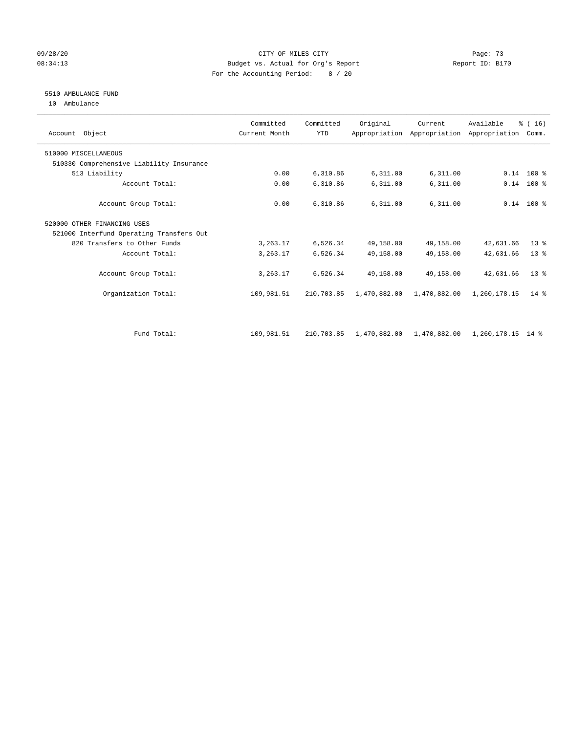CITY OF MILES CITY
Budget vs. Actual for Org's Report
For the Accounting Period: 8 / 20

09/28/20
08:34:13

Report ID: B170

## 5510 AMBULANCE FUND

10 Ambulance

| Account Object | Committed Current Month | Committed YTD | Original Appropriation | Current Appropriation | Available Appropriation | % ( 16) Comm. |
|---|---|---|---|---|---|---|
| 510000 MISCELLANEOUS | | | | | | |
| 510330 Comprehensive Liability Insurance | | | | | | |
| 513 Liability | 0.00 | 6,310.86 | 6,311.00 | 6,311.00 | 0.14 | 100 % |
| Account Total: | 0.00 | 6,310.86 | 6,311.00 | 6,311.00 | 0.14 | 100 % |
| Account Group Total: | 0.00 | 6,310.86 | 6,311.00 | 6,311.00 | 0.14 | 100 % |
| 520000 OTHER FINANCING USES | | | | | | |
| 521000 Interfund Operating Transfers Out | | | | | | |
| 820 Transfers to Other Funds | 3,263.17 | 6,526.34 | 49,158.00 | 49,158.00 | 42,631.66 | 13 % |
| Account Total: | 3,263.17 | 6,526.34 | 49,158.00 | 49,158.00 | 42,631.66 | 13 % |
| Account Group Total: | 3,263.17 | 6,526.34 | 49,158.00 | 49,158.00 | 42,631.66 | 13 % |
| Organization Total: | 109,981.51 | 210,703.85 | 1,470,882.00 | 1,470,882.00 | 1,260,178.15 | 14 % |
| Fund Total: | 109,981.51 | 210,703.85 | 1,470,882.00 | 1,470,882.00 | 1,260,178.15 | 14 % |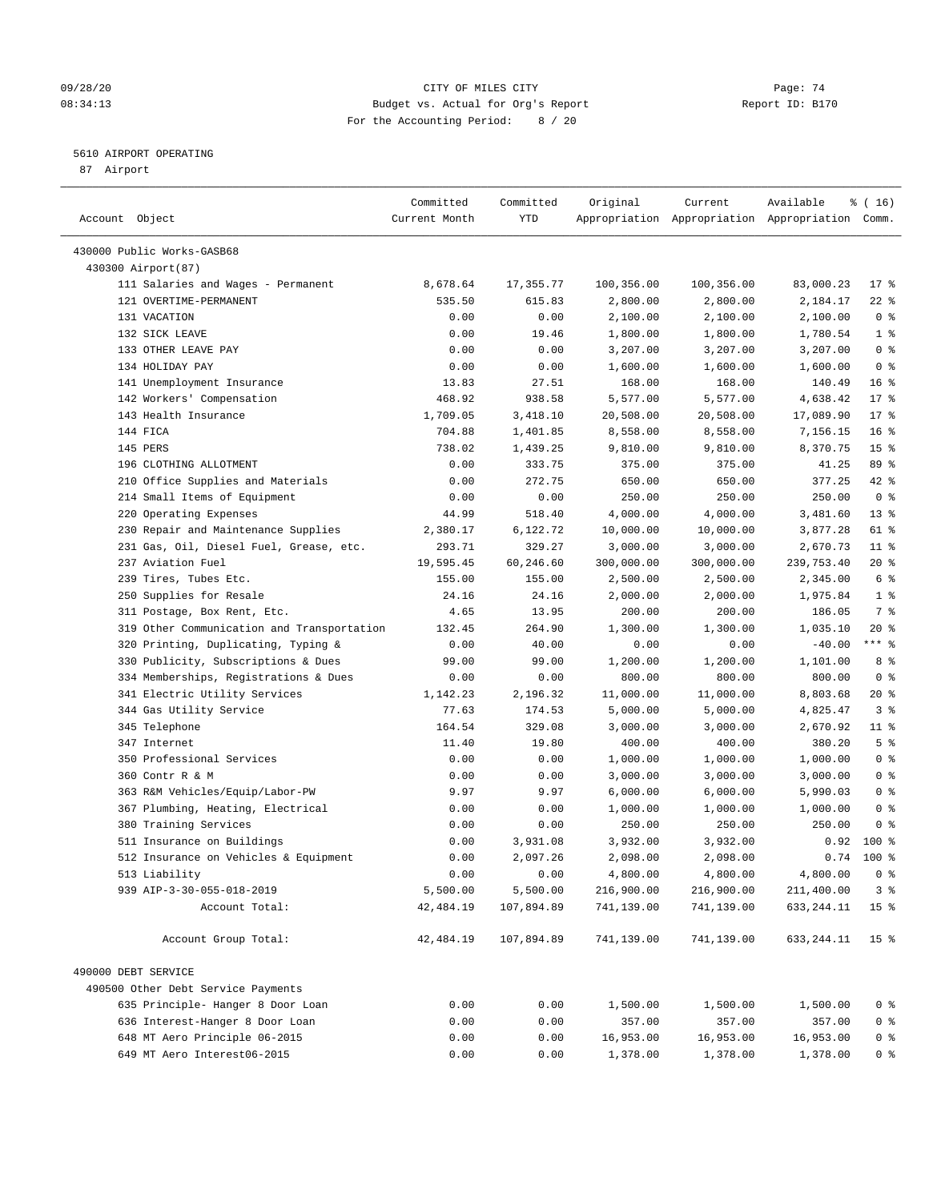CITY OF MILES CITY
Budget vs. Actual for Org's Report
For the Accounting Period: 8 / 20

09/28/20
08:34:13

Report ID: B170

5610 AIRPORT OPERATING
87 Airport

| Account Object | Committed Current Month | Committed YTD | Original Appropriation | Current Appropriation | Available Appropriation | % ( 16) Comm. |
|---|---|---|---|---|---|---|
| 430000 Public Works-GASB68 | | | | | | |
| 430300 Airport(87) | | | | | | |
| 111 Salaries and Wages - Permanent | 8,678.64 | 17,355.77 | 100,356.00 | 100,356.00 | 83,000.23 | 17 % |
| 121 OVERTIME-PERMANENT | 535.50 | 615.83 | 2,800.00 | 2,800.00 | 2,184.17 | 22 % |
| 131 VACATION | 0.00 | 0.00 | 2,100.00 | 2,100.00 | 2,100.00 | 0 % |
| 132 SICK LEAVE | 0.00 | 19.46 | 1,800.00 | 1,800.00 | 1,780.54 | 1 % |
| 133 OTHER LEAVE PAY | 0.00 | 0.00 | 3,207.00 | 3,207.00 | 3,207.00 | 0 % |
| 134 HOLIDAY PAY | 0.00 | 0.00 | 1,600.00 | 1,600.00 | 1,600.00 | 0 % |
| 141 Unemployment Insurance | 13.83 | 27.51 | 168.00 | 168.00 | 140.49 | 16 % |
| 142 Workers' Compensation | 468.92 | 938.58 | 5,577.00 | 5,577.00 | 4,638.42 | 17 % |
| 143 Health Insurance | 1,709.05 | 3,418.10 | 20,508.00 | 20,508.00 | 17,089.90 | 17 % |
| 144 FICA | 704.88 | 1,401.85 | 8,558.00 | 8,558.00 | 7,156.15 | 16 % |
| 145 PERS | 738.02 | 1,439.25 | 9,810.00 | 9,810.00 | 8,370.75 | 15 % |
| 196 CLOTHING ALLOTMENT | 0.00 | 333.75 | 375.00 | 375.00 | 41.25 | 89 % |
| 210 Office Supplies and Materials | 0.00 | 272.75 | 650.00 | 650.00 | 377.25 | 42 % |
| 214 Small Items of Equipment | 0.00 | 0.00 | 250.00 | 250.00 | 250.00 | 0 % |
| 220 Operating Expenses | 44.99 | 518.40 | 4,000.00 | 4,000.00 | 3,481.60 | 13 % |
| 230 Repair and Maintenance Supplies | 2,380.17 | 6,122.72 | 10,000.00 | 10,000.00 | 3,877.28 | 61 % |
| 231 Gas, Oil, Diesel Fuel, Grease, etc. | 293.71 | 329.27 | 3,000.00 | 3,000.00 | 2,670.73 | 11 % |
| 237 Aviation Fuel | 19,595.45 | 60,246.60 | 300,000.00 | 300,000.00 | 239,753.40 | 20 % |
| 239 Tires, Tubes Etc. | 155.00 | 155.00 | 2,500.00 | 2,500.00 | 2,345.00 | 6 % |
| 250 Supplies for Resale | 24.16 | 24.16 | 2,000.00 | 2,000.00 | 1,975.84 | 1 % |
| 311 Postage, Box Rent, Etc. | 4.65 | 13.95 | 200.00 | 200.00 | 186.05 | 7 % |
| 319 Other Communication and Transportation | 132.45 | 264.90 | 1,300.00 | 1,300.00 | 1,035.10 | 20 % |
| 320 Printing, Duplicating, Typing & | 0.00 | 40.00 | 0.00 | 0.00 | -40.00 | *** % |
| 330 Publicity, Subscriptions & Dues | 99.00 | 99.00 | 1,200.00 | 1,200.00 | 1,101.00 | 8 % |
| 334 Memberships, Registrations & Dues | 0.00 | 0.00 | 800.00 | 800.00 | 800.00 | 0 % |
| 341 Electric Utility Services | 1,142.23 | 2,196.32 | 11,000.00 | 11,000.00 | 8,803.68 | 20 % |
| 344 Gas Utility Service | 77.63 | 174.53 | 5,000.00 | 5,000.00 | 4,825.47 | 3 % |
| 345 Telephone | 164.54 | 329.08 | 3,000.00 | 3,000.00 | 2,670.92 | 11 % |
| 347 Internet | 11.40 | 19.80 | 400.00 | 400.00 | 380.20 | 5 % |
| 350 Professional Services | 0.00 | 0.00 | 1,000.00 | 1,000.00 | 1,000.00 | 0 % |
| 360 Contr R & M | 0.00 | 0.00 | 3,000.00 | 3,000.00 | 3,000.00 | 0 % |
| 363 R&M Vehicles/Equip/Labor-PW | 9.97 | 9.97 | 6,000.00 | 6,000.00 | 5,990.03 | 0 % |
| 367 Plumbing, Heating, Electrical | 0.00 | 0.00 | 1,000.00 | 1,000.00 | 1,000.00 | 0 % |
| 380 Training Services | 0.00 | 0.00 | 250.00 | 250.00 | 250.00 | 0 % |
| 511 Insurance on Buildings | 0.00 | 3,931.08 | 3,932.00 | 3,932.00 | 0.92 | 100 % |
| 512 Insurance on Vehicles & Equipment | 0.00 | 2,097.26 | 2,098.00 | 2,098.00 | 0.74 | 100 % |
| 513 Liability | 0.00 | 0.00 | 4,800.00 | 4,800.00 | 4,800.00 | 0 % |
| 939 AIP-3-30-055-018-2019 | 5,500.00 | 5,500.00 | 216,900.00 | 216,900.00 | 211,400.00 | 3 % |
| Account Total: | 42,484.19 | 107,894.89 | 741,139.00 | 741,139.00 | 633,244.11 | 15 % |
| Account Group Total: | 42,484.19 | 107,894.89 | 741,139.00 | 741,139.00 | 633,244.11 | 15 % |
| 490000 DEBT SERVICE | | | | | | |
| 490500 Other Debt Service Payments | | | | | | |
| 635 Principle- Hanger 8 Door Loan | 0.00 | 0.00 | 1,500.00 | 1,500.00 | 1,500.00 | 0 % |
| 636 Interest-Hanger 8 Door Loan | 0.00 | 0.00 | 357.00 | 357.00 | 357.00 | 0 % |
| 648 MT Aero Principle 06-2015 | 0.00 | 0.00 | 16,953.00 | 16,953.00 | 16,953.00 | 0 % |
| 649 MT Aero Interest06-2015 | 0.00 | 0.00 | 1,378.00 | 1,378.00 | 1,378.00 | 0 % |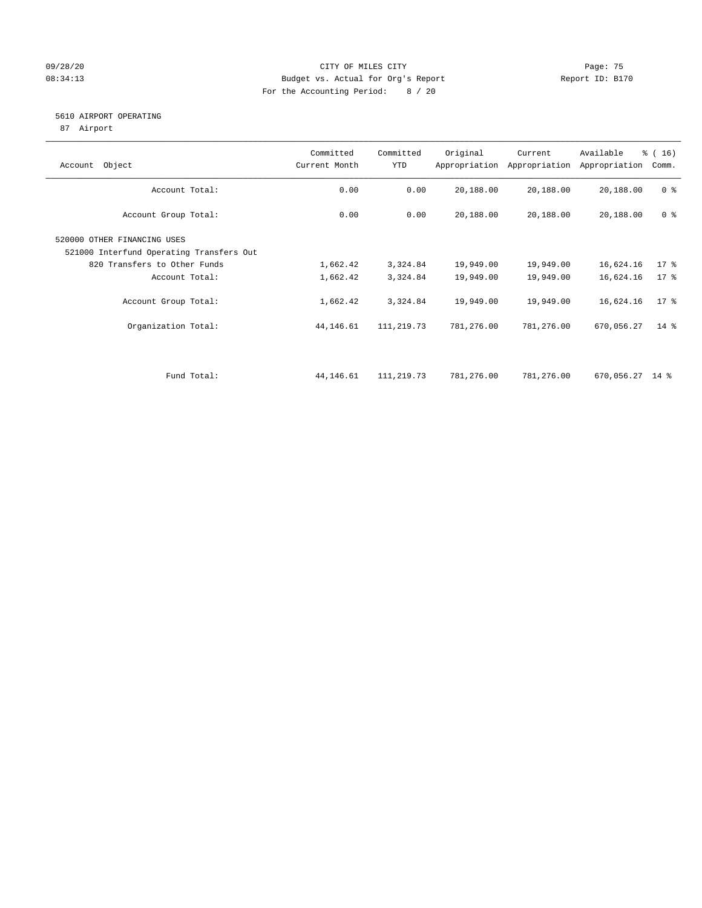CITY OF MILES CITY

Budget vs. Actual for Org's Report

For the Accounting Period: 8 / 20

5610 AIRPORT OPERATING

87 Airport

| Account Object | Committed Current Month | Committed YTD | Original Appropriation | Current Appropriation | Available Appropriation | % ( 16) Comm. |
|---|---|---|---|---|---|---|
| Account Total: | 0.00 | 0.00 | 20,188.00 | 20,188.00 | 20,188.00 | 0 % |
| Account Group Total: | 0.00 | 0.00 | 20,188.00 | 20,188.00 | 20,188.00 | 0 % |
| 520000 OTHER FINANCING USES | | | | | | |
| 521000 Interfund Operating Transfers Out | | | | | | |
| 820 Transfers to Other Funds | 1,662.42 | 3,324.84 | 19,949.00 | 19,949.00 | 16,624.16 | 17 % |
| Account Total: | 1,662.42 | 3,324.84 | 19,949.00 | 19,949.00 | 16,624.16 | 17 % |
| Account Group Total: | 1,662.42 | 3,324.84 | 19,949.00 | 19,949.00 | 16,624.16 | 17 % |
| Organization Total: | 44,146.61 | 111,219.73 | 781,276.00 | 781,276.00 | 670,056.27 | 14 % |
| Fund Total: | 44,146.61 | 111,219.73 | 781,276.00 | 781,276.00 | 670,056.27 | 14 % |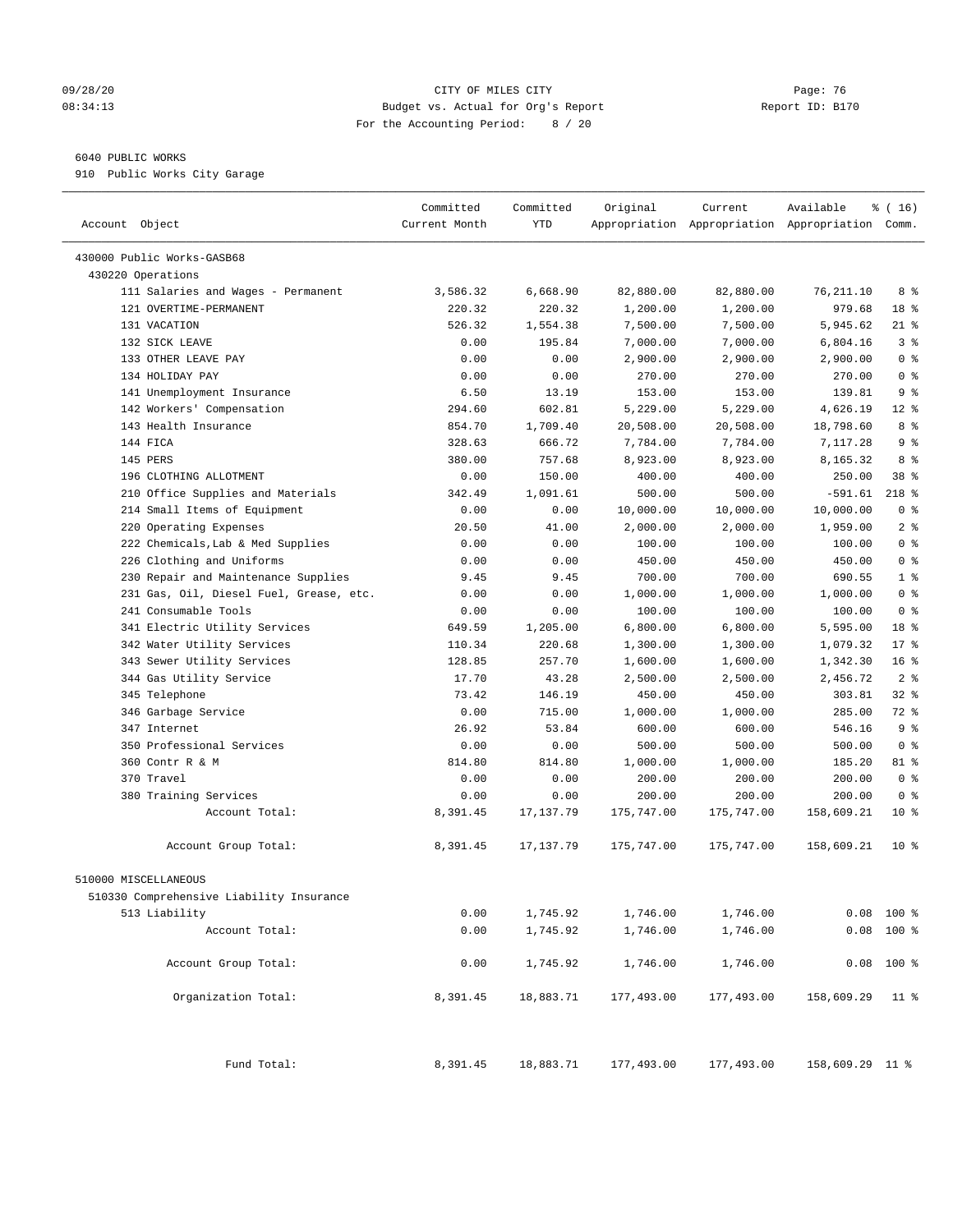09/28/20 CITY OF MILES CITY
08:34:13 Budget vs. Actual for Org's Report Report ID: B170
For the Accounting Period: 8 / 20

6040 PUBLIC WORKS
910 Public Works City Garage

| Account Object | Committed Current Month | Committed YTD | Original Appropriation | Current Appropriation | Available Appropriation | % ( 16) Comm. |
|---|---|---|---|---|---|---|
| 430000 Public Works-GASB68 | | | | | | |
| 430220 Operations | | | | | | |
| 111 Salaries and Wages - Permanent | 3,586.32 | 6,668.90 | 82,880.00 | 82,880.00 | 76,211.10 | 8 % |
| 121 OVERTIME-PERMANENT | 220.32 | 220.32 | 1,200.00 | 1,200.00 | 979.68 | 18 % |
| 131 VACATION | 526.32 | 1,554.38 | 7,500.00 | 7,500.00 | 5,945.62 | 21 % |
| 132 SICK LEAVE | 0.00 | 195.84 | 7,000.00 | 7,000.00 | 6,804.16 | 3 % |
| 133 OTHER LEAVE PAY | 0.00 | 0.00 | 2,900.00 | 2,900.00 | 2,900.00 | 0 % |
| 134 HOLIDAY PAY | 0.00 | 0.00 | 270.00 | 270.00 | 270.00 | 0 % |
| 141 Unemployment Insurance | 6.50 | 13.19 | 153.00 | 153.00 | 139.81 | 9 % |
| 142 Workers' Compensation | 294.60 | 602.81 | 5,229.00 | 5,229.00 | 4,626.19 | 12 % |
| 143 Health Insurance | 854.70 | 1,709.40 | 20,508.00 | 20,508.00 | 18,798.60 | 8 % |
| 144 FICA | 328.63 | 666.72 | 7,784.00 | 7,784.00 | 7,117.28 | 9 % |
| 145 PERS | 380.00 | 757.68 | 8,923.00 | 8,923.00 | 8,165.32 | 8 % |
| 196 CLOTHING ALLOTMENT | 0.00 | 150.00 | 400.00 | 400.00 | 250.00 | 38 % |
| 210 Office Supplies and Materials | 342.49 | 1,091.61 | 500.00 | 500.00 | -591.61 | 218 % |
| 214 Small Items of Equipment | 0.00 | 0.00 | 10,000.00 | 10,000.00 | 10,000.00 | 0 % |
| 220 Operating Expenses | 20.50 | 41.00 | 2,000.00 | 2,000.00 | 1,959.00 | 2 % |
| 222 Chemicals,Lab & Med Supplies | 0.00 | 0.00 | 100.00 | 100.00 | 100.00 | 0 % |
| 226 Clothing and Uniforms | 0.00 | 0.00 | 450.00 | 450.00 | 450.00 | 0 % |
| 230 Repair and Maintenance Supplies | 9.45 | 9.45 | 700.00 | 700.00 | 690.55 | 1 % |
| 231 Gas, Oil, Diesel Fuel, Grease, etc. | 0.00 | 0.00 | 1,000.00 | 1,000.00 | 1,000.00 | 0 % |
| 241 Consumable Tools | 0.00 | 0.00 | 100.00 | 100.00 | 100.00 | 0 % |
| 341 Electric Utility Services | 649.59 | 1,205.00 | 6,800.00 | 6,800.00 | 5,595.00 | 18 % |
| 342 Water Utility Services | 110.34 | 220.68 | 1,300.00 | 1,300.00 | 1,079.32 | 17 % |
| 343 Sewer Utility Services | 128.85 | 257.70 | 1,600.00 | 1,600.00 | 1,342.30 | 16 % |
| 344 Gas Utility Service | 17.70 | 43.28 | 2,500.00 | 2,500.00 | 2,456.72 | 2 % |
| 345 Telephone | 73.42 | 146.19 | 450.00 | 450.00 | 303.81 | 32 % |
| 346 Garbage Service | 0.00 | 715.00 | 1,000.00 | 1,000.00 | 285.00 | 72 % |
| 347 Internet | 26.92 | 53.84 | 600.00 | 600.00 | 546.16 | 9 % |
| 350 Professional Services | 0.00 | 0.00 | 500.00 | 500.00 | 500.00 | 0 % |
| 360 Contr R & M | 814.80 | 814.80 | 1,000.00 | 1,000.00 | 185.20 | 81 % |
| 370 Travel | 0.00 | 0.00 | 200.00 | 200.00 | 200.00 | 0 % |
| 380 Training Services | 0.00 | 0.00 | 200.00 | 200.00 | 200.00 | 0 % |
| Account Total: | 8,391.45 | 17,137.79 | 175,747.00 | 175,747.00 | 158,609.21 | 10 % |
| Account Group Total: | 8,391.45 | 17,137.79 | 175,747.00 | 175,747.00 | 158,609.21 | 10 % |
| 510000 MISCELLANEOUS | | | | | | |
| 510330 Comprehensive Liability Insurance | | | | | | |
| 513 Liability | 0.00 | 1,745.92 | 1,746.00 | 1,746.00 | 0.08 | 100 % |
| Account Total: | 0.00 | 1,745.92 | 1,746.00 | 1,746.00 | 0.08 | 100 % |
| Account Group Total: | 0.00 | 1,745.92 | 1,746.00 | 1,746.00 | 0.08 | 100 % |
| Organization Total: | 8,391.45 | 18,883.71 | 177,493.00 | 177,493.00 | 158,609.29 | 11 % |
| Fund Total: | 8,391.45 | 18,883.71 | 177,493.00 | 177,493.00 | 158,609.29 | 11 % |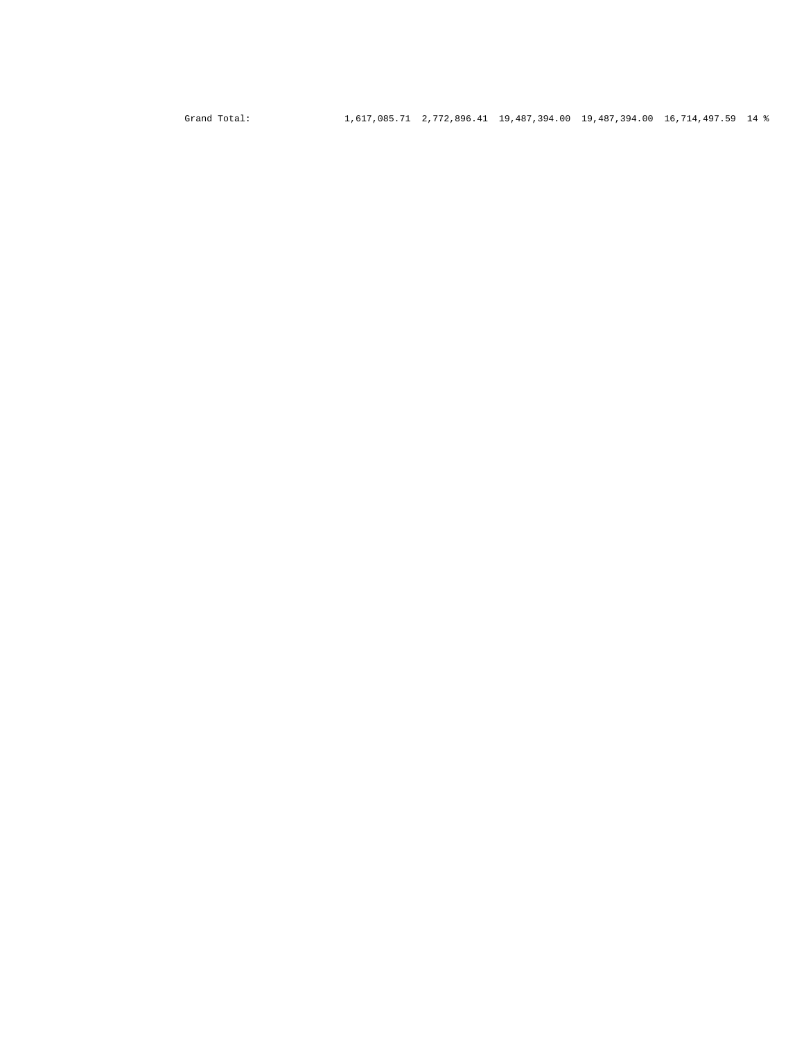| | | | | | | |
|---|---|---|---|---|---|---|
| Grand Total: | 1,617,085.71 | 2,772,896.41 | 19,487,394.00 | 19,487,394.00 | 16,714,497.59 | 14 % |